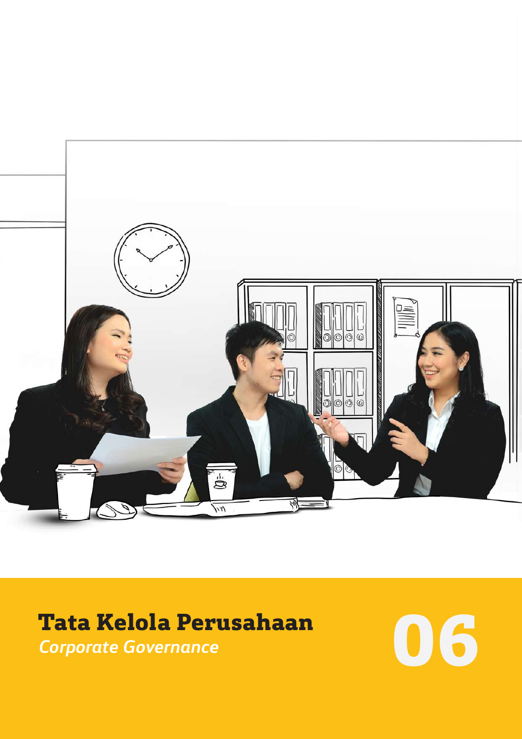# Tata Kelola Perusahaan

*Corporate Governance*

06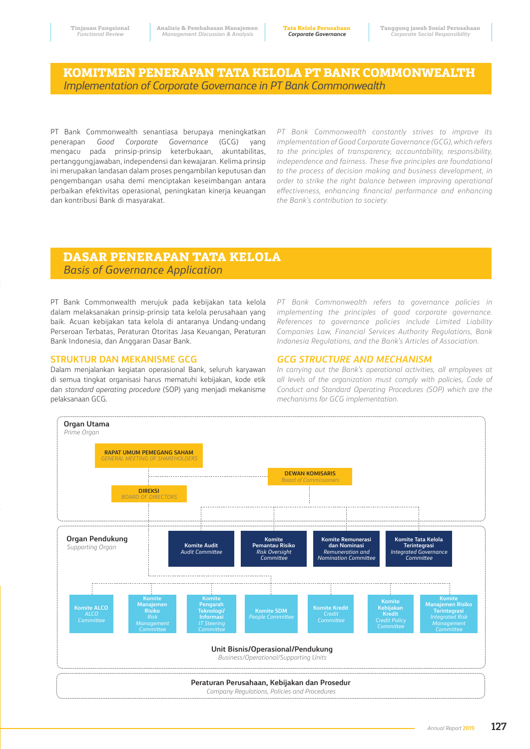# KOMITMEN PENERAPAN TATA KELOLA PT BANK COMMONWEALTH
*Implementation of Corporate Governance in PT Bank Commonwealth*

PT Bank Commonwealth senantiasa berupaya meningkatkan penerapan *Good Corporate Governance* (GCG) yang mengacu pada prinsip-prinsip keterbukaan, akuntabilitas, pertanggungjawaban, independensi dan kewajaran. Kelima prinsip ini merupakan landasan dalam proses pengambilan keputusan dan pengembangan usaha demi menciptakan keseimbangan antara perbaikan efektivitas operasional, peningkatan kinerja keuangan dan kontribusi Bank di masyarakat.

*PT Bank Commonwealth constantly strives to improve its implementation of Good Corporate Governance (GCG), which refers to the principles of transparency, accountability, responsibility, independence and fairness. These five principles are foundational to the process of decision making and business development, in order to strike the right balance between improving operational effectiveness, enhancing financial performance and enhancing the Bank's contribution to society.*

# DASAR PENERAPAN TATA KELOLA
*Basis of Governance Application*

PT Bank Commonwealth merujuk pada kebijakan tata kelola dalam melaksanakan prinsip-prinsip tata kelola perusahaan yang baik. Acuan kebijakan tata kelola di antaranya Undang-undang Perseroan Terbatas, Peraturan Otoritas Jasa Keuangan, Peraturan Bank Indonesia, dan Anggaran Dasar Bank.

*PT Bank Commonwealth refers to governance policies in implementing the principles of good corporate governance. References to governance policies include Limited Liability Companies Law, Financial Services Authority Regulations, Bank Indonesia Regulations, and the Bank's Articles of Association.*

## STRUKTUR DAN MEKANISME GCG
*GCG STRUCTURE AND MECHANISM*

Dalam menjalankan kegiatan operasional Bank, seluruh karyawan di semua tingkat organisasi harus mematuhi kebijakan, kode etik dan *standard operating procedure* (SOP) yang menjadi mekanisme pelaksanaan GCG.

*In carrying out the Bank's operational activities, all employees at all levels of the organization must comply with policies, Code of Conduct and Standard Operating Procedures (SOP) which are the mechanisms for GCG implementation.*

**Organ Utama** / *Prime Organ*

- RAPAT UMUM PEMEGANG SAHAM / *GENERAL MEETING OF SHAREHOLDERS*
- DEWAN KOMISARIS / *Board of Commissioners*
- DIREKSI / *BOARD OF DIRECTORS*

**Organ Pendukung** / *Supporting Organ*

Komite di bawah Dewan Komisaris:
- Komite Audit / *Audit Committee*
- Komite Pemantau Risiko / *Risk Oversight Committee*
- Komite Remunerasi dan Nominasi / *Remuneration and Nomination Committee*
- Komite Tata Kelola Terintegrasi / *Integrated Governance Committee*

Komite di bawah Direksi:
- Komite ALCO / *ALCO Committee*
- Komite Manajemen Risiko / *Risk Management Committee*
- Komite Pengarah Teknologi/Informasi / *IT Steering Committee*
- Komite SDM / *People Committee*
- Komite Kredit / *Credit Committee*
- Komite Kebijakan Kredit / *Credit Policy Committee*
- Komite Manajemen Risiko Terintegrasi / *Integrated Risk Management Committee*

**Unit Bisnis/Operasional/Pendukung** / *Business/Operational/Supporting Units*

**Peraturan Perusahaan, Kebijakan dan Prosedur** / *Company Regulations, Policies and Procedures*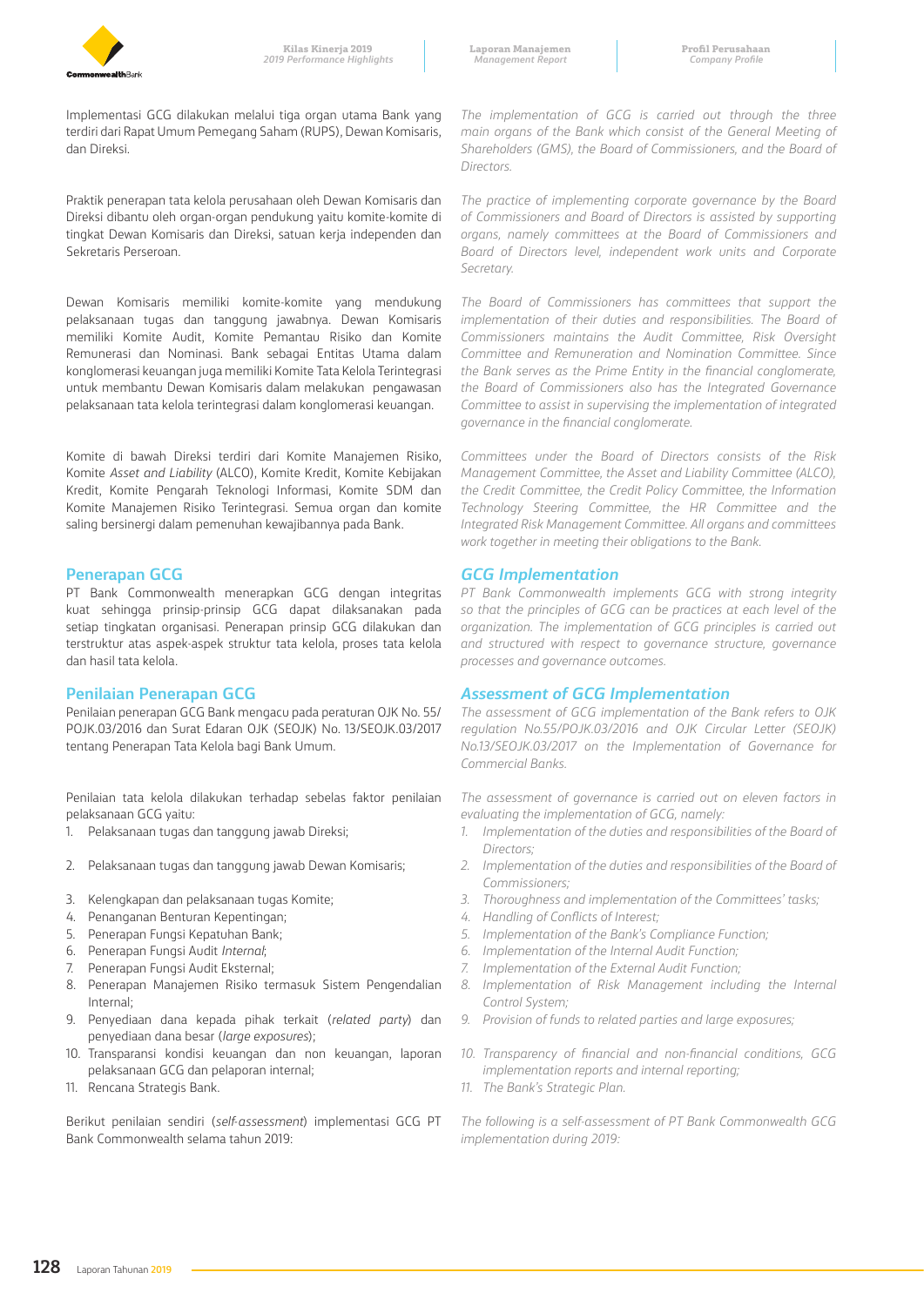Implementasi GCG dilakukan melalui tiga organ utama Bank yang terdiri dari Rapat Umum Pemegang Saham (RUPS), Dewan Komisaris, dan Direksi.

Praktik penerapan tata kelola perusahaan oleh Dewan Komisaris dan Direksi dibantu oleh organ-organ pendukung yaitu komite-komite di tingkat Dewan Komisaris dan Direksi, satuan kerja independen dan Sekretaris Perseroan.

Dewan Komisaris memiliki komite-komite yang mendukung pelaksanaan tugas dan tanggung jawabnya. Dewan Komisaris memiliki Komite Audit, Komite Pemantau Risiko dan Komite Remunerasi dan Nominasi. Bank sebagai Entitas Utama dalam konglomerasi keuangan juga memiliki Komite Tata Kelola Terintegrasi untuk membantu Dewan Komisaris dalam melakukan pengawasan pelaksanaan tata kelola terintegrasi dalam konglomerasi keuangan.

Komite di bawah Direksi terdiri dari Komite Manajemen Risiko, Komite *Asset and Liability* (ALCO), Komite Kredit, Komite Kebijakan Kredit, Komite Pengarah Teknologi Informasi, Komite SDM dan Komite Manajemen Risiko Terintegrasi. Semua organ dan komite saling bersinergi dalam pemenuhan kewajibannya pada Bank.

## Penerapan GCG

PT Bank Commonwealth menerapkan GCG dengan integritas kuat sehingga prinsip-prinsip GCG dapat dilaksanakan pada setiap tingkatan organisasi. Penerapan prinsip GCG dilakukan dan terstruktur atas aspek-aspek struktur tata kelola, proses tata kelola dan hasil tata kelola.

## Penilaian Penerapan GCG

Penilaian penerapan GCG Bank mengacu pada peraturan OJK No. 55/POJK.03/2016 dan Surat Edaran OJK (SEOJK) No. 13/SEOJK.03/2017 tentang Penerapan Tata Kelola bagi Bank Umum.

Penilaian tata kelola dilakukan terhadap sebelas faktor penilaian pelaksanaan GCG yaitu:

1. Pelaksanaan tugas dan tanggung jawab Direksi;
2. Pelaksanaan tugas dan tanggung jawab Dewan Komisaris;
3. Kelengkapan dan pelaksanaan tugas Komite;
4. Penanganan Benturan Kepentingan;
5. Penerapan Fungsi Kepatuhan Bank;
6. Penerapan Fungsi Audit *Internal*;
7. Penerapan Fungsi Audit Eksternal;
8. Penerapan Manajemen Risiko termasuk Sistem Pengendalian Internal;
9. Penyediaan dana kepada pihak terkait (*related party*) dan penyediaan dana besar (*large exposures*);
10. Transparansi kondisi keuangan dan non keuangan, laporan pelaksanaan GCG dan pelaporan internal;
11. Rencana Strategis Bank.

Berikut penilaian sendiri (*self-assessment*) implementasi GCG PT Bank Commonwealth selama tahun 2019:

*The implementation of GCG is carried out through the three main organs of the Bank which consist of the General Meeting of Shareholders (GMS), the Board of Commissioners, and the Board of Directors.*

*The practice of implementing corporate governance by the Board of Commissioners and Board of Directors is assisted by supporting organs, namely committees at the Board of Commissioners and Board of Directors level, independent work units and Corporate Secretary.*

*The Board of Commissioners has committees that support the implementation of their duties and responsibilities. The Board of Commissioners maintains the Audit Committee, Risk Oversight Committee and Remuneration and Nomination Committee. Since the Bank serves as the Prime Entity in the financial conglomerate, the Board of Commissioners also has the Integrated Governance Committee to assist in supervising the implementation of integrated governance in the financial conglomerate.*

*Committees under the Board of Directors consists of the Risk Management Committee, the Asset and Liability Committee (ALCO), the Credit Committee, the Credit Policy Committee, the Information Technology Steering Committee, the HR Committee and the Integrated Risk Management Committee. All organs and committees work together in meeting their obligations to the Bank.*

## *GCG Implementation*

*PT Bank Commonwealth implements GCG with strong integrity so that the principles of GCG can be practices at each level of the organization. The implementation of GCG principles is carried out and structured with respect to governance structure, governance processes and governance outcomes.*

## *Assessment of GCG Implementation*

*The assessment of GCG implementation of the Bank refers to OJK regulation No.55/POJK.03/2016 and OJK Circular Letter (SEOJK) No.13/SEOJK.03/2017 on the Implementation of Governance for Commercial Banks.*

*The assessment of governance is carried out on eleven factors in evaluating the implementation of GCG, namely:*

1. *Implementation of the duties and responsibilities of the Board of Directors;*
2. *Implementation of the duties and responsibilities of the Board of Commissioners;*
3. *Thoroughness and implementation of the Committees' tasks;*
4. *Handling of Conflicts of Interest;*
5. *Implementation of the Bank's Compliance Function;*
6. *Implementation of the Internal Audit Function;*
7. *Implementation of the External Audit Function;*
8. *Implementation of Risk Management including the Internal Control System;*
9. *Provision of funds to related parties and large exposures;*
10. *Transparency of financial and non-financial conditions, GCG implementation reports and internal reporting;*
11. *The Bank's Strategic Plan.*

*The following is a self-assessment of PT Bank Commonwealth GCG implementation during 2019:*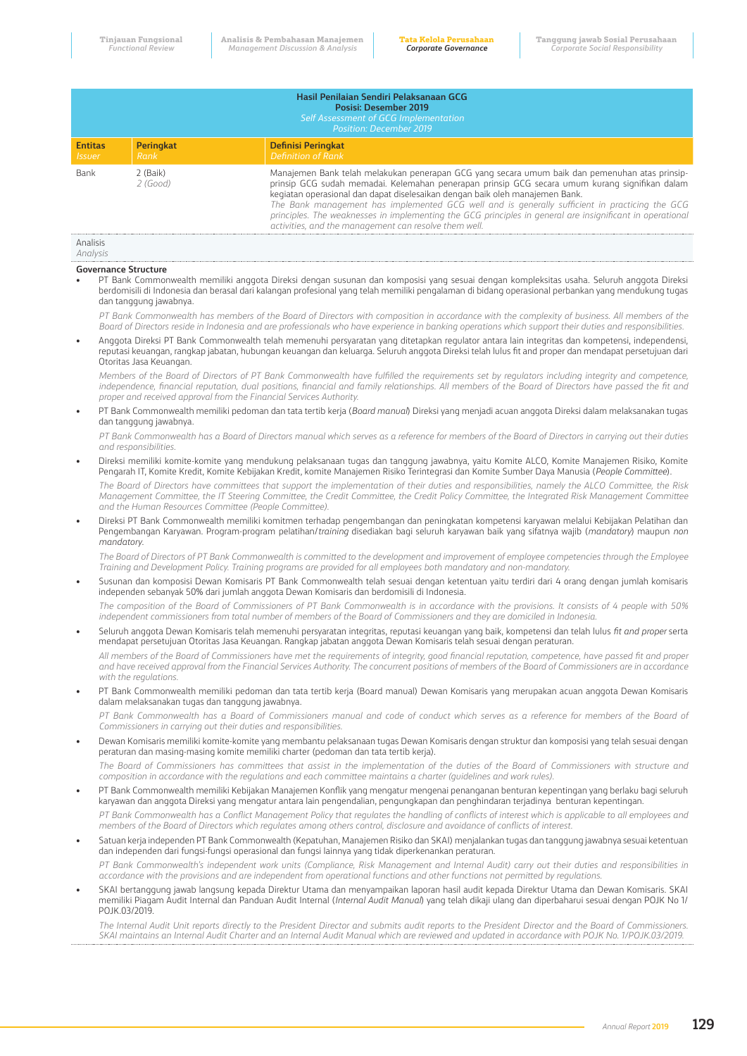| Hasil Penilaian Sendiri Pelaksanaan GCG Posisi: Desember 2019 *Self Assessment of GCG Implementation Position: December 2019* | | |
|---|---|---|
| **Entitas** *Issuer* | **Peringkat** *Rank* | **Definisi Peringkat** *Definition of Rank* |
| Bank | 2 (Baik) *2 (Good)* | Manajemen Bank telah melakukan penerapan GCG yang secara umum baik dan pemenuhan atas prinsip-prinsip GCG sudah memadai. Kelemahan penerapan prinsip GCG secara umum kurang signifikan dalam kegiatan operasional dan dapat diselesaikan dengan baik oleh manajemen Bank. *The Bank management has implemented GCG well and is generally sufficient in practicing the GCG principles. The weaknesses in implementing the GCG principles in general are insignificant in operational activities, and the management can resolve them well.* |

Analisis
*Analysis*

**Governance Structure**

- PT Bank Commonwealth memiliki anggota Direksi dengan susunan dan komposisi yang sesuai dengan kompleksitas usaha. Seluruh anggota Direksi berdomisili di Indonesia dan berasal dari kalangan profesional yang telah memiliki pengalaman di bidang operasional perbankan yang mendukung tugas dan tanggung jawabnya.

  *PT Bank Commonwealth has members of the Board of Directors with composition in accordance with the complexity of business. All members of the Board of Directors reside in Indonesia and are professionals who have experience in banking operations which support their duties and responsibilities.*

- Anggota Direksi PT Bank Commonwealth telah memenuhi persyaratan yang ditetapkan regulator antara lain integritas dan kompetensi, independensi, reputasi keuangan, rangkap jabatan, hubungan keuangan dan keluarga. Seluruh anggota Direksi telah lulus fit and proper dan mendapat persetujuan dari Otoritas Jasa Keuangan.

  *Members of the Board of Directors of PT Bank Commonwealth have fulfilled the requirements set by regulators including integrity and competence, independence, financial reputation, dual positions, financial and family relationships. All members of the Board of Directors have passed the fit and proper and received approval from the Financial Services Authority.*

- PT Bank Commonwealth memiliki pedoman dan tata tertib kerja (*Board manual*) Direksi yang menjadi acuan anggota Direksi dalam melaksanakan tugas dan tanggung jawabnya.

  *PT Bank Commonwealth has a Board of Directors manual which serves as a reference for members of the Board of Directors in carrying out their duties and responsibilities.*

- Direksi memiliki komite-komite yang mendukung pelaksanaan tugas dan tanggung jawabnya, yaitu Komite ALCO, Komite Manajemen Risiko, Komite Pengarah IT, Komite Kredit, Komite Kebijakan Kredit, komite Manajemen Risiko Terintegrasi dan Komite Sumber Daya Manusia (*People Committee*).

  *The Board of Directors have committees that support the implementation of their duties and responsibilities, namely the ALCO Committee, the Risk Management Committee, the IT Steering Committee, the Credit Committee, the Credit Policy Committee, the Integrated Risk Management Committee and the Human Resources Committee (People Committee).*

- Direksi PT Bank Commonwealth memiliki komitmen terhadap pengembangan dan peningkatan kompetensi karyawan melalui Kebijakan Pelatihan dan Pengembangan Karyawan. Program-program pelatihan/*training* disediakan bagi seluruh karyawan baik yang sifatnya wajib (*mandatory*) maupun *non mandatory*.

  *The Board of Directors of PT Bank Commonwealth is committed to the development and improvement of employee competencies through the Employee Training and Development Policy. Training programs are provided for all employees both mandatory and non-mandatory.*

- Susunan dan komposisi Dewan Komisaris PT Bank Commonwealth telah sesuai dengan ketentuan yaitu terdiri dari 4 orang dengan jumlah komisaris independen sebanyak 50% dari jumlah anggota Dewan Komisaris dan berdomisili di Indonesia.

  *The composition of the Board of Commissioners of PT Bank Commonwealth is in accordance with the provisions. It consists of 4 people with 50% independent commissioners from total number of members of the Board of Commissioners and they are domiciled in Indonesia.*

- Seluruh anggota Dewan Komisaris telah memenuhi persyaratan integritas, reputasi keuangan yang baik, kompetensi dan telah lulus *fit and proper* serta mendapat persetujuan Otoritas Jasa Keuangan. Rangkap jabatan anggota Dewan Komisaris telah sesuai dengan peraturan.

  *All members of the Board of Commissioners have met the requirements of integrity, good financial reputation, competence, have passed fit and proper and have received approval from the Financial Services Authority. The concurrent positions of members of the Board of Commissioners are in accordance with the regulations.*

- PT Bank Commonwealth memiliki pedoman dan tata tertib kerja (Board manual) Dewan Komisaris yang merupakan acuan anggota Dewan Komisaris dalam melaksanakan tugas dan tanggung jawabnya.

  *PT Bank Commonwealth has a Board of Commissioners manual and code of conduct which serves as a reference for members of the Board of Commissioners in carrying out their duties and responsibilities.*

- Dewan Komisaris memiliki komite-komite yang membantu pelaksanaan tugas Dewan Komisaris dengan struktur dan komposisi yang telah sesuai dengan peraturan dan masing-masing komite memiliki charter (pedoman dan tata tertib kerja).

  *The Board of Commissioners has committees that assist in the implementation of the duties of the Board of Commissioners with structure and composition in accordance with the regulations and each committee maintains a charter (guidelines and work rules).*

- PT Bank Commonwealth memiliki Kebijakan Manajemen Konflik yang mengatur mengenai penanganan benturan kepentingan yang berlaku bagi seluruh karyawan dan anggota Direksi yang mengatur antara lain pengendalian, pengungkapan dan penghindaran terjadinya benturan kepentingan.

  *PT Bank Commonwealth has a Conflict Management Policy that regulates the handling of conflicts of interest which is applicable to all employees and members of the Board of Directors which regulates among others control, disclosure and avoidance of conflicts of interest.*

- Satuan kerja independen PT Bank Commonwealth (Kepatuhan, Manajemen Risiko dan SKAI) menjalankan tugas dan tanggung jawabnya sesuai ketentuan dan independen dari fungsi-fungsi operasional dan fungsi lainnya yang tidak diperkenankan peraturan.

  *PT Bank Commonwealth's independent work units (Compliance, Risk Management and Internal Audit) carry out their duties and responsibilities in accordance with the provisions and are independent from operational functions and other functions not permitted by regulations.*

- SKAI bertanggung jawab langsung kepada Direktur Utama dan menyampaikan laporan hasil audit kepada Direktur Utama dan Dewan Komisaris. SKAI memiliki Piagam Audit Internal dan Panduan Audit Internal (*Internal Audit Manual*) yang telah dikaji ulang dan diperbaharui sesuai dengan POJK No 1/POJK.03/2019.

  *The Internal Audit Unit reports directly to the President Director and submits audit reports to the President Director and the Board of Commissioners. SKAI maintains an Internal Audit Charter and an Internal Audit Manual which are reviewed and updated in accordance with POJK No. 1/POJK.03/2019.*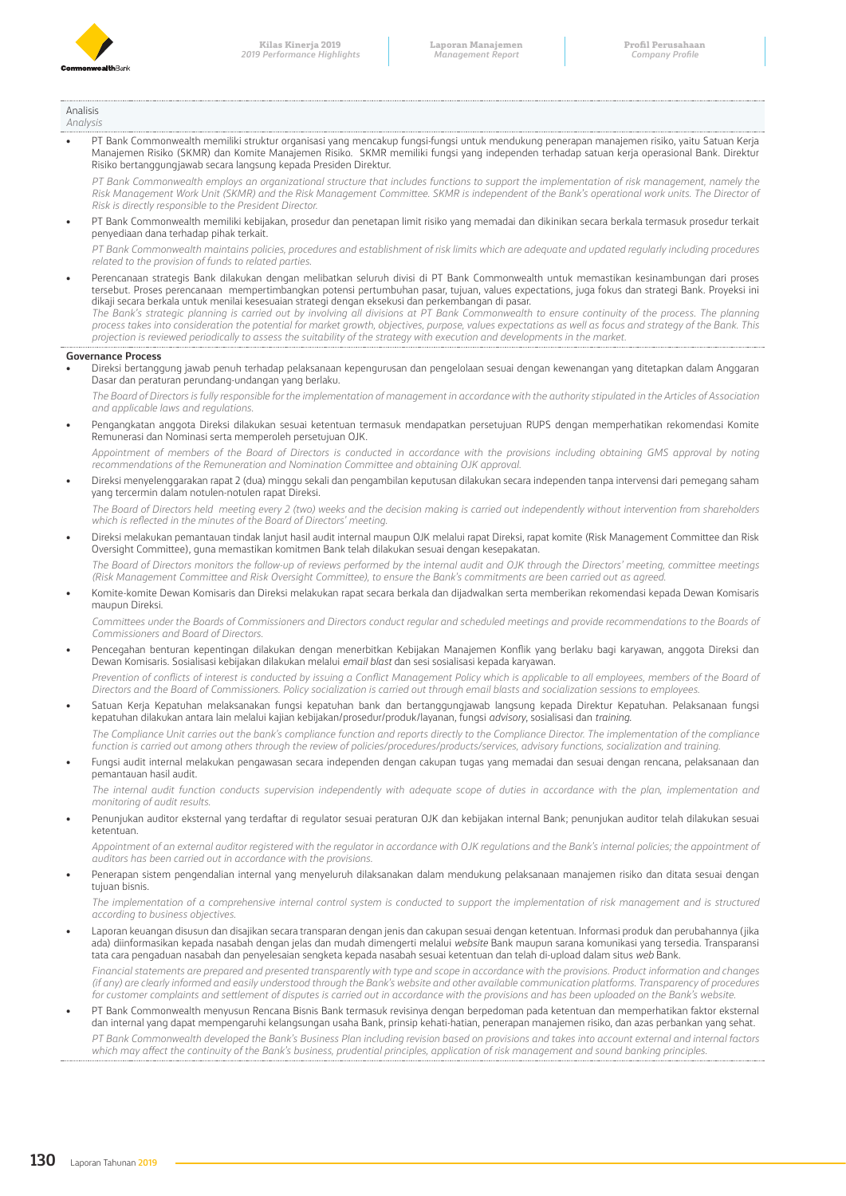Analisis
*Analysis*

- PT Bank Commonwealth memiliki struktur organisasi yang mencakup fungsi-fungsi untuk mendukung penerapan manajemen risiko, yaitu Satuan Kerja Manajemen Risiko (SKMR) dan Komite Manajemen Risiko. SKMR memiliki fungsi yang independen terhadap satuan kerja operasional Bank. Direktur Risiko bertanggungjawab secara langsung kepada Presiden Direktur.

  *PT Bank Commonwealth employs an organizational structure that includes functions to support the implementation of risk management, namely the Risk Management Work Unit (SKMR) and the Risk Management Committee. SKMR is independent of the Bank's operational work units. The Director of Risk is directly responsible to the President Director.*

- PT Bank Commonwealth memiliki kebijakan, prosedur dan penetapan limit risiko yang memadai dan dikinikan secara berkala termasuk prosedur terkait penyediaan dana terhadap pihak terkait.

  *PT Bank Commonwealth maintains policies, procedures and establishment of risk limits which are adequate and updated regularly including procedures related to the provision of funds to related parties.*

- Perencanaan strategis Bank dilakukan dengan melibatkan seluruh divisi di PT Bank Commonwealth untuk memastikan kesinambungan dari proses tersebut. Proses perencanaan mempertimbangkan potensi pertumbuhan pasar, tujuan, values expectations, juga fokus dan strategi Bank. Proyeksi ini dikaji secara berkala untuk menilai kesesuaian strategi dengan eksekusi dan perkembangan di pasar.

  *The Bank's strategic planning is carried out by involving all divisions at PT Bank Commonwealth to ensure continuity of the process. The planning process takes into consideration the potential for market growth, objectives, purpose, values expectations as well as focus and strategy of the Bank. This projection is reviewed periodically to assess the suitability of the strategy with execution and developments in the market.*

**Governance Process**

- Direksi bertanggung jawab penuh terhadap pelaksanaan kepengurusan dan pengelolaan sesuai dengan kewenangan yang ditetapkan dalam Anggaran Dasar dan peraturan perundang-undangan yang berlaku.

  *The Board of Directors is fully responsible for the implementation of management in accordance with the authority stipulated in the Articles of Association and applicable laws and regulations.*

- Pengangkatan anggota Direksi dilakukan sesuai ketentuan termasuk mendapatkan persetujuan RUPS dengan memperhatikan rekomendasi Komite Remunerasi dan Nominasi serta memperoleh persetujuan OJK.

  *Appointment of members of the Board of Directors is conducted in accordance with the provisions including obtaining GMS approval by noting recommendations of the Remuneration and Nomination Committee and obtaining OJK approval.*

- Direksi menyelenggarakan rapat 2 (dua) minggu sekali dan pengambilan keputusan dilakukan secara independen tanpa intervensi dari pemegang saham yang tercermin dalam notulen-notulen rapat Direksi.

  *The Board of Directors held meeting every 2 (two) weeks and the decision making is carried out independently without intervention from shareholders which is reflected in the minutes of the Board of Directors' meeting.*

- Direksi melakukan pemantauan tindak lanjut hasil audit internal maupun OJK melalui rapat Direksi, rapat komite (Risk Management Committee dan Risk Oversight Committee), guna memastikan komitmen Bank telah dilakukan sesuai dengan kesepakatan.

  *The Board of Directors monitors the follow-up of reviews performed by the internal audit and OJK through the Directors' meeting, committee meetings (Risk Management Committee and Risk Oversight Committee), to ensure the Bank's commitments are been carried out as agreed.*

- Komite-komite Dewan Komisaris dan Direksi melakukan rapat secara berkala dan dijadwalkan serta memberikan rekomendasi kepada Dewan Komisaris maupun Direksi.

  *Committees under the Boards of Commissioners and Directors conduct regular and scheduled meetings and provide recommendations to the Boards of Commissioners and Board of Directors.*

- Pencegahan benturan kepentingan dilakukan dengan menerbitkan Kebijakan Manajemen Konflik yang berlaku bagi karyawan, anggota Direksi dan Dewan Komisaris. Sosialisasi kebijakan dilakukan melalui *email blast* dan sesi sosialisasi kepada karyawan.

  *Prevention of conflicts of interest is conducted by issuing a Conflict Management Policy which is applicable to all employees, members of the Board of Directors and the Board of Commissioners. Policy socialization is carried out through email blasts and socialization sessions to employees.*

- Satuan Kerja Kepatuhan melaksanakan fungsi kepatuhan bank dan bertanggungjawab langsung kepada Direktur Kepatuhan. Pelaksanaan fungsi kepatuhan dilakukan antara lain melalui kajian kebijakan/prosedur/produk/layanan, fungsi *advisory*, sosialisasi dan *training*.

  *The Compliance Unit carries out the bank's compliance function and reports directly to the Compliance Director. The implementation of the compliance function is carried out among others through the review of policies/procedures/products/services, advisory functions, socialization and training.*

- Fungsi audit internal melakukan pengawasan secara independen dengan cakupan tugas yang memadai dan sesuai dengan rencana, pelaksanaan dan pemantauan hasil audit.

  *The internal audit function conducts supervision independently with adequate scope of duties in accordance with the plan, implementation and monitoring of audit results.*

- Penunjukan auditor eksternal yang terdaftar di regulator sesuai peraturan OJK dan kebijakan internal Bank; penunjukan auditor telah dilakukan sesuai ketentuan.

  *Appointment of an external auditor registered with the regulator in accordance with OJK regulations and the Bank's internal policies; the appointment of auditors has been carried out in accordance with the provisions.*

- Penerapan sistem pengendalian internal yang menyeluruh dilaksanakan dalam mendukung pelaksanaan manajemen risiko dan ditata sesuai dengan tujuan bisnis.

  *The implementation of a comprehensive internal control system is conducted to support the implementation of risk management and is structured according to business objectives.*

- Laporan keuangan disusun dan disajikan secara transparan dengan jenis dan cakupan sesuai dengan ketentuan. Informasi produk dan perubahannya (jika ada) diinformasikan kepada nasabah dengan jelas dan mudah dimengerti melalui *website* Bank maupun sarana komunikasi yang tersedia. Transparansi tata cara pengaduan nasabah dan penyelesaian sengketa kepada nasabah sesuai ketentuan dan telah di-upload dalam situs *web* Bank.

  *Financial statements are prepared and presented transparently with type and scope in accordance with the provisions. Product information and changes (if any) are clearly informed and easily understood through the Bank's website and other available communication platforms. Transparency of procedures for customer complaints and settlement of disputes is carried out in accordance with the provisions and has been uploaded on the Bank's website.*

- PT Bank Commonwealth menyusun Rencana Bisnis Bank termasuk revisinya dengan berpedoman pada ketentuan dan memperhatikan faktor eksternal dan internal yang dapat mempengaruhi kelangsungan usaha Bank, prinsip kehati-hatian, penerapan manajemen risiko, dan azas perbankan yang sehat.

  *PT Bank Commonwealth developed the Bank's Business Plan including revision based on provisions and takes into account external and internal factors which may affect the continuity of the Bank's business, prudential principles, application of risk management and sound banking principles.*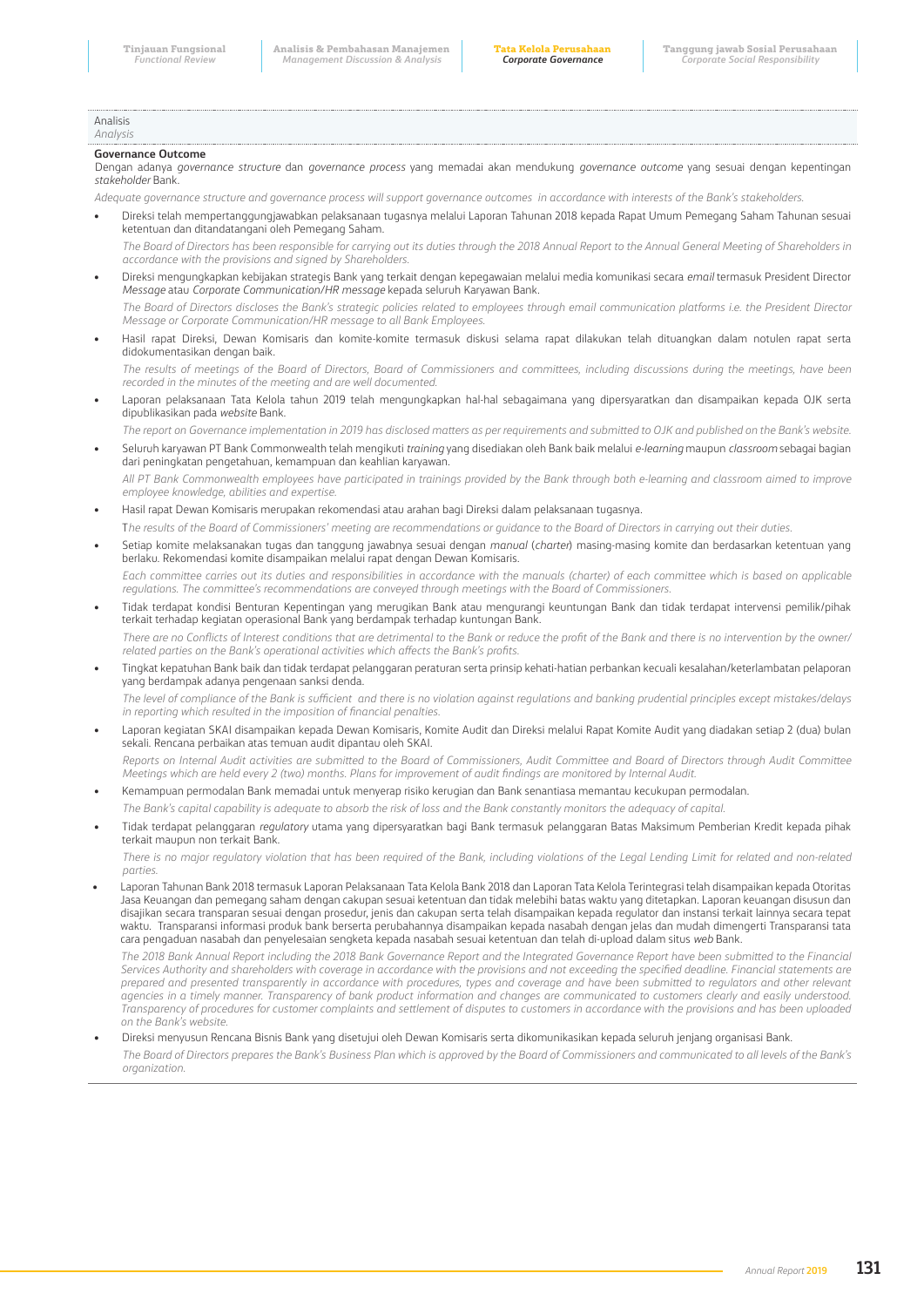Analisis
*Analysis*

**Governance Outcome**

Dengan adanya *governance structure* dan *governance process* yang memadai akan mendukung *governance outcome* yang sesuai dengan kepentingan *stakeholder* Bank.

*Adequate governance structure and governance process will support governance outcomes in accordance with interests of the Bank's stakeholders.*

- Direksi telah mempertanggungjawabkan pelaksanaan tugasnya melalui Laporan Tahunan 2018 kepada Rapat Umum Pemegang Saham Tahunan sesuai ketentuan dan ditandatangani oleh Pemegang Saham.

  *The Board of Directors has been responsible for carrying out its duties through the 2018 Annual Report to the Annual General Meeting of Shareholders in accordance with the provisions and signed by Shareholders.*

- Direksi mengungkapkan kebijakan strategis Bank yang terkait dengan kepegawaian melalui media komunikasi secara *email* termasuk President Director *Message* atau *Corporate Communication/HR message* kepada seluruh Karyawan Bank.

  *The Board of Directors discloses the Bank's strategic policies related to employees through email communication platforms i.e. the President Director Message or Corporate Communication/HR message to all Bank Employees.*

- Hasil rapat Direksi, Dewan Komisaris dan komite-komite termasuk diskusi selama rapat dilakukan telah dituangkan dalam notulen rapat serta didokumentasikan dengan baik.

  *The results of meetings of the Board of Directors, Board of Commissioners and committees, including discussions during the meetings, have been recorded in the minutes of the meeting and are well documented.*

- Laporan pelaksanaan Tata Kelola tahun 2019 telah mengungkapkan hal-hal sebagaimana yang dipersyaratkan dan disampaikan kepada OJK serta dipublikasikan pada *website* Bank.

  *The report on Governance implementation in 2019 has disclosed matters as per requirements and submitted to OJK and published on the Bank's website.*

- Seluruh karyawan PT Bank Commonwealth telah mengikuti *training* yang disediakan oleh Bank baik melalui *e-learning* maupun *classroom* sebagai bagian dari peningkatan pengetahuan, kemampuan dan keahlian karyawan.

  *All PT Bank Commonwealth employees have participated in trainings provided by the Bank through both e-learning and classroom aimed to improve employee knowledge, abilities and expertise.*

- Hasil rapat Dewan Komisaris merupakan rekomendasi atau arahan bagi Direksi dalam pelaksanaan tugasnya.

  *The results of the Board of Commissioners' meeting are recommendations or guidance to the Board of Directors in carrying out their duties.*

- Setiap komite melaksanakan tugas dan tanggung jawabnya sesuai dengan *manual* (*charter*) masing-masing komite dan berdasarkan ketentuan yang berlaku. Rekomendasi komite disampaikan melalui rapat dengan Dewan Komisaris.

  *Each committee carries out its duties and responsibilities in accordance with the manuals (charter) of each committee which is based on applicable regulations. The committee's recommendations are conveyed through meetings with the Board of Commissioners.*

- Tidak terdapat kondisi Benturan Kepentingan yang merugikan Bank atau mengurangi keuntungan Bank dan tidak terdapat intervensi pemilik/pihak terkait terhadap kegiatan operasional Bank yang berdampak terhadap kuntungan Bank.

  *There are no Conflicts of Interest conditions that are detrimental to the Bank or reduce the profit of the Bank and there is no intervention by the owner/ related parties on the Bank's operational activities which affects the Bank's profits.*

- Tingkat kepatuhan Bank baik dan tidak terdapat pelanggaran peraturan serta prinsip kehati-hatian perbankan kecuali kesalahan/keterlambatan pelaporan yang berdampak adanya pengenaan sanksi denda.

  *The level of compliance of the Bank is sufficient and there is no violation against regulations and banking prudential principles except mistakes/delays in reporting which resulted in the imposition of financial penalties.*

- Laporan kegiatan SKAI disampaikan kepada Dewan Komisaris, Komite Audit dan Direksi melalui Rapat Komite Audit yang diadakan setiap 2 (dua) bulan sekali. Rencana perbaikan atas temuan audit dipantau oleh SKAI.

  *Reports on Internal Audit activities are submitted to the Board of Commissioners, Audit Committee and Board of Directors through Audit Committee Meetings which are held every 2 (two) months. Plans for improvement of audit findings are monitored by Internal Audit.*

- Kemampuan permodalan Bank memadai untuk menyerap risiko kerugian dan Bank senantiasa memantau kecukupan permodalan.

  *The Bank's capital capability is adequate to absorb the risk of loss and the Bank constantly monitors the adequacy of capital.*

- Tidak terdapat pelanggaran *regulatory* utama yang dipersyaratkan bagi Bank termasuk pelanggaran Batas Maksimum Pemberian Kredit kepada pihak terkait maupun non terkait Bank.

  *There is no major regulatory violation that has been required of the Bank, including violations of the Legal Lending Limit for related and non-related parties.*

- Laporan Tahunan Bank 2018 termasuk Laporan Pelaksanaan Tata Kelola Bank 2018 dan Laporan Tata Kelola Terintegrasi telah disampaikan kepada Otoritas Jasa Keuangan dan pemegang saham dengan cakupan sesuai ketentuan dan tidak melebihi batas waktu yang ditetapkan. Laporan keuangan disusun dan disajikan secara transparan sesuai dengan prosedur, jenis dan cakupan serta telah disampaikan kepada regulator dan instansi terkait lainnya secara tepat waktu. Transparansi informasi produk bank berserta perubahannya disampaikan kepada nasabah dengan jelas dan mudah dimengerti Transparansi tata cara pengaduan nasabah dan penyelesaian sengketa kepada nasabah sesuai ketentuan dan telah di-upload dalam situs *web* Bank.

  *The 2018 Bank Annual Report including the 2018 Bank Governance Report and the Integrated Governance Report have been submitted to the Financial Services Authority and shareholders with coverage in accordance with the provisions and not exceeding the specified deadline. Financial statements are prepared and presented transparently in accordance with procedures, types and coverage and have been submitted to regulators and other relevant agencies in a timely manner. Transparency of bank product information and changes are communicated to customers clearly and easily understood. Transparency of procedures for customer complaints and settlement of disputes to customers in accordance with the provisions and has been uploaded on the Bank's website.*

- Direksi menyusun Rencana Bisnis Bank yang disetujui oleh Dewan Komisaris serta dikomunikasikan kepada seluruh jenjang organisasi Bank.

  *The Board of Directors prepares the Bank's Business Plan which is approved by the Board of Commissioners and communicated to all levels of the Bank's organization.*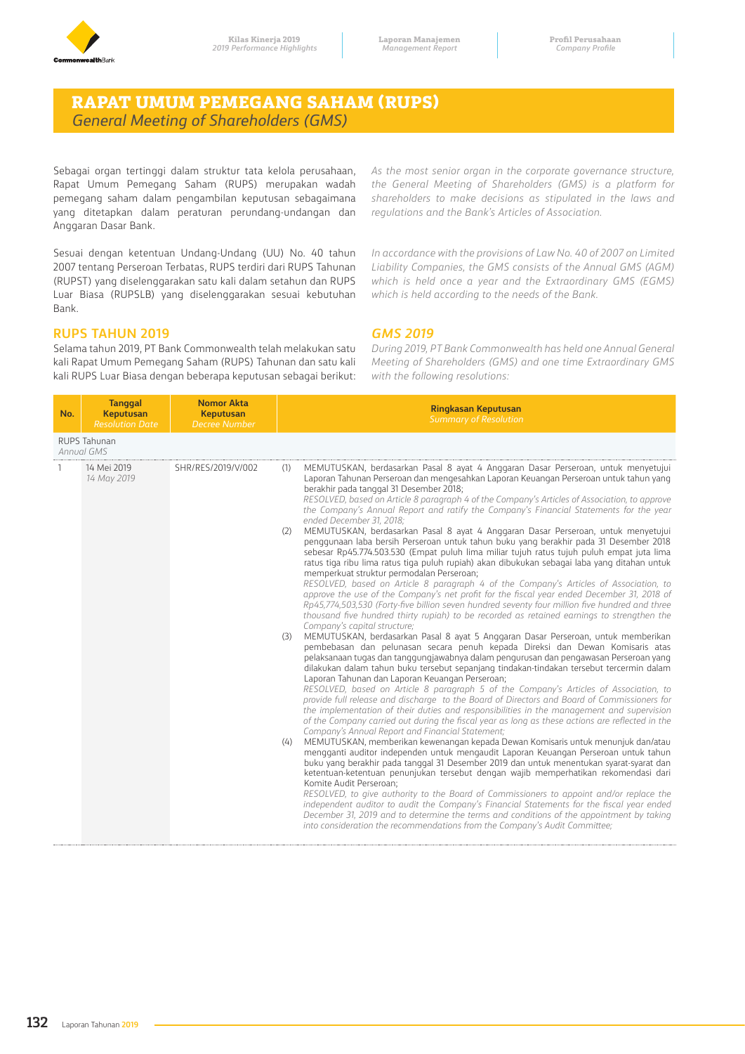# RAPAT UMUM PEMEGANG SAHAM (RUPS)
## *General Meeting of Shareholders (GMS)*

Sebagai organ tertinggi dalam struktur tata kelola perusahaan, Rapat Umum Pemegang Saham (RUPS) merupakan wadah pemegang saham dalam pengambilan keputusan sebagaimana yang ditetapkan dalam peraturan perundang-undangan dan Anggaran Dasar Bank.

*As the most senior organ in the corporate governance structure, the General Meeting of Shareholders (GMS) is a platform for shareholders to make decisions as stipulated in the laws and regulations and the Bank's Articles of Association.*

Sesuai dengan ketentuan Undang-Undang (UU) No. 40 tahun 2007 tentang Perseroan Terbatas, RUPS terdiri dari RUPS Tahunan (RUPST) yang diselenggarakan satu kali dalam setahun dan RUPS Luar Biasa (RUPSLB) yang diselenggarakan sesuai kebutuhan Bank.

*In accordance with the provisions of Law No. 40 of 2007 on Limited Liability Companies, the GMS consists of the Annual GMS (AGM) which is held once a year and the Extraordinary GMS (EGMS) which is held according to the needs of the Bank.*

### RUPS TAHUN 2019

Selama tahun 2019, PT Bank Commonwealth telah melakukan satu kali Rapat Umum Pemegang Saham (RUPS) Tahunan dan satu kali RUPS Luar Biasa dengan beberapa keputusan sebagai berikut:

### *GMS 2019*

*During 2019, PT Bank Commonwealth has held one Annual General Meeting of Shareholders (GMS) and one time Extraordinary GMS with the following resolutions:*

| No. | Tanggal Keputusan *Resolution Date* | Nomor Akta Keputusan *Decree Number* | Ringkasan Keputusan *Summary of Resolution* |
|---|---|---|---|
| RUPS Tahunan *Annual GMS* | | | |
| 1 | 14 Mei 2019 *14 May 2019* | SHR/RES/2019/V/002 | (1) MEMUTUSKAN, berdasarkan Pasal 8 ayat 4 Anggaran Dasar Perseroan, untuk menyetujui Laporan Tahunan Perseroan dan mengesahkan Laporan Keuangan Perseroan untuk tahun yang berakhir pada tanggal 31 Desember 2018; *RESOLVED, based on Article 8 paragraph 4 of the Company's Articles of Association, to approve the Company's Annual Report and ratify the Company's Financial Statements for the year ended December 31, 2018;*<br>(2) MEMUTUSKAN, berdasarkan Pasal 8 ayat 4 Anggaran Dasar Perseroan, untuk menyetujui penggunaan laba bersih Perseroan untuk tahun buku yang berakhir pada 31 Desember 2018 sebesar Rp45.774.503.530 (Empat puluh lima miliar tujuh ratus tujuh puluh empat juta lima ratus tiga ribu lima ratus tiga puluh rupiah) akan dibukukan sebagai laba yang ditahan untuk memperkuat struktur permodalan Perseroan; *RESOLVED, based on Article 8 paragraph 4 of the Company's Articles of Association, to approve the use of the Company's net profit for the fiscal year ended December 31, 2018 of Rp45,774,503,530 (Forty-five billion seven hundred seventy four million five hundred and three thousand five hundred thirty rupiah) to be recorded as retained earnings to strengthen the Company's capital structure;*<br>(3) MEMUTUSKAN, berdasarkan Pasal 8 ayat 5 Anggaran Dasar Perseroan, untuk memberikan pembebasan dan pelunasan secara penuh kepada Direksi dan Dewan Komisaris atas pelaksanaan tugas dan tanggungjawabnya dalam pengurusan dan pengawasan Perseroan yang dilakukan dalam tahun buku tersebut sepanjang tindakan-tindakan tersebut tercermin dalam Laporan Tahunan dan Laporan Keuangan Perseroan; *RESOLVED, based on Article 8 paragraph 5 of the Company's Articles of Association, to provide full release and discharge to the Board of Directors and Board of Commissioners for the implementation of their duties and responsibilities in the management and supervision of the Company carried out during the fiscal year as long as these actions are reflected in the Company's Annual Report and Financial Statement;*<br>(4) MEMUTUSKAN, memberikan kewenangan kepada Dewan Komisaris untuk menunjuk dan/atau mengganti auditor independen untuk mengaudit Laporan Keuangan Perseroan untuk tahun buku yang berakhir pada tanggal 31 Desember 2019 dan untuk menentukan syarat-syarat dan ketentuan-ketentuan penunjukan tersebut dengan wajib memperhatikan rekomendasi dari Komite Audit Perseroan; *RESOLVED, to give authority to the Board of Commissioners to appoint and/or replace the independent auditor to audit the Company's Financial Statements for the fiscal year ended December 31, 2019 and to determine the terms and conditions of the appointment by taking into consideration the recommendations from the Company's Audit Committee;* |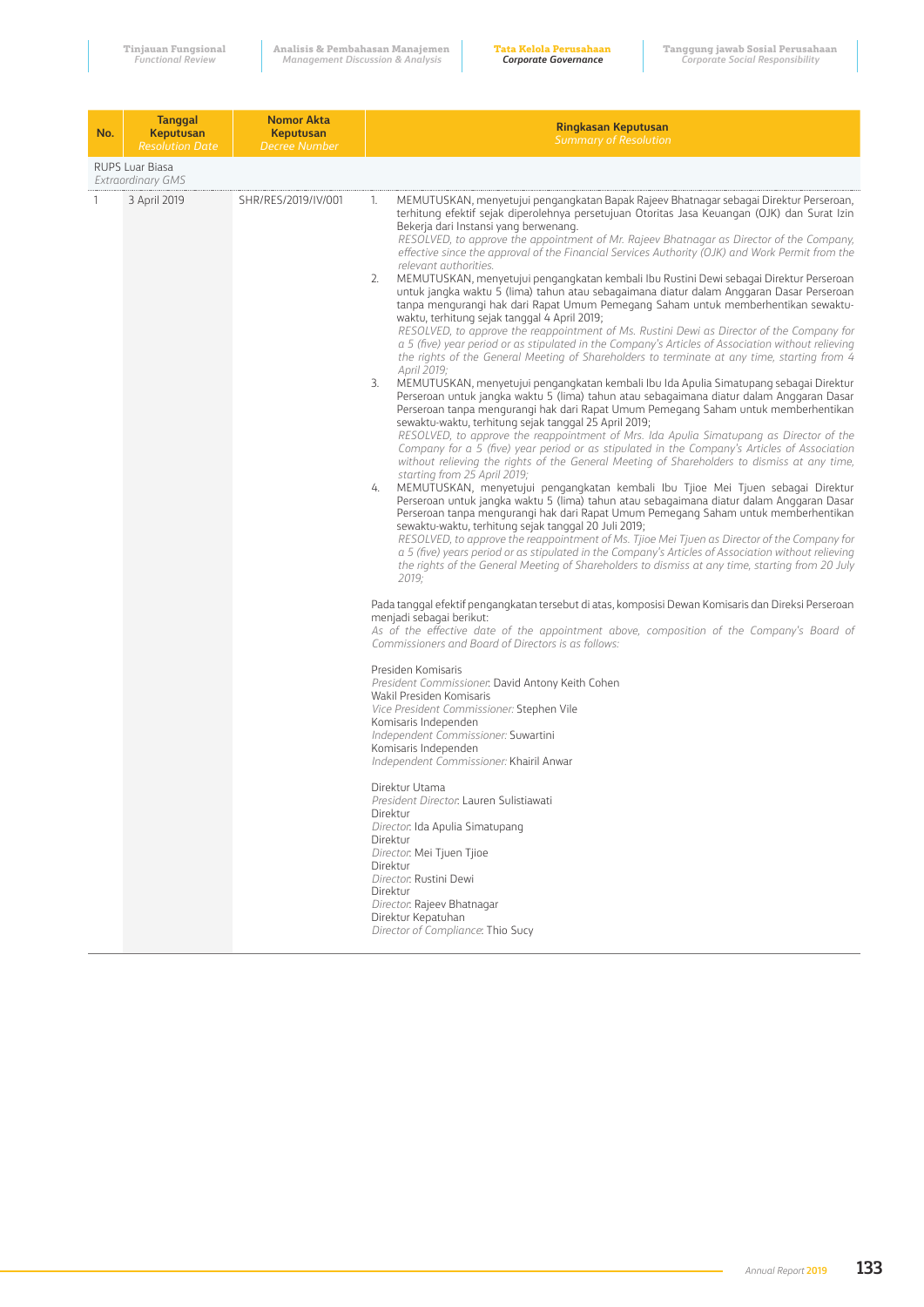| No. | Tanggal Keputusan *Resolution Date* | Nomor Akta Keputusan *Decree Number* | Ringkasan Keputusan *Summary of Resolution* |
|---|---|---|---|
| RUPS Luar Biasa *Extraordinary GMS* | | | |
| 1 | 3 April 2019 | SHR/RES/2019/IV/001 | 1. MEMUTUSKAN, menyetujui pengangkatan Bapak Rajeev Bhatnagar sebagai Direktur Perseroan, terhitung efektif sejak diperolehnya persetujuan Otoritas Jasa Keuangan (OJK) dan Surat Izin Bekerja dari Instansi yang berwenang.<br>*RESOLVED, to approve the appointment of Mr. Rajeev Bhatnagar as Director of the Company, effective since the approval of the Financial Services Authority (OJK) and Work Permit from the relevant authorities.*<br>2. MEMUTUSKAN, menyetujui pengangkatan kembali Ibu Rustini Dewi sebagai Direktur Perseroan untuk jangka waktu 5 (lima) tahun atau sebagaimana diatur dalam Anggaran Dasar Perseroan tanpa mengurangi hak dari Rapat Umum Pemegang Saham untuk memberhentikan sewaktu-waktu, terhitung sejak tanggal 4 April 2019;<br>*RESOLVED, to approve the reappointment of Ms. Rustini Dewi as Director of the Company for a 5 (five) year period or as stipulated in the Company's Articles of Association without relieving the rights of the General Meeting of Shareholders to terminate at any time, starting from 4 April 2019;*<br>3. MEMUTUSKAN, menyetujui pengangkatan kembali Ibu Ida Apulia Simatupang sebagai Direktur Perseroan untuk jangka waktu 5 (lima) tahun atau sebagaimana diatur dalam Anggaran Dasar Perseroan tanpa mengurangi hak dari Rapat Umum Pemegang Saham untuk memberhentikan sewaktu-waktu, terhitung sejak tanggal 25 April 2019;<br>*RESOLVED, to approve the reappointment of Mrs. Ida Apulia Simatupang as Director of the Company for a 5 (five) year period or as stipulated in the Company's Articles of Association without relieving the rights of the General Meeting of Shareholders to dismiss at any time, starting from 25 April 2019;*<br>4. MEMUTUSKAN, menyetujui pengangkatan kembali Ibu Tjioe Mei Tjuen sebagai Direktur Perseroan untuk jangka waktu 5 (lima) tahun atau sebagaimana diatur dalam Anggaran Dasar Perseroan tanpa mengurangi hak dari Rapat Umum Pemegang Saham untuk memberhentikan sewaktu-waktu, terhitung sejak tanggal 20 Juli 2019;<br>*RESOLVED, to approve the reappointment of Ms. Tjioe Mei Tjuen as Director of the Company for a 5 (five) years period or as stipulated in the Company's Articles of Association without relieving the rights of the General Meeting of Shareholders to dismiss at any time, starting from 20 July 2019;*<br><br>Pada tanggal efektif pengangkatan tersebut di atas, komposisi Dewan Komisaris dan Direksi Perseroan menjadi sebagai berikut:<br>*As of the effective date of the appointment above, composition of the Company's Board of Commissioners and Board of Directors is as follows:*<br><br>Presiden Komisaris<br>*President Commissioner*: David Antony Keith Cohen<br>Wakil Presiden Komisaris<br>*Vice President Commissioner*: Stephen Vile<br>Komisaris Independen<br>*Independent Commissioner*: Suwartini<br>Komisaris Independen<br>*Independent Commissioner*: Khairil Anwar<br><br>Direktur Utama<br>*President Director*: Lauren Sulistiawati<br>Direktur<br>*Director*: Ida Apulia Simatupang<br>Direktur<br>*Director*: Mei Tjuen Tjioe<br>Direktur<br>*Director*: Rustini Dewi<br>Direktur<br>*Director*: Rajeev Bhatnagar<br>Direktur Kepatuhan<br>*Director of Compliance*: Thio Sucy |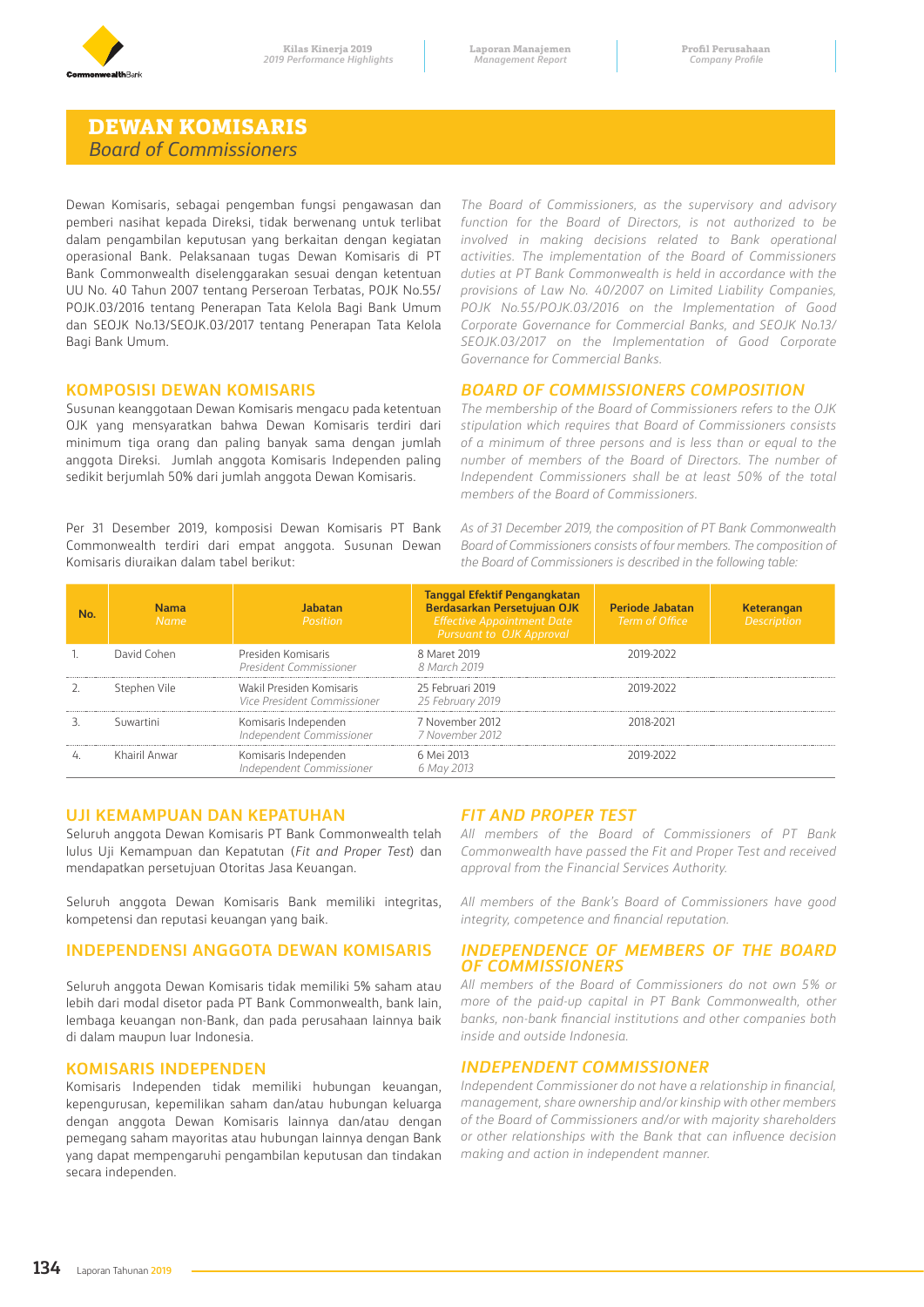# DEWAN KOMISARIS
*Board of Commissioners*

Dewan Komisaris, sebagai pengemban fungsi pengawasan dan pemberi nasihat kepada Direksi, tidak berwenang untuk terlibat dalam pengambilan keputusan yang berkaitan dengan kegiatan operasional Bank. Pelaksanaan tugas Dewan Komisaris di PT Bank Commonwealth diselenggarakan sesuai dengan ketentuan UU No. 40 Tahun 2007 tentang Perseroan Terbatas, POJK No.55/POJK.03/2016 tentang Penerapan Tata Kelola Bagi Bank Umum dan SEOJK No.13/SEOJK.03/2017 tentang Penerapan Tata Kelola Bagi Bank Umum.

*The Board of Commissioners, as the supervisory and advisory function for the Board of Directors, is not authorized to be involved in making decisions related to Bank operational activities. The implementation of the Board of Commissioners duties at PT Bank Commonwealth is held in accordance with the provisions of Law No. 40/2007 on Limited Liability Companies, POJK No.55/POJK.03/2016 on the Implementation of Good Corporate Governance for Commercial Banks, and SEOJK No.13/SEOJK.03/2017 on the Implementation of Good Corporate Governance for Commercial Banks.*

## KOMPOSISI DEWAN KOMISARIS

Susunan keanggotaan Dewan Komisaris mengacu pada ketentuan OJK yang mensyaratkan bahwa Dewan Komisaris terdiri dari minimum tiga orang dan paling banyak sama dengan jumlah anggota Direksi. Jumlah anggota Komisaris Independen paling sedikit berjumlah 50% dari jumlah anggota Dewan Komisaris.

## *BOARD OF COMMISSIONERS COMPOSITION*

*The membership of the Board of Commissioners refers to the OJK stipulation which requires that Board of Commissioners consists of a minimum of three persons and is less than or equal to the number of members of the Board of Directors. The number of Independent Commissioners shall be at least 50% of the total members of the Board of Commissioners.*

Per 31 Desember 2019, komposisi Dewan Komisaris PT Bank Commonwealth terdiri dari empat anggota. Susunan Dewan Komisaris diuraikan dalam tabel berikut:

*As of 31 December 2019, the composition of PT Bank Commonwealth Board of Commissioners consists of four members. The composition of the Board of Commissioners is described in the following table:*

| No. | Nama *Name* | Jabatan *Position* | Tanggal Efektif Pengangkatan Berdasarkan Persetujuan OJK *Effective Appointment Date Pursuant to OJK Approval* | Periode Jabatan *Term of Office* | Keterangan *Description* |
|---|---|---|---|---|---|
| 1. | David Cohen | Presiden Komisaris *President Commissioner* | 8 Maret 2019 *8 March 2019* | 2019-2022 | |
| 2. | Stephen Vile | Wakil Presiden Komisaris *Vice President Commissioner* | 25 Februari 2019 *25 February 2019* | 2019-2022 | |
| 3. | Suwartini | Komisaris Independen *Independent Commissioner* | 7 November 2012 *7 November 2012* | 2018-2021 | |
| 4. | Khairil Anwar | Komisaris Independen *Independent Commissioner* | 6 Mei 2013 *6 May 2013* | 2019-2022 | |

## UJI KEMAMPUAN DAN KEPATUHAN

Seluruh anggota Dewan Komisaris PT Bank Commonwealth telah lulus Uji Kemampuan dan Kepatutan (*Fit and Proper Test*) dan mendapatkan persetujuan Otoritas Jasa Keuangan.

Seluruh anggota Dewan Komisaris Bank memiliki integritas, kompetensi dan reputasi keuangan yang baik.

## *FIT AND PROPER TEST*

*All members of the Board of Commissioners of PT Bank Commonwealth have passed the Fit and Proper Test and received approval from the Financial Services Authority.*

*All members of the Bank's Board of Commissioners have good integrity, competence and financial reputation.*

## INDEPENDENSI ANGGOTA DEWAN KOMISARIS

Seluruh anggota Dewan Komisaris tidak memiliki 5% saham atau lebih dari modal disetor pada PT Bank Commonwealth, bank lain, lembaga keuangan non-Bank, dan pada perusahaan lainnya baik di dalam maupun luar Indonesia.

## *INDEPENDENCE OF MEMBERS OF THE BOARD OF COMMISSIONERS*

*All members of the Board of Commissioners do not own 5% or more of the paid-up capital in PT Bank Commonwealth, other banks, non-bank financial institutions and other companies both inside and outside Indonesia.*

## KOMISARIS INDEPENDEN

Komisaris Independen tidak memiliki hubungan keuangan, kepengurusan, kepemilikan saham dan/atau hubungan keluarga dengan anggota Dewan Komisaris lainnya dan/atau dengan pemegang saham mayoritas atau hubungan lainnya dengan Bank yang dapat mempengaruhi pengambilan keputusan dan tindakan secara independen.

## *INDEPENDENT COMMISSIONER*

*Independent Commissioner do not have a relationship in financial, management, share ownership and/or kinship with other members of the Board of Commissioners and/or with majority shareholders or other relationships with the Bank that can influence decision making and action in independent manner.*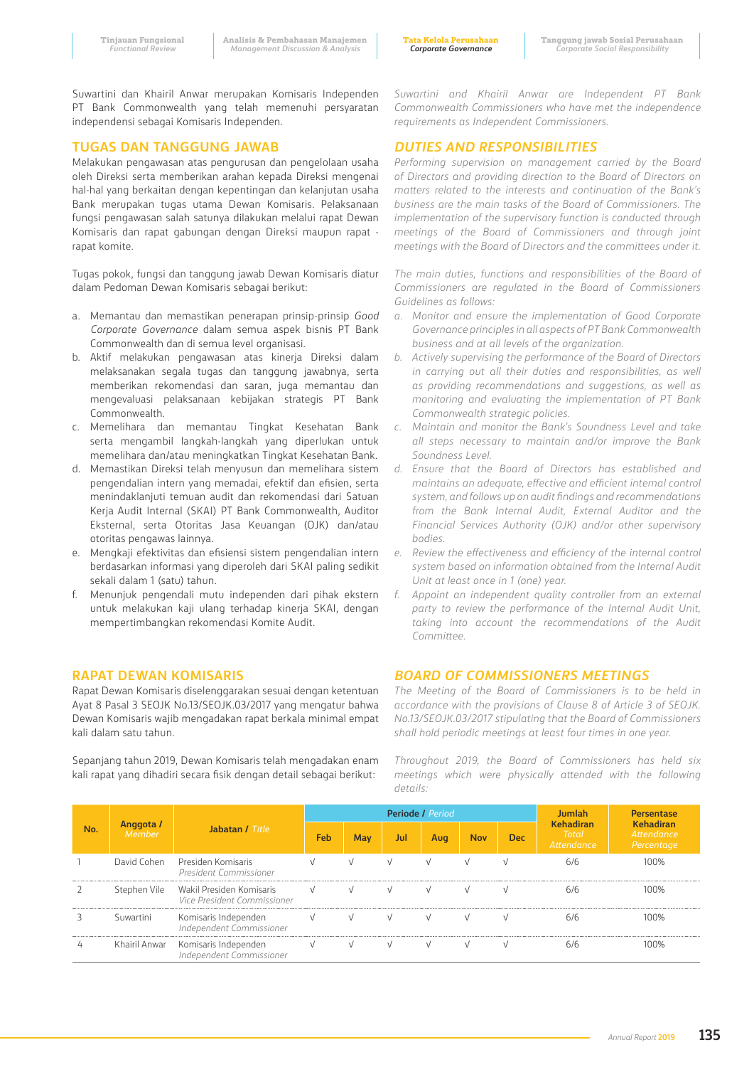Suwartini dan Khairil Anwar merupakan Komisaris Independen PT Bank Commonwealth yang telah memenuhi persyaratan independensi sebagai Komisaris Independen.

*Suwartini and Khairil Anwar are Independent PT Bank Commonwealth Commissioners who have met the independence requirements as Independent Commissioners.*

## TUGAS DAN TANGGUNG JAWAB

Melakukan pengawasan atas pengurusan dan pengelolaan usaha oleh Direksi serta memberikan arahan kepada Direksi mengenai hal-hal yang berkaitan dengan kepentingan dan kelanjutan usaha Bank merupakan tugas utama Dewan Komisaris. Pelaksanaan fungsi pengawasan salah satunya dilakukan melalui rapat Dewan Komisaris dan rapat gabungan dengan Direksi maupun rapat - rapat komite.

Tugas pokok, fungsi dan tanggung jawab Dewan Komisaris diatur dalam Pedoman Dewan Komisaris sebagai berikut:

a. Memantau dan memastikan penerapan prinsip-prinsip *Good Corporate Governance* dalam semua aspek bisnis PT Bank Commonwealth dan di semua level organisasi.
b. Aktif melakukan pengawasan atas kinerja Direksi dalam melaksanakan segala tugas dan tanggung jawabnya, serta memberikan rekomendasi dan saran, juga memantau dan mengevaluasi pelaksanaan kebijakan strategis PT Bank Commonwealth.
c. Memelihara dan memantau Tingkat Kesehatan Bank serta mengambil langkah-langkah yang diperlukan untuk memelihara dan/atau meningkatkan Tingkat Kesehatan Bank.
d. Memastikan Direksi telah menyusun dan memelihara sistem pengendalian intern yang memadai, efektif dan efisien, serta menindaklanjuti temuan audit dan rekomendasi dari Satuan Kerja Audit Internal (SKAI) PT Bank Commonwealth, Auditor Eksternal, serta Otoritas Jasa Keuangan (OJK) dan/atau otoritas pengawas lainnya.
e. Mengkaji efektivitas dan efisiensi sistem pengendalian intern berdasarkan informasi yang diperoleh dari SKAI paling sedikit sekali dalam 1 (satu) tahun.
f. Menunjuk pengendali mutu independen dari pihak ekstern untuk melakukan kaji ulang terhadap kinerja SKAI, dengan mempertimbangkan rekomendasi Komite Audit.

## *DUTIES AND RESPONSIBILITIES*

*Performing supervision on management carried by the Board of Directors and providing direction to the Board of Directors on matters related to the interests and continuation of the Bank's business are the main tasks of the Board of Commissioners. The implementation of the supervisory function is conducted through meetings of the Board of Commissioners and through joint meetings with the Board of Directors and the committees under it.*

*The main duties, functions and responsibilities of the Board of Commissioners are regulated in the Board of Commissioners Guidelines as follows:*

*a. Monitor and ensure the implementation of Good Corporate Governance principles in all aspects of PT Bank Commonwealth business and at all levels of the organization.*
*b. Actively supervising the performance of the Board of Directors in carrying out all their duties and responsibilities, as well as providing recommendations and suggestions, as well as monitoring and evaluating the implementation of PT Bank Commonwealth strategic policies.*
*c. Maintain and monitor the Bank's Soundness Level and take all steps necessary to maintain and/or improve the Bank Soundness Level.*
*d. Ensure that the Board of Directors has established and maintains an adequate, effective and efficient internal control system, and follows up on audit findings and recommendations from the Bank Internal Audit, External Auditor and the Financial Services Authority (OJK) and/or other supervisory bodies.*
*e. Review the effectiveness and efficiency of the internal control system based on information obtained from the Internal Audit Unit at least once in 1 (one) year.*
*f. Appoint an independent quality controller from an external party to review the performance of the Internal Audit Unit, taking into account the recommendations of the Audit Committee.*

## RAPAT DEWAN KOMISARIS

Rapat Dewan Komisaris diselenggarakan sesuai dengan ketentuan Ayat 8 Pasal 3 SEOJK No.13/SEOJK.03/2017 yang mengatur bahwa Dewan Komisaris wajib mengadakan rapat berkala minimal empat kali dalam satu tahun.

Sepanjang tahun 2019, Dewan Komisaris telah mengadakan enam kali rapat yang dihadiri secara fisik dengan detail sebagai berikut:

## *BOARD OF COMMISSIONERS MEETINGS*

*The Meeting of the Board of Commissioners is to be held in accordance with the provisions of Clause 8 of Article 3 of SEOJK. No.13/SEOJK.03/2017 stipulating that the Board of Commissioners shall hold periodic meetings at least four times in one year.*

*Throughout 2019, the Board of Commissioners has held six meetings which were physically attended with the following details:*

| No. | Anggota / *Member* | Jabatan / *Title* | Periode / *Period* | | | | | | Jumlah Kehadiran *Total Attendance* | Persentase Kehadiran *Attendance Percentage* |
|---|---|---|---|---|---|---|---|---|---|---|
| | | | Feb | May | Jul | Aug | Nov | Dec | | |
| 1 | David Cohen | Presiden Komisaris *President Commissioner* | √ | √ | √ | √ | √ | √ | 6/6 | 100% |
| 2 | Stephen Vile | Wakil Presiden Komisaris *Vice President Commissioner* | √ | √ | √ | √ | √ | √ | 6/6 | 100% |
| 3 | Suwartini | Komisaris Independen *Independent Commissioner* | √ | √ | √ | √ | √ | √ | 6/6 | 100% |
| 4 | Khairil Anwar | Komisaris Independen *Independent Commissioner* | √ | √ | √ | √ | √ | √ | 6/6 | 100% |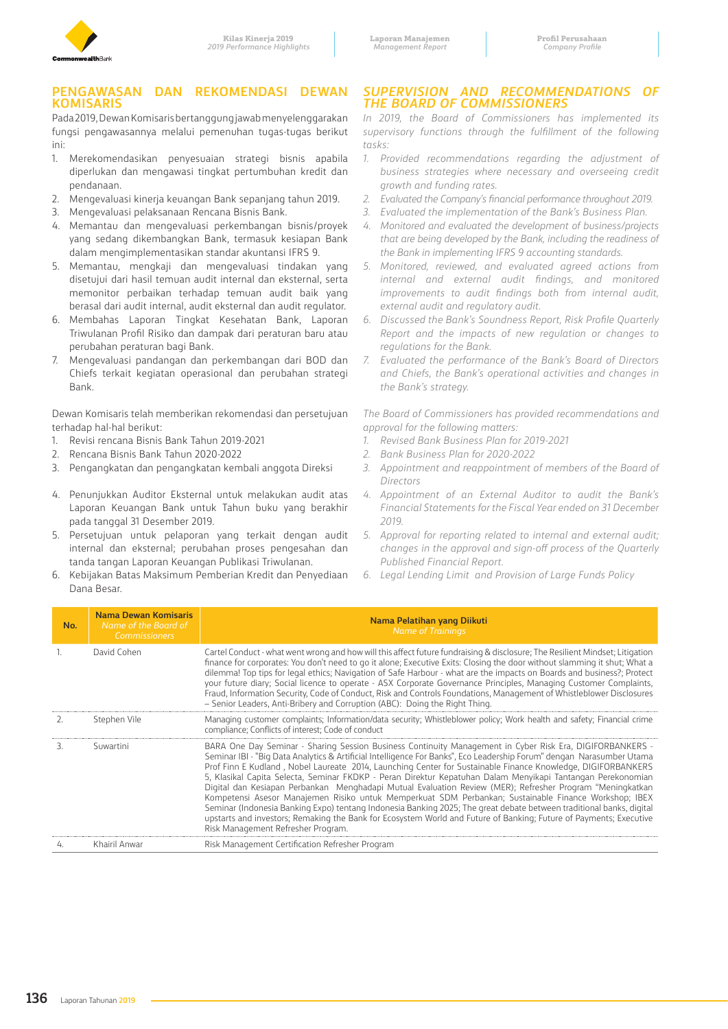## PENGAWASAN DAN REKOMENDASI DEWAN KOMISARIS

Pada 2019, Dewan Komisaris bertanggung jawab menyelenggarakan fungsi pengawasannya melalui pemenuhan tugas-tugas berikut ini:

1. Merekomendasikan penyesuaian strategi bisnis apabila diperlukan dan mengawasi tingkat pertumbuhan kredit dan pendanaan.
2. Mengevaluasi kinerja keuangan Bank sepanjang tahun 2019.
3. Mengevaluasi pelaksanaan Rencana Bisnis Bank.
4. Memantau dan mengevaluasi perkembangan bisnis/proyek yang sedang dikembangkan Bank, termasuk kesiapan Bank dalam mengimplementasikan standar akuntansi IFRS 9.
5. Memantau, mengkaji dan mengevaluasi tindakan yang disetujui dari hasil temuan audit internal dan eksternal, serta memonitor perbaikan terhadap temuan audit baik yang berasal dari audit internal, audit eksternal dan audit regulator.
6. Membahas Laporan Tingkat Kesehatan Bank, Laporan Triwulanan Profil Risiko dan dampak dari peraturan baru atau perubahan peraturan bagi Bank.
7. Mengevaluasi pandangan dan perkembangan dari BOD dan Chiefs terkait kegiatan operasional dan perubahan strategi Bank.

Dewan Komisaris telah memberikan rekomendasi dan persetujuan terhadap hal-hal berikut:

1. Revisi rencana Bisnis Bank Tahun 2019-2021
2. Rencana Bisnis Bank Tahun 2020-2022
3. Pengangkatan dan pengangkatan kembali anggota Direksi
4. Penunjukkan Auditor Eksternal untuk melakukan audit atas Laporan Keuangan Bank untuk Tahun buku yang berakhir pada tanggal 31 Desember 2019.
5. Persetujuan untuk pelaporan yang terkait dengan audit internal dan eksternal; perubahan proses pengesahan dan tanda tangan Laporan Keuangan Publikasi Triwulanan.
6. Kebijakan Batas Maksimum Pemberian Kredit dan Penyediaan Dana Besar.

## *SUPERVISION AND RECOMMENDATIONS OF THE BOARD OF COMMISSIONERS*

*In 2019, the Board of Commissioners has implemented its supervisory functions through the fulfillment of the following tasks:*

1. *Provided recommendations regarding the adjustment of business strategies where necessary and overseeing credit growth and funding rates.*
2. *Evaluated the Company's financial performance throughout 2019.*
3. *Evaluated the implementation of the Bank's Business Plan.*
4. *Monitored and evaluated the development of business/projects that are being developed by the Bank, including the readiness of the Bank in implementing IFRS 9 accounting standards.*
5. *Monitored, reviewed, and evaluated agreed actions from internal and external audit findings, and monitored improvements to audit findings both from internal audit, external audit and regulatory audit.*
6. *Discussed the Bank's Soundness Report, Risk Profile Quarterly Report and the impacts of new regulation or changes to regulations for the Bank.*
7. *Evaluated the performance of the Bank's Board of Directors and Chiefs, the Bank's operational activities and changes in the Bank's strategy.*

*The Board of Commissioners has provided recommendations and approval for the following matters:*

1. *Revised Bank Business Plan for 2019-2021*
2. *Bank Business Plan for 2020-2022*
3. *Appointment and reappointment of members of the Board of Directors*
4. *Appointment of an External Auditor to audit the Bank's Financial Statements for the Fiscal Year ended on 31 December 2019.*
5. *Approval for reporting related to internal and external audit; changes in the approval and sign-off process of the Quarterly Published Financial Report.*
6. *Legal Lending Limit and Provision of Large Funds Policy*

| No. | Nama Dewan Komisaris *Name of the Board of Commissioners* | Nama Pelatihan yang Diikuti *Name of Trainings* |
|---|---|---|
| 1. | David Cohen | Cartel Conduct - what went wrong and how will this affect future fundraising & disclosure; The Resilient Mindset; Litigation finance for corporates: You don't need to go it alone; Executive Exits: Closing the door without slamming it shut; What a dilemma! Top tips for legal ethics; Navigation of Safe Harbour - what are the impacts on Boards and business?; Protect your future diary; Social licence to operate - ASX Corporate Governance Principles, Managing Customer Complaints, Fraud, Information Security, Code of Conduct, Risk and Controls Foundations, Management of Whistleblower Disclosures – Senior Leaders, Anti-Bribery and Corruption (ABC): Doing the Right Thing. |
| 2. | Stephen Vile | Managing customer complaints; Information/data security; Whistleblower policy; Work health and safety; Financial crime compliance; Conflicts of interest; Code of conduct |
| 3. | Suwartini | BARA One Day Seminar - Sharing Session Business Continuity Management in Cyber Risk Era, DIGIFORBANKERS - Seminar IBI - "Big Data Analytics & Artificial Intelligence For Banks", Eco Leadership Forum" dengan Narasumber Utama Prof Finn E Kudland , Nobel Laureate 2014, Launching Center for Sustainable Finance Knowledge, DIGIFORBANKERS 5, Klasikal Capita Selecta, Seminar FKDKP - Peran Direktur Kepatuhan Dalam Menyikapi Tantangan Perekonomian Digital dan Kesiapan Perbankan Menghadapi Mutual Evaluation Review (MER); Refresher Program "Meningkatkan Kompetensi Asesor Manajemen Risiko untuk Memperkuat SDM Perbankan; Sustainable Finance Workshop; IBEX Seminar (Indonesia Banking Expo) tentang Indonesia Banking 2025; The great debate between traditional banks, digital upstarts and investors; Remaking the Bank for Ecosystem World and Future of Banking; Future of Payments; Executive Risk Management Refresher Program. |
| 4. | Khairil Anwar | Risk Management Certification Refresher Program |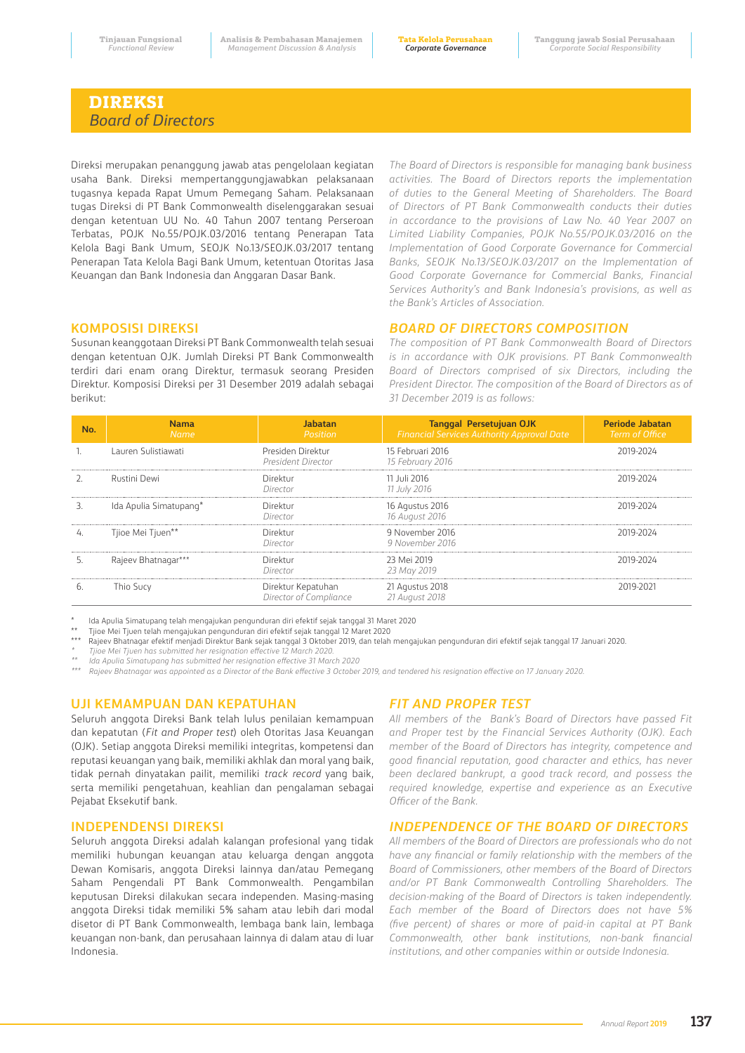# DIREKSI
## *Board of Directors*

Direksi merupakan penanggung jawab atas pengelolaan kegiatan usaha Bank. Direksi mempertanggungjawabkan pelaksanaan tugasnya kepada Rapat Umum Pemegang Saham. Pelaksanaan tugas Direksi di PT Bank Commonwealth diselenggarakan sesuai dengan ketentuan UU No. 40 Tahun 2007 tentang Perseroan Terbatas, POJK No.55/POJK.03/2016 tentang Penerapan Tata Kelola Bagi Bank Umum, SEOJK No.13/SEOJK.03/2017 tentang Penerapan Tata Kelola Bagi Bank Umum, ketentuan Otoritas Jasa Keuangan dan Bank Indonesia dan Anggaran Dasar Bank.

*The Board of Directors is responsible for managing bank business activities. The Board of Directors reports the implementation of duties to the General Meeting of Shareholders. The Board of Directors of PT Bank Commonwealth conducts their duties in accordance to the provisions of Law No. 40 Year 2007 on Limited Liability Companies, POJK No.55/POJK.03/2016 on the Implementation of Good Corporate Governance for Commercial Banks, SEOJK No.13/SEOJK.03/2017 on the Implementation of Good Corporate Governance for Commercial Banks, Financial Services Authority's and Bank Indonesia's provisions, as well as the Bank's Articles of Association.*

### KOMPOSISI DIREKSI

Susunan keanggotaan Direksi PT Bank Commonwealth telah sesuai dengan ketentuan OJK. Jumlah Direksi PT Bank Commonwealth terdiri dari enam orang Direktur, termasuk seorang Presiden Direktur. Komposisi Direksi per 31 Desember 2019 adalah sebagai berikut:

### *BOARD OF DIRECTORS COMPOSITION*

*The composition of PT Bank Commonwealth Board of Directors is in accordance with OJK provisions. PT Bank Commonwealth Board of Directors comprised of six Directors, including the President Director. The composition of the Board of Directors as of 31 December 2019 is as follows:*

| No. | Nama *Name* | Jabatan *Position* | Tanggal Persetujuan OJK *Financial Services Authority Approval Date* | Periode Jabatan *Term of Office* |
|---|---|---|---|---|
| 1. | Lauren Sulistiawati | Presiden Direktur *President Director* | 15 Februari 2016 *15 February 2016* | 2019-2024 |
| 2. | Rustini Dewi | Direktur *Director* | 11 Juli 2016 *11 July 2016* | 2019-2024 |
| 3. | Ida Apulia Simatupang* | Direktur *Director* | 16 Agustus 2016 *16 August 2016* | 2019-2024 |
| 4. | Tjioe Mei Tjuen** | Direktur *Director* | 9 November 2016 *9 November 2016* | 2019-2024 |
| 5. | Rajeev Bhatnagar*** | Direktur *Director* | 23 Mei 2019 *23 May 2019* | 2019-2024 |
| 6. | Thio Sucy | Direktur Kepatuhan *Director of Compliance* | 21 Agustus 2018 *21 August 2018* | 2019-2021 |

\* Ida Apulia Simatupang telah mengajukan pengunduran diri efektif sejak tanggal 31 Maret 2020
\** Tjioe Mei Tjuen telah mengajukan pengunduran diri efektif sejak tanggal 12 Maret 2020
\*** Rajeev Bhatnagar efektif menjadi Direktur Bank sejak tanggal 3 Oktober 2019, dan telah mengajukan pengunduran diri efektif sejak tanggal 17 Januari 2020.
\* *Tjioe Mei Tjuen has submitted her resignation effective 12 March 2020.*
\** *Ida Apulia Simatupang has submitted her resignation effective 31 March 2020*
\*** *Rajeev Bhatnagar was appointed as a Director of the Bank effective 3 October 2019, and tendered his resignation effective on 17 January 2020.*

### UJI KEMAMPUAN DAN KEPATUHAN

Seluruh anggota Direksi Bank telah lulus penilaian kemampuan dan kepatutan (*Fit and Proper test*) oleh Otoritas Jasa Keuangan (OJK). Setiap anggota Direksi memiliki integritas, kompetensi dan reputasi keuangan yang baik, memiliki akhlak dan moral yang baik, tidak pernah dinyatakan pailit, memiliki *track record* yang baik, serta memiliki pengetahuan, keahlian dan pengalaman sebagai Pejabat Eksekutif bank.

### *FIT AND PROPER TEST*

*All members of the Bank's Board of Directors have passed Fit and Proper test by the Financial Services Authority (OJK). Each member of the Board of Directors has integrity, competence and good financial reputation, good character and ethics, has never been declared bankrupt, a good track record, and possess the required knowledge, expertise and experience as an Executive Officer of the Bank.*

### INDEPENDENSI DIREKSI

Seluruh anggota Direksi adalah kalangan profesional yang tidak memiliki hubungan keuangan atau keluarga dengan anggota Dewan Komisaris, anggota Direksi lainnya dan/atau Pemegang Saham Pengendali PT Bank Commonwealth. Pengambilan keputusan Direksi dilakukan secara independen. Masing-masing anggota Direksi tidak memiliki 5% saham atau lebih dari modal disetor di PT Bank Commonwealth, lembaga bank lain, lembaga keuangan non-bank, dan perusahaan lainnya di dalam atau di luar Indonesia.

### *INDEPENDENCE OF THE BOARD OF DIRECTORS*

*All members of the Board of Directors are professionals who do not have any financial or family relationship with the members of the Board of Commissioners, other members of the Board of Directors and/or PT Bank Commonwealth Controlling Shareholders. The decision-making of the Board of Directors is taken independently. Each member of the Board of Directors does not have 5% (five percent) of shares or more of paid-in capital at PT Bank Commonwealth, other bank institutions, non-bank financial institutions, and other companies within or outside Indonesia.*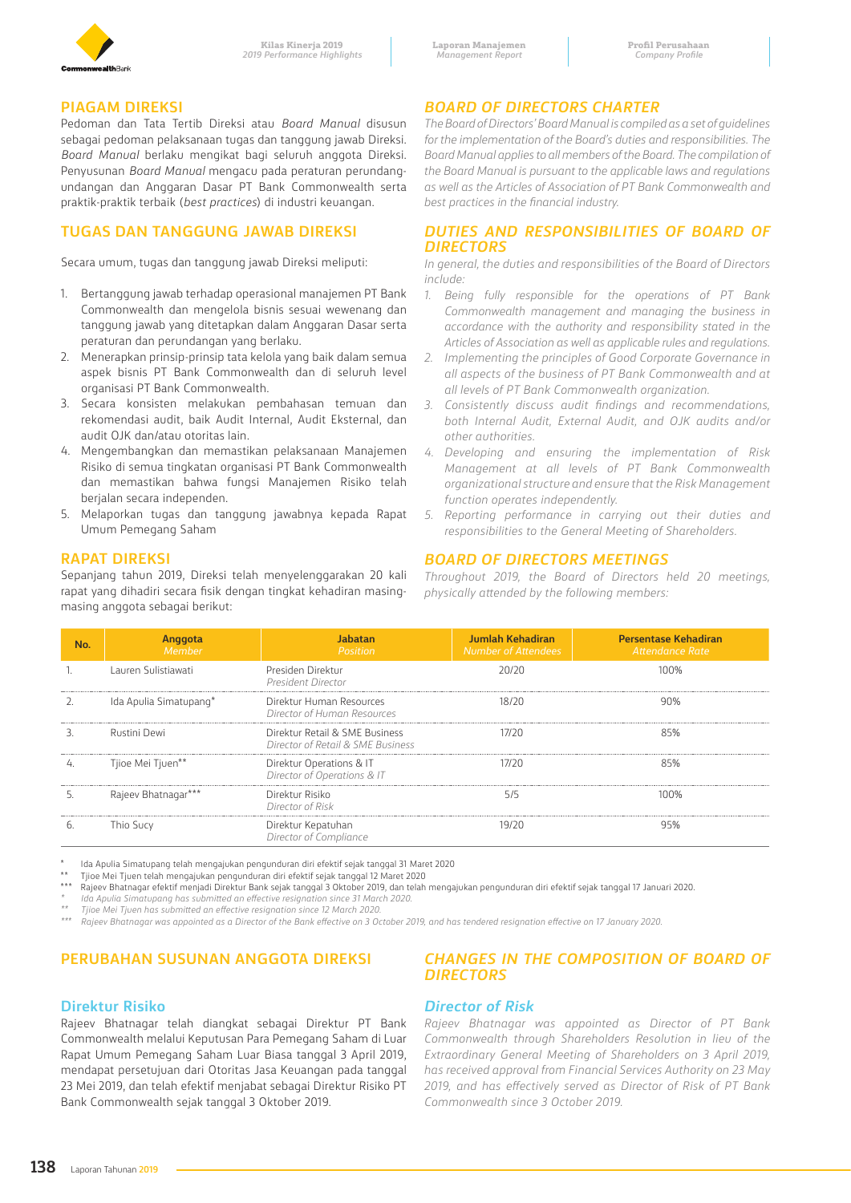## PIAGAM DIREKSI

Pedoman dan Tata Tertib Direksi atau *Board Manual* disusun sebagai pedoman pelaksanaan tugas dan tanggung jawab Direksi. *Board Manual* berlaku mengikat bagi seluruh anggota Direksi. Penyusunan *Board Manual* mengacu pada peraturan perundang-undangan dan Anggaran Dasar PT Bank Commonwealth serta praktik-praktik terbaik (*best practices*) di industri keuangan.

## *BOARD OF DIRECTORS CHARTER*

*The Board of Directors' Board Manual is compiled as a set of guidelines for the implementation of the Board's duties and responsibilities. The Board Manual applies to all members of the Board. The compilation of the Board Manual is pursuant to the applicable laws and regulations as well as the Articles of Association of PT Bank Commonwealth and best practices in the financial industry.*

## TUGAS DAN TANGGUNG JAWAB DIREKSI

Secara umum, tugas dan tanggung jawab Direksi meliputi:

1. Bertanggung jawab terhadap operasional manajemen PT Bank Commonwealth dan mengelola bisnis sesuai wewenang dan tanggung jawab yang ditetapkan dalam Anggaran Dasar serta peraturan dan perundangan yang berlaku.
2. Menerapkan prinsip-prinsip tata kelola yang baik dalam semua aspek bisnis PT Bank Commonwealth dan di seluruh level organisasi PT Bank Commonwealth.
3. Secara konsisten melakukan pembahasan temuan dan rekomendasi audit, baik Audit Internal, Audit Eksternal, dan audit OJK dan/atau otoritas lain.
4. Mengembangkan dan memastikan pelaksanaan Manajemen Risiko di semua tingkatan organisasi PT Bank Commonwealth dan memastikan bahwa fungsi Manajemen Risiko telah berjalan secara independen.
5. Melaporkan tugas dan tanggung jawabnya kepada Rapat Umum Pemegang Saham

## *DUTIES AND RESPONSIBILITIES OF BOARD OF DIRECTORS*

*In general, the duties and responsibilities of the Board of Directors include:*

1. *Being fully responsible for the operations of PT Bank Commonwealth management and managing the business in accordance with the authority and responsibility stated in the Articles of Association as well as applicable rules and regulations.*
2. *Implementing the principles of Good Corporate Governance in all aspects of the business of PT Bank Commonwealth and at all levels of PT Bank Commonwealth organization.*
3. *Consistently discuss audit findings and recommendations, both Internal Audit, External Audit, and OJK audits and/or other authorities.*
4. *Developing and ensuring the implementation of Risk Management at all levels of PT Bank Commonwealth organizational structure and ensure that the Risk Management function operates independently.*
5. *Reporting performance in carrying out their duties and responsibilities to the General Meeting of Shareholders.*

## RAPAT DIREKSI

Sepanjang tahun 2019, Direksi telah menyelenggarakan 20 kali rapat yang dihadiri secara fisik dengan tingkat kehadiran masing-masing anggota sebagai berikut:

## *BOARD OF DIRECTORS MEETINGS*

*Throughout 2019, the Board of Directors held 20 meetings, physically attended by the following members:*

| No. | Anggota *Member* | Jabatan *Position* | Jumlah Kehadiran *Number of Attendees* | Persentase Kehadiran *Attendance Rate* |
|---|---|---|---|---|
| 1. | Lauren Sulistiawati | Presiden Direktur *President Director* | 20/20 | 100% |
| 2. | Ida Apulia Simatupang* | Direktur Human Resources *Director of Human Resources* | 18/20 | 90% |
| 3. | Rustini Dewi | Direktur Retail & SME Business *Director of Retail & SME Business* | 17/20 | 85% |
| 4. | Tjioe Mei Tjuen** | Direktur Operations & IT *Director of Operations & IT* | 17/20 | 85% |
| 5. | Rajeev Bhatnagar*** | Direktur Risiko *Director of Risk* | 5/5 | 100% |
| 6. | Thio Sucy | Direktur Kepatuhan *Director of Compliance* | 19/20 | 95% |

\* Ida Apulia Simatupang telah mengajukan pengunduran diri efektif sejak tanggal 31 Maret 2020
** Tjioe Mei Tjuen telah mengajukan pengunduran diri efektif sejak tanggal 12 Maret 2020
*** Rajeev Bhatnagar efektif menjadi Direktur Bank sejak tanggal 3 Oktober 2019, dan telah mengajukan pengunduran diri efektif sejak tanggal 17 Januari 2020.

\* *Ida Apulia Simatupang has submitted an effective resignation since 31 March 2020.*
** *Tjioe Mei Tjuen has submitted an effective resignation since 12 March 2020.*
*** *Rajeev Bhatnagar was appointed as a Director of the Bank effective on 3 October 2019, and has tendered resignation effective on 17 January 2020.*

## PERUBAHAN SUSUNAN ANGGOTA DIREKSI

### Direktur Risiko

Rajeev Bhatnagar telah diangkat sebagai Direktur PT Bank Commonwealth melalui Keputusan Para Pemegang Saham di Luar Rapat Umum Pemegang Saham Luar Biasa tanggal 3 April 2019, mendapat persetujuan dari Otoritas Jasa Keuangan pada tanggal 23 Mei 2019, dan telah efektif menjabat sebagai Direktur Risiko PT Bank Commonwealth sejak tanggal 3 Oktober 2019.

## *CHANGES IN THE COMPOSITION OF BOARD OF DIRECTORS*

### *Director of Risk*

*Rajeev Bhatnagar was appointed as Director of PT Bank Commonwealth through Shareholders Resolution in lieu of the Extraordinary General Meeting of Shareholders on 3 April 2019, has received approval from Financial Services Authority on 23 May 2019, and has effectively served as Director of Risk of PT Bank Commonwealth since 3 October 2019.*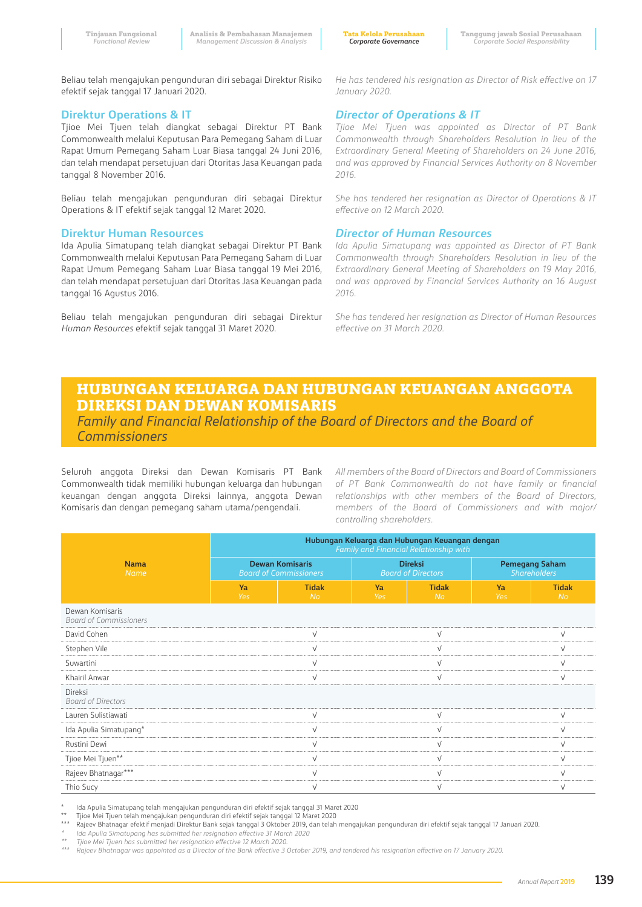Beliau telah mengajukan pengunduran diri sebagai Direktur Risiko efektif sejak tanggal 17 Januari 2020.

*He has tendered his resignation as Director of Risk effective on 17 January 2020.*

### Direktur Operations & IT

Tjioe Mei Tjuen telah diangkat sebagai Direktur PT Bank Commonwealth melalui Keputusan Para Pemegang Saham di Luar Rapat Umum Pemegang Saham Luar Biasa tanggal 24 Juni 2016, dan telah mendapat persetujuan dari Otoritas Jasa Keuangan pada tanggal 8 November 2016.

Beliau telah mengajukan pengunduran diri sebagai Direktur Operations & IT efektif sejak tanggal 12 Maret 2020.

### *Director of Operations & IT*

*Tjioe Mei Tjuen was appointed as Director of PT Bank Commonwealth through Shareholders Resolution in lieu of the Extraordinary General Meeting of Shareholders on 24 June 2016, and was approved by Financial Services Authority on 8 November 2016.*

*She has tendered her resignation as Director of Operations & IT effective on 12 March 2020.*

### Direktur Human Resources

Ida Apulia Simatupang telah diangkat sebagai Direktur PT Bank Commonwealth melalui Keputusan Para Pemegang Saham di Luar Rapat Umum Pemegang Saham Luar Biasa tanggal 19 Mei 2016, dan telah mendapat persetujuan dari Otoritas Jasa Keuangan pada tanggal 16 Agustus 2016.

Beliau telah mengajukan pengunduran diri sebagai Direktur *Human Resources* efektif sejak tanggal 31 Maret 2020.

### *Director of Human Resources*

*Ida Apulia Simatupang was appointed as Director of PT Bank Commonwealth through Shareholders Resolution in lieu of the Extraordinary General Meeting of Shareholders on 19 May 2016, and was approved by Financial Services Authority on 16 August 2016.*

*She has tendered her resignation as Director of Human Resources effective on 31 March 2020.*

## HUBUNGAN KELUARGA DAN HUBUNGAN KEUANGAN ANGGOTA DIREKSI DAN DEWAN KOMISARIS
## *Family and Financial Relationship of the Board of Directors and the Board of Commissioners*

Seluruh anggota Direksi dan Dewan Komisaris PT Bank Commonwealth tidak memiliki hubungan keluarga dan hubungan keuangan dengan anggota Direksi lainnya, anggota Dewan Komisaris dan dengan pemegang saham utama/pengendali.

*All members of the Board of Directors and Board of Commissioners of PT Bank Commonwealth do not have family or financial relationships with other members of the Board of Directors, members of the Board of Commissioners and with major/controlling shareholders.*

| Nama *Name* | Hubungan Keluarga dan Hubungan Keuangan dengan *Family and Financial Relationship with* | | | | | |
|---|---|---|---|---|---|---|
| | Dewan Komisaris *Board of Commissioners* | | Direksi *Board of Directors* | | Pemegang Saham *Shareholders* | |
| | Ya *Yes* | Tidak *No* | Ya *Yes* | Tidak *No* | Ya *Yes* | Tidak *No* |
| Dewan Komisaris *Board of Commissioners* | | | | | | |
| David Cohen | | √ | | √ | | √ |
| Stephen Vile | | √ | | √ | | √ |
| Suwartini | | √ | | √ | | √ |
| Khairil Anwar | | √ | | √ | | √ |
| Direksi *Board of Directors* | | | | | | |
| Lauren Sulistiawati | | √ | | √ | | √ |
| Ida Apulia Simatupang* | | √ | | √ | | √ |
| Rustini Dewi | | √ | | √ | | √ |
| Tjioe Mei Tjuen** | | √ | | √ | | √ |
| Rajeev Bhatnagar*** | | √ | | √ | | √ |
| Thio Sucy | | √ | | √ | | √ |

\* Ida Apulia Simatupang telah mengajukan pengunduran diri efektif sejak tanggal 31 Maret 2020
** Tjioe Mei Tjuen telah mengajukan pengunduran diri efektif sejak tanggal 12 Maret 2020
*** Rajeev Bhatnagar efektif menjadi Direktur Bank sejak tanggal 3 Oktober 2019, dan telah mengajukan pengunduran diri efektif sejak tanggal 17 Januari 2020.
\* *Ida Apulia Simatupang has submitted her resignation effective 31 March 2020*
** *Tjioe Mei Tjuen has submitted her resignation effective 12 March 2020.*
*** *Rajeev Bhatnagar was appointed as a Director of the Bank effective 3 October 2019, and tendered his resignation effective on 17 January 2020.*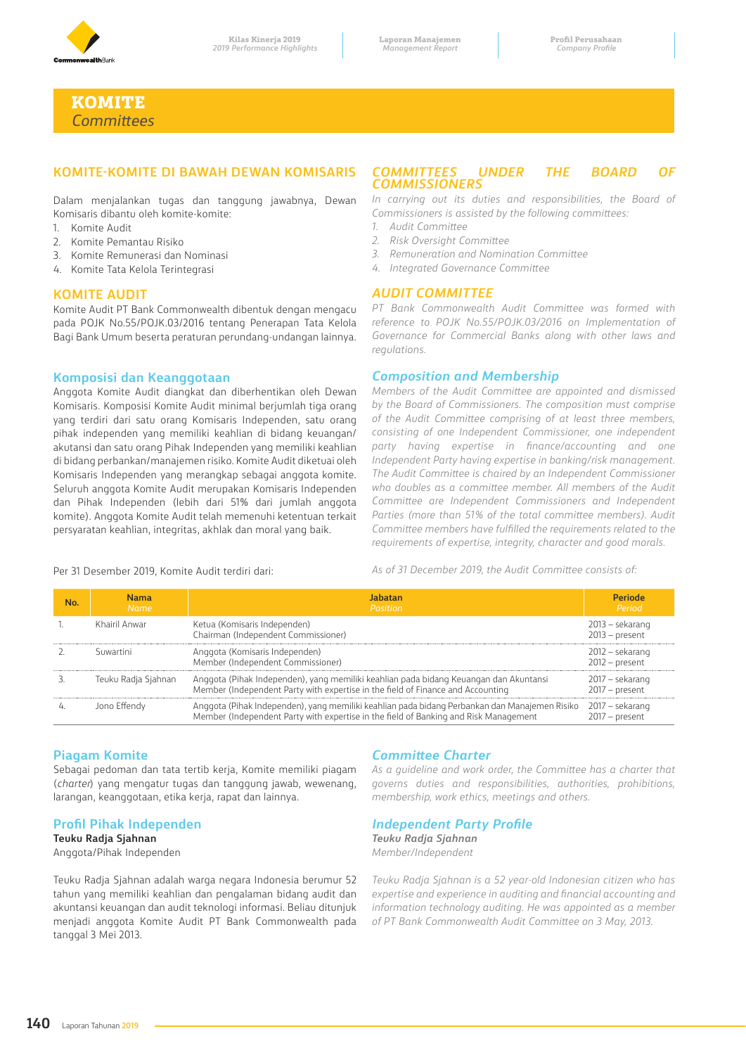# KOMITE
*Committees*

## KOMITE-KOMITE DI BAWAH DEWAN KOMISARIS

Dalam menjalankan tugas dan tanggung jawabnya, Dewan Komisaris dibantu oleh komite-komite:

1. Komite Audit
2. Komite Pemantau Risiko
3. Komite Remunerasi dan Nominasi
4. Komite Tata Kelola Terintegrasi

## *COMMITTEES UNDER THE BOARD OF COMMISSIONERS*

*In carrying out its duties and responsibilities, the Board of Commissioners is assisted by the following committees:*

1. *Audit Committee*
2. *Risk Oversight Committee*
3. *Remuneration and Nomination Committee*
4. *Integrated Governance Committee*

## KOMITE AUDIT

Komite Audit PT Bank Commonwealth dibentuk dengan mengacu pada POJK No.55/POJK.03/2016 tentang Penerapan Tata Kelola Bagi Bank Umum beserta peraturan perundang-undangan lainnya.

## *AUDIT COMMITTEE*

*PT Bank Commonwealth Audit Committee was formed with reference to POJK No.55/POJK.03/2016 on Implementation of Governance for Commercial Banks along with other laws and regulations.*

### Komposisi dan Keanggotaan

Anggota Komite Audit diangkat dan diberhentikan oleh Dewan Komisaris. Komposisi Komite Audit minimal berjumlah tiga orang yang terdiri dari satu orang Komisaris Independen, satu orang pihak independen yang memiliki keahlian di bidang keuangan/akutansi dan satu orang Pihak Independen yang memiliki keahlian di bidang perbankan/manajemen risiko. Komite Audit diketuai oleh Komisaris Independen yang merangkap sebagai anggota komite. Seluruh anggota Komite Audit merupakan Komisaris Independen dan Pihak Independen (lebih dari 51% dari jumlah anggota komite). Anggota Komite Audit telah memenuhi ketentuan terkait persyaratan keahlian, integritas, akhlak dan moral yang baik.

### *Composition and Membership*

*Members of the Audit Committee are appointed and dismissed by the Board of Commissioners. The composition must comprise of the Audit Committee comprising of at least three members, consisting of one Independent Commissioner, one independent party having expertise in finance/accounting and one Independent Party having expertise in banking/risk management. The Audit Committee is chaired by an Independent Commissioner who doubles as a committee member. All members of the Audit Committee are Independent Commissioners and Independent Parties (more than 51% of the total committee members). Audit Committee members have fulfilled the requirements related to the requirements of expertise, integrity, character and good morals.*

Per 31 Desember 2019, Komite Audit terdiri dari:

*As of 31 December 2019, the Audit Committee consists of:*

| No. | Nama<br>*Name* | Jabatan<br>*Position* | Periode<br>*Period* |
|---|---|---|---|
| 1. | Khairil Anwar | Ketua (Komisaris Independen)<br>Chairman (Independent Commissioner) | 2013 – sekarang<br>2013 – present |
| 2. | Suwartini | Anggota (Komisaris Independen)<br>Member (Independent Commissioner) | 2012 – sekarang<br>2012 – present |
| 3. | Teuku Radja Sjahnan | Anggota (Pihak Independen), yang memiliki keahlian pada bidang Keuangan dan Akuntansi<br>Member (Independent Party with expertise in the field of Finance and Accounting | 2017 – sekarang<br>2017 – present |
| 4. | Jono Effendy | Anggota (Pihak Independen), yang memiliki keahlian pada bidang Perbankan dan Manajemen Risiko<br>Member (Independent Party with expertise in the field of Banking and Risk Management | 2017 – sekarang<br>2017 – present |

### Piagam Komite

Sebagai pedoman dan tata tertib kerja, Komite memiliki piagam (*charter*) yang mengatur tugas dan tanggung jawab, wewenang, larangan, keanggotaan, etika kerja, rapat dan lainnya.

### *Committee Charter*

*As a guideline and work order, the Committee has a charter that governs duties and responsibilities, authorities, prohibitions, membership, work ethics, meetings and others.*

### Profil Pihak Independen

**Teuku Radja Sjahnan**
Anggota/Pihak Independen

Teuku Radja Sjahnan adalah warga negara Indonesia berumur 52 tahun yang memiliki keahlian dan pengalaman bidang audit dan akuntansi keuangan dan audit teknologi informasi. Beliau ditunjuk menjadi anggota Komite Audit PT Bank Commonwealth pada tanggal 3 Mei 2013.

### *Independent Party Profile*

***Teuku Radja Sjahnan***
*Member/Independent*

*Teuku Radja Sjahnan is a 52 year-old Indonesian citizen who has expertise and experience in auditing and financial accounting and information technology auditing. He was appointed as a member of PT Bank Commonwealth Audit Committee on 3 May, 2013.*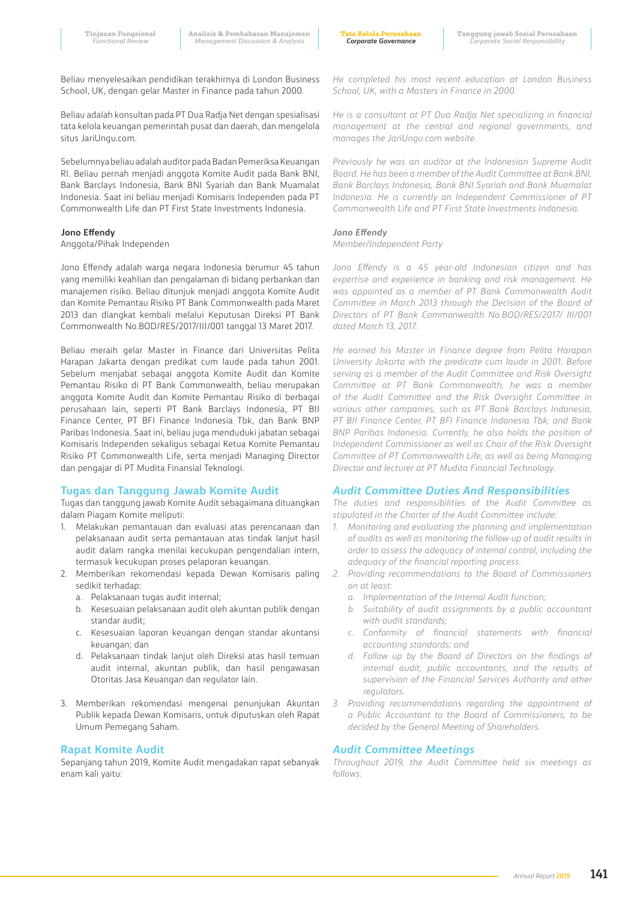Beliau menyelesaikan pendidikan terakhirnya di London Business School, UK, dengan gelar Master in Finance pada tahun 2000.

Beliau adalah konsultan pada PT Dua Radja Net dengan spesialisasi tata kelola keuangan pemerintah pusat dan daerah, dan mengelola situs JariUngu.com.

Sebelumnya beliau adalah auditor pada Badan Pemeriksa Keuangan RI. Beliau pernah menjadi anggota Komite Audit pada Bank BNI, Bank Barclays Indonesia, Bank BNI Syariah dan Bank Muamalat Indonesia. Saat ini beliau menjadi Komisaris Independen pada PT Commonwealth Life dan PT First State Investments Indonesia.

**Jono Effendy**
Anggota/Pihak Independen

Jono Effendy adalah warga negara Indonesia berumur 45 tahun yang memiliki keahlian dan pengalaman di bidang perbankan dan manajemen risiko. Beliau ditunjuk menjadi anggota Komite Audit dan Komite Pemantau Risiko PT Bank Commonwealth pada Maret 2013 dan diangkat kembali melalui Keputusan Direksi PT Bank Commonwealth No.BOD/RES/2017/III/001 tanggal 13 Maret 2017.

Beliau meraih gelar Master in Finance dari Universitas Pelita Harapan Jakarta dengan predikat cum laude pada tahun 2001. Sebelum menjabat sebagai anggota Komite Audit dan Komite Pemantau Risiko di PT Bank Commonwealth, beliau merupakan anggota Komite Audit dan Komite Pemantau Risiko di berbagai perusahaan lain, seperti PT Bank Barclays Indonesia, PT BII Finance Center, PT BFI Finance Indonesia Tbk, dan Bank BNP Paribas Indonesia. Saat ini, beliau juga menduduki jabatan sebagai Komisaris Independen sekaligus sebagai Ketua Komite Pemantau Risiko PT Commonwealth Life, serta menjadi Managing Director dan pengajar di PT Mudita Finansial Teknologi.

## Tugas dan Tanggung Jawab Komite Audit

Tugas dan tanggung jawab Komite Audit sebagaimana dituangkan dalam Piagam Komite meliputi:

1. Melakukan pemantauan dan evaluasi atas perencanaan dan pelaksanaan audit serta pemantauan atas tindak lanjut hasil audit dalam rangka menilai kecukupan pengendalian intern, termasuk kecukupan proses pelaporan keuangan.
2. Memberikan rekomendasi kepada Dewan Komisaris paling sedikit terhadap:
   a. Pelaksanaan tugas audit internal;
   b. Kesesuaian pelaksanaan audit oleh akuntan publik dengan standar audit;
   c. Kesesuaian laporan keuangan dengan standar akuntansi keuangan; dan
   d. Pelaksanaan tindak lanjut oleh Direksi atas hasil temuan audit internal, akuntan publik, dan hasil pengawasan Otoritas Jasa Keuangan dan regulator lain.
3. Memberikan rekomendasi mengenai penunjukan Akuntan Publik kepada Dewan Komisaris, untuk diputuskan oleh Rapat Umum Pemegang Saham.

## Rapat Komite Audit

Sepanjang tahun 2019, Komite Audit mengadakan rapat sebanyak enam kali yaitu:

*He completed his most recent education at London Business School, UK, with a Masters in Finance in 2000.*

*He is a consultant at PT Dua Radja Net specializing in financial management at the central and regional governments, and manages the JariUngu.com website.*

*Previously he was an auditor at the Indonesian Supreme Audit Board. He has been a member of the Audit Committee at Bank BNI, Bank Barclays Indonesia, Bank BNI Syariah and Bank Muamalat Indonesia. He is currently an Independent Commissioner of PT Commonwealth Life and PT First State Investments Indonesia.*

***Jono Effendy***
*Member/Independent Party*

*Jono Effendy is a 45 year-old Indonesian citizen and has expertise and experience in banking and risk management. He was appointed as a member of PT Bank Commonwealth Audit Committee and Risk Oversight Committee in March 2013 through the Decision of the Board of Directors of PT Bank Commonwealth No.BOD/RES/2017/ III/001 dated March 13, 2017.*

*He earned his Master in Finance degree from Pelita Harapan University Jakarta with the predicate cum laude in 2001. Before serving as a member of the Audit Committee and Risk Oversight Committee at PT Bank Commonwealth, he was a member of the Audit Committee and the Risk Oversight Committee in various other companies, such as PT Bank Barclays Indonesia, PT BII Finance Center, PT BFI Finance Indonesia Tbk, and Bank BNP Paribas Indonesia. Currently, he also holds the position of Independent Commissioner as well as Chair of the Risk Oversight Committee of PT Commonwealth Life, as well as being Managing Director and lecturer at PT Mudita Financial Technology.*

## *Audit Committee Duties And Responsibilities*

*The duties and responsibilities of the Audit Committee as stipulated in the Charter of the Audit Committee include:*

1. *Monitoring and evaluating the planning and implementation of audits as well as monitoring the follow-up of audit results in order to assess the adequacy of internal control, including the adequacy of the financial reporting process.*
2. *Providing recommendations to the Board of Commissioners on at least:*
   a. *Implementation of the Internal Audit function;*
   b. *Suitability of audit assignments by a public accountant with audit standards;*
   c. *Conformity of financial statements with financial accounting standards; and*
   d. *Follow up by the Board of Directors on the findings of internal audit, public accountants, and the results of supervision of the Financial Services Authority and other regulators.*
3. *Providing recommendations regarding the appointment of a Public Accountant to the Board of Commissioners, to be decided by the General Meeting of Shareholders.*

## *Audit Committee Meetings*

*Throughout 2019, the Audit Committee held six meetings as follows:*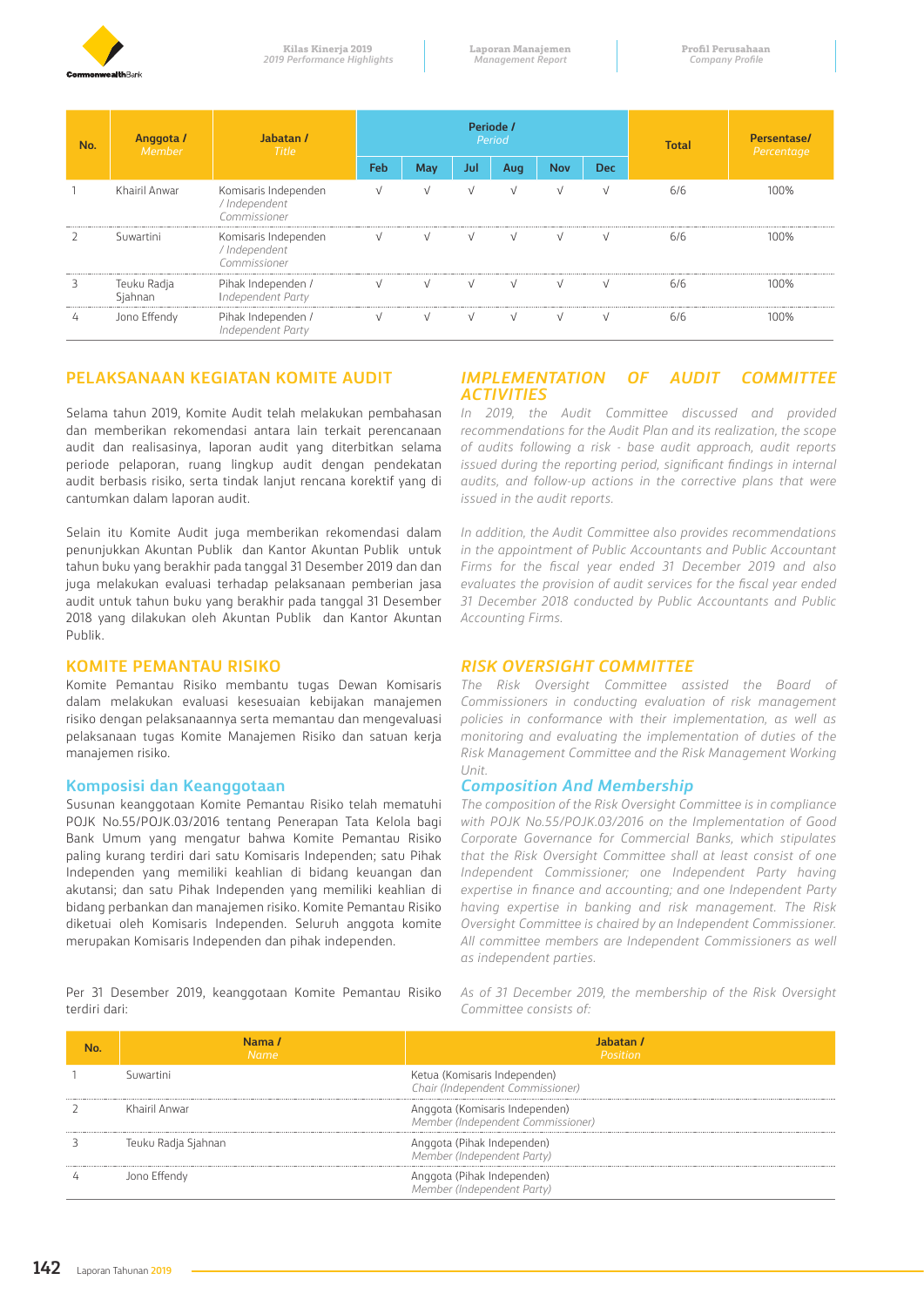| No. | Anggota / Member | Jabatan / Title | Periode / Period | | | | | | Total | Persentase/ Percentage |
|---|---|---|---|---|---|---|---|---|---|---|
| | | | Feb | May | Jul | Aug | Nov | Dec | | |
| 1 | Khairil Anwar | Komisaris Independen / *Independent Commissioner* | √ | √ | √ | √ | √ | √ | 6/6 | 100% |
| 2 | Suwartini | Komisaris Independen / *Independent Commissioner* | √ | √ | √ | √ | √ | √ | 6/6 | 100% |
| 3 | Teuku Radja Sjahnan | Pihak Independen / *Independent Party* | √ | √ | √ | √ | √ | √ | 6/6 | 100% |
| 4 | Jono Effendy | Pihak Independen / *Independent Party* | √ | √ | √ | √ | √ | √ | 6/6 | 100% |

## PELAKSANAAN KEGIATAN KOMITE AUDIT

Selama tahun 2019, Komite Audit telah melakukan pembahasan dan memberikan rekomendasi antara lain terkait perencanaan audit dan realisasinya, laporan audit yang diterbitkan selama periode pelaporan, ruang lingkup audit dengan pendekatan audit berbasis risiko, serta tindak lanjut rencana korektif yang di cantumkan dalam laporan audit.

Selain itu Komite Audit juga memberikan rekomendasi dalam penunjukkan Akuntan Publik dan Kantor Akuntan Publik untuk tahun buku yang berakhir pada tanggal 31 Desember 2019 dan dan juga melakukan evaluasi terhadap pelaksanaan pemberian jasa audit untuk tahun buku yang berakhir pada tanggal 31 Desember 2018 yang dilakukan oleh Akuntan Publik dan Kantor Akuntan Publik.

## *IMPLEMENTATION OF AUDIT COMMITTEE ACTIVITIES*

*In 2019, the Audit Committee discussed and provided recommendations for the Audit Plan and its realization, the scope of audits following a risk - base audit approach, audit reports issued during the reporting period, significant findings in internal audits, and follow-up actions in the corrective plans that were issued in the audit reports.*

*In addition, the Audit Committee also provides recommendations in the appointment of Public Accountants and Public Accountant Firms for the fiscal year ended 31 December 2019 and also evaluates the provision of audit services for the fiscal year ended 31 December 2018 conducted by Public Accountants and Public Accounting Firms.*

## KOMITE PEMANTAU RISIKO

Komite Pemantau Risiko membantu tugas Dewan Komisaris dalam melakukan evaluasi kesesuaian kebijakan manajemen risiko dengan pelaksanaannya serta memantau dan mengevaluasi pelaksanaan tugas Komite Manajemen Risiko dan satuan kerja manajemen risiko.

### Komposisi dan Keanggotaan

Susunan keanggotaan Komite Pemantau Risiko telah mematuhi POJK No.55/POJK.03/2016 tentang Penerapan Tata Kelola bagi Bank Umum yang mengatur bahwa Komite Pemantau Risiko paling kurang terdiri dari satu Komisaris Independen; satu Pihak Independen yang memiliki keahlian di bidang keuangan dan akutansi; dan satu Pihak Independen yang memiliki keahlian di bidang perbankan dan manajemen risiko. Komite Pemantau Risiko diketuai oleh Komisaris Independen. Seluruh anggota komite merupakan Komisaris Independen dan pihak independen.

Per 31 Desember 2019, keanggotaan Komite Pemantau Risiko terdiri dari:

## *RISK OVERSIGHT COMMITTEE*

*The Risk Oversight Committee assisted the Board of Commissioners in conducting evaluation of risk management policies in conformance with their implementation, as well as monitoring and evaluating the implementation of duties of the Risk Management Committee and the Risk Management Working Unit.*

### *Composition And Membership*

*The composition of the Risk Oversight Committee is in compliance with POJK No.55/POJK.03/2016 on the Implementation of Good Corporate Governance for Commercial Banks, which stipulates that the Risk Oversight Committee shall at least consist of one Independent Commissioner; one Independent Party having expertise in finance and accounting; and one Independent Party having expertise in banking and risk management. The Risk Oversight Committee is chaired by an Independent Commissioner. All committee members are Independent Commissioners as well as independent parties.*

*As of 31 December 2019, the membership of the Risk Oversight Committee consists of:*

| No. | Nama / Name | Jabatan / Position |
|---|---|---|
| 1 | Suwartini | Ketua (Komisaris Independen) *Chair (Independent Commissioner)* |
| 2 | Khairil Anwar | Anggota (Komisaris Independen) *Member (Independent Commissioner)* |
| 3 | Teuku Radja Sjahnan | Anggota (Pihak Independen) *Member (Independent Party)* |
| 4 | Jono Effendy | Anggota (Pihak Independen) *Member (Independent Party)* |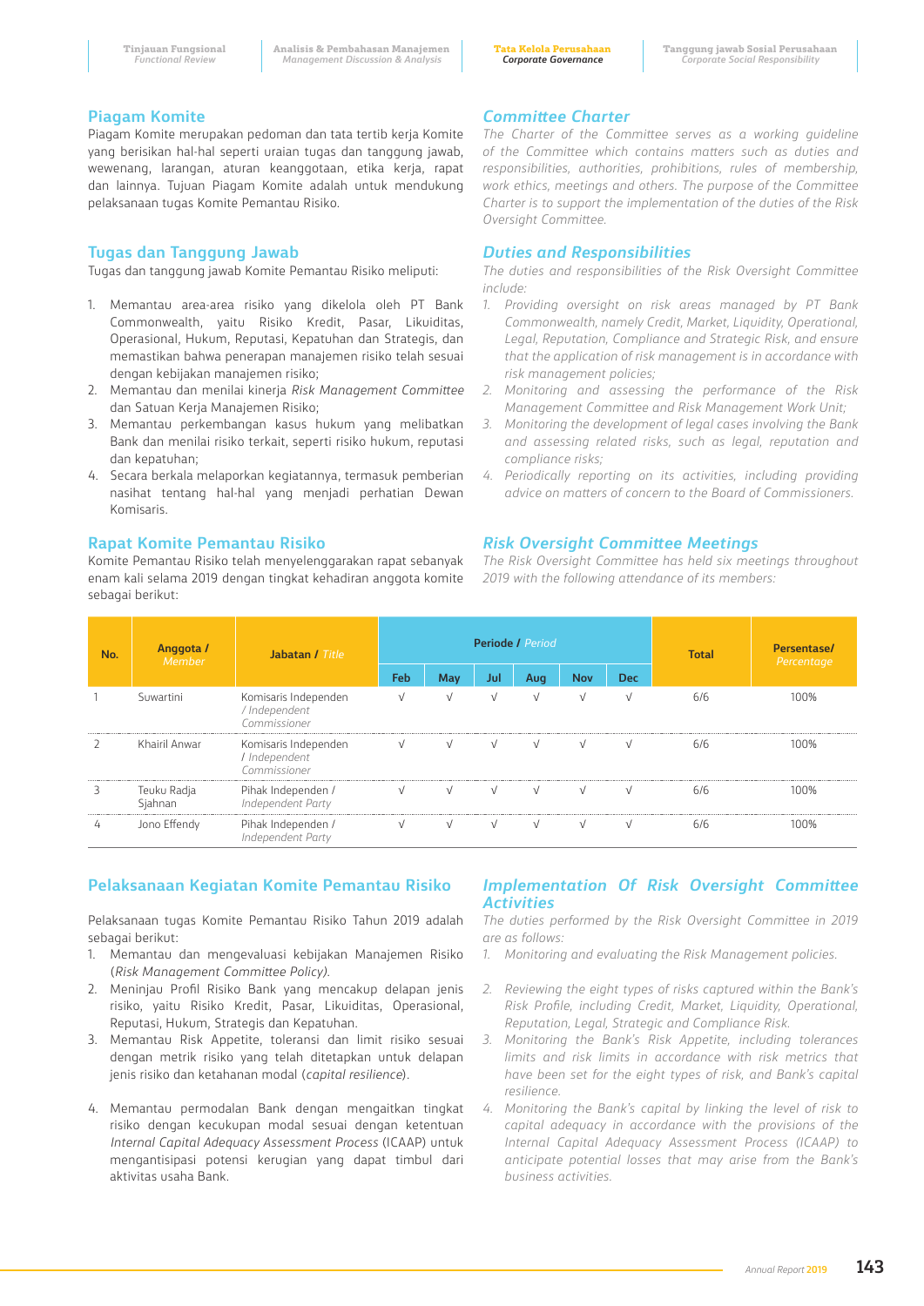## Piagam Komite

Piagam Komite merupakan pedoman dan tata tertib kerja Komite yang berisikan hal-hal seperti uraian tugas dan tanggung jawab, wewenang, larangan, aturan keanggotaan, etika kerja, rapat dan lainnya. Tujuan Piagam Komite adalah untuk mendukung pelaksanaan tugas Komite Pemantau Risiko.

## *Committee Charter*

*The Charter of the Committee serves as a working guideline of the Committee which contains matters such as duties and responsibilities, authorities, prohibitions, rules of membership, work ethics, meetings and others. The purpose of the Committee Charter is to support the implementation of the duties of the Risk Oversight Committee.*

## Tugas dan Tanggung Jawab

Tugas dan tanggung jawab Komite Pemantau Risiko meliputi:

1. Memantau area-area risiko yang dikelola oleh PT Bank Commonwealth, yaitu Risiko Kredit, Pasar, Likuiditas, Operasional, Hukum, Reputasi, Kepatuhan dan Strategis, dan memastikan bahwa penerapan manajemen risiko telah sesuai dengan kebijakan manajemen risiko;
2. Memantau dan menilai kinerja *Risk Management Committee* dan Satuan Kerja Manajemen Risiko;
3. Memantau perkembangan kasus hukum yang melibatkan Bank dan menilai risiko terkait, seperti risiko hukum, reputasi dan kepatuhan;
4. Secara berkala melaporkan kegiatannya, termasuk pemberian nasihat tentang hal-hal yang menjadi perhatian Dewan Komisaris.

## *Duties and Responsibilities*

*The duties and responsibilities of the Risk Oversight Committee include:*

1. *Providing oversight on risk areas managed by PT Bank Commonwealth, namely Credit, Market, Liquidity, Operational, Legal, Reputation, Compliance and Strategic Risk, and ensure that the application of risk management is in accordance with risk management policies;*
2. *Monitoring and assessing the performance of the Risk Management Committee and Risk Management Work Unit;*
3. *Monitoring the development of legal cases involving the Bank and assessing related risks, such as legal, reputation and compliance risks;*
4. *Periodically reporting on its activities, including providing advice on matters of concern to the Board of Commissioners.*

## Rapat Komite Pemantau Risiko

Komite Pemantau Risiko telah menyelenggarakan rapat sebanyak enam kali selama 2019 dengan tingkat kehadiran anggota komite sebagai berikut:

## *Risk Oversight Committee Meetings*

*The Risk Oversight Committee has held six meetings throughout 2019 with the following attendance of its members:*

| No. | Anggota / *Member* | Jabatan / *Title* | Periode / *Period* | | | | | | Total | Persentase/ *Percentage* |
|---|---|---|---|---|---|---|---|---|---|---|
| | | | Feb | May | Jul | Aug | Nov | Dec | | |
| 1 | Suwartini | Komisaris Independen / *Independent Commissioner* | √ | √ | √ | √ | √ | √ | 6/6 | 100% |
| 2 | Khairil Anwar | Komisaris Independen / *Independent Commissioner* | √ | √ | √ | √ | √ | √ | 6/6 | 100% |
| 3 | Teuku Radja Sjahnan | Pihak Independen / *Independent Party* | √ | √ | √ | √ | √ | √ | 6/6 | 100% |
| 4 | Jono Effendy | Pihak Independen / *Independent Party* | √ | √ | √ | √ | √ | √ | 6/6 | 100% |

## Pelaksanaan Kegiatan Komite Pemantau Risiko

Pelaksanaan tugas Komite Pemantau Risiko Tahun 2019 adalah sebagai berikut:

1. Memantau dan mengevaluasi kebijakan Manajemen Risiko (*Risk Management Committee Policy*).
2. Meninjau Profil Risiko Bank yang mencakup delapan jenis risiko, yaitu Risiko Kredit, Pasar, Likuiditas, Operasional, Reputasi, Hukum, Strategis dan Kepatuhan.
3. Memantau Risk Appetite, toleransi dan limit risiko sesuai dengan metrik risiko yang telah ditetapkan untuk delapan jenis risiko dan ketahanan modal (*capital resilience*).
4. Memantau permodalan Bank dengan mengaitkan tingkat risiko dengan kecukupan modal sesuai dengan ketentuan *Internal Capital Adequacy Assessment Process* (ICAAP) untuk mengantisipasi potensi kerugian yang dapat timbul dari aktivitas usaha Bank.

## *Implementation Of Risk Oversight Committee Activities*

*The duties performed by the Risk Oversight Committee in 2019 are as follows:*

1. *Monitoring and evaluating the Risk Management policies.*
2. *Reviewing the eight types of risks captured within the Bank's Risk Profile, including Credit, Market, Liquidity, Operational, Reputation, Legal, Strategic and Compliance Risk.*
3. *Monitoring the Bank's Risk Appetite, including tolerances limits and risk limits in accordance with risk metrics that have been set for the eight types of risk, and Bank's capital resilience.*
4. *Monitoring the Bank's capital by linking the level of risk to capital adequacy in accordance with the provisions of the Internal Capital Adequacy Assessment Process (ICAAP) to anticipate potential losses that may arise from the Bank's business activities.*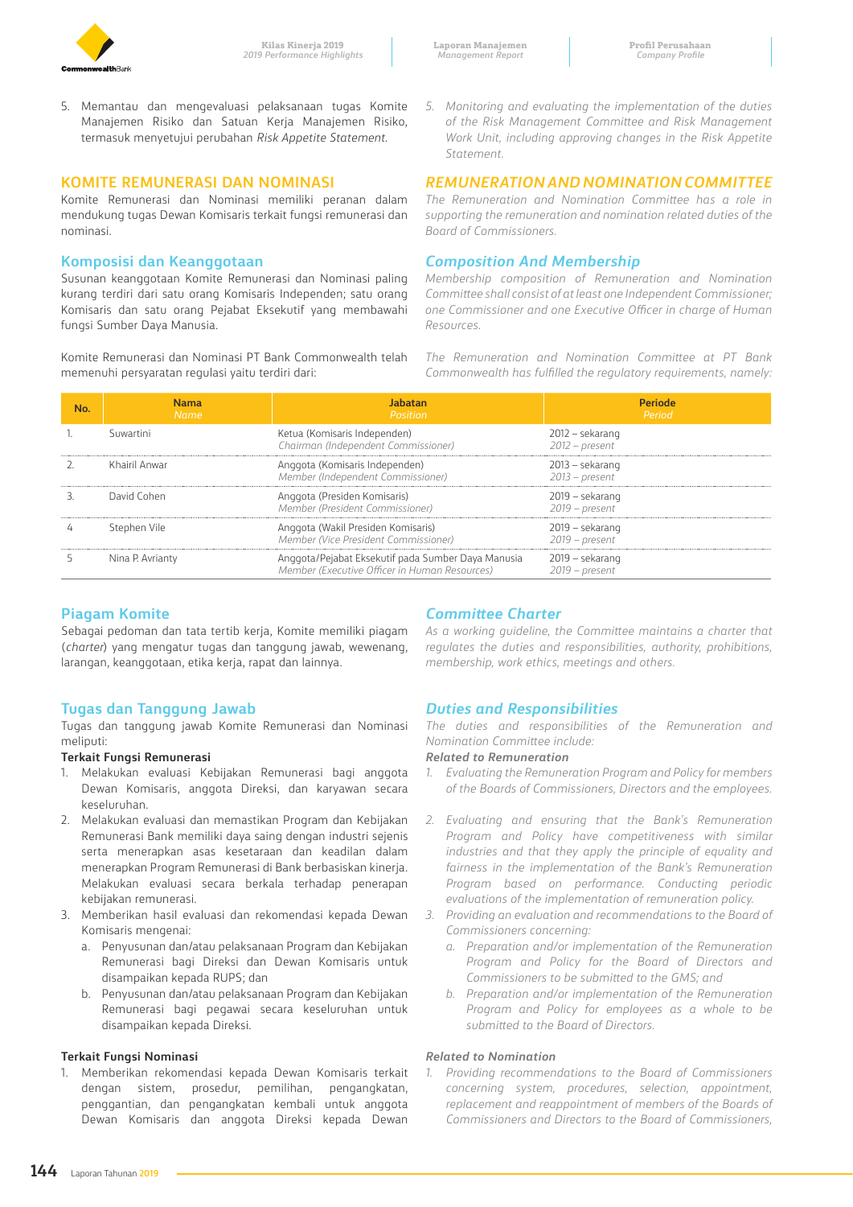5. Memantau dan mengevaluasi pelaksanaan tugas Komite Manajemen Risiko dan Satuan Kerja Manajemen Risiko, termasuk menyetujui perubahan *Risk Appetite Statement*.

*5. Monitoring and evaluating the implementation of the duties of the Risk Management Committee and Risk Management Work Unit, including approving changes in the Risk Appetite Statement.*

## KOMITE REMUNERASI DAN NOMINASI

## *REMUNERATION AND NOMINATION COMMITTEE*

Komite Remunerasi dan Nominasi memiliki peranan dalam mendukung tugas Dewan Komisaris terkait fungsi remunerasi dan nominasi.

*The Remuneration and Nomination Committee has a role in supporting the remuneration and nomination related duties of the Board of Commissioners.*

### Komposisi dan Keanggotaan

### *Composition And Membership*

Susunan keanggotaan Komite Remunerasi dan Nominasi paling kurang terdiri dari satu orang Komisaris Independen; satu orang Komisaris dan satu orang Pejabat Eksekutif yang membawahi fungsi Sumber Daya Manusia.

*Membership composition of Remuneration and Nomination Committee shall consist of at least one Independent Commissioner; one Commissioner and one Executive Officer in charge of Human Resources.*

Komite Remunerasi dan Nominasi PT Bank Commonwealth telah memenuhi persyaratan regulasi yaitu terdiri dari:

*The Remuneration and Nomination Committee at PT Bank Commonwealth has fulfilled the regulatory requirements, namely:*

| No. | Nama *Name* | Jabatan *Position* | Periode *Period* |
|---|---|---|---|
| 1. | Suwartini | Ketua (Komisaris Independen) *Chairman (Independent Commissioner)* | 2012 – sekarang *2012 – present* |
| 2. | Khairil Anwar | Anggota (Komisaris Independen) *Member (Independent Commissioner)* | 2013 – sekarang *2013 – present* |
| 3. | David Cohen | Anggota (Presiden Komisaris) *Member (President Commissioner)* | 2019 – sekarang *2019 – present* |
| 4 | Stephen Vile | Anggota (Wakil Presiden Komisaris) *Member (Vice President Commissioner)* | 2019 – sekarang *2019 – present* |
| 5 | Nina P. Avrianty | Anggota/Pejabat Eksekutif pada Sumber Daya Manusia *Member (Executive Officer in Human Resources)* | 2019 – sekarang *2019 – present* |

### Piagam Komite

### *Committee Charter*

Sebagai pedoman dan tata tertib kerja, Komite memiliki piagam (*charter*) yang mengatur tugas dan tanggung jawab, wewenang, larangan, keanggotaan, etika kerja, rapat dan lainnya.

*As a working guideline, the Committee maintains a charter that regulates the duties and responsibilities, authority, prohibitions, membership, work ethics, meetings and others.*

### Tugas dan Tanggung Jawab

### *Duties and Responsibilities*

Tugas dan tanggung jawab Komite Remunerasi dan Nominasi meliputi:

*The duties and responsibilities of the Remuneration and Nomination Committee include:*

**Terkait Fungsi Remunerasi**

1. Melakukan evaluasi Kebijakan Remunerasi bagi anggota Dewan Komisaris, anggota Direksi, dan karyawan secara keseluruhan.
2. Melakukan evaluasi dan memastikan Program dan Kebijakan Remunerasi Bank memiliki daya saing dengan industri sejenis serta menerapkan asas kesetaraan dan keadilan dalam menerapkan Program Remunerasi di Bank berbasiskan kinerja. Melakukan evaluasi secara berkala terhadap penerapan kebijakan remunerasi.
3. Memberikan hasil evaluasi dan rekomendasi kepada Dewan Komisaris mengenai:
   a. Penyusunan dan/atau pelaksanaan Program dan Kebijakan Remunerasi bagi Direksi dan Dewan Komisaris untuk disampaikan kepada RUPS; dan
   b. Penyusunan dan/atau pelaksanaan Program dan Kebijakan Remunerasi bagi pegawai secara keseluruhan untuk disampaikan kepada Direksi.

***Related to Remuneration***

1. *Evaluating the Remuneration Program and Policy for members of the Boards of Commissioners, Directors and the employees.*
2. *Evaluating and ensuring that the Bank's Remuneration Program and Policy have competitiveness with similar industries and that they apply the principle of equality and fairness in the implementation of the Bank's Remuneration Program based on performance. Conducting periodic evaluations of the implementation of remuneration policy.*
3. *Providing an evaluation and recommendations to the Board of Commissioners concerning:*
   a. *Preparation and/or implementation of the Remuneration Program and Policy for the Board of Directors and Commissioners to be submitted to the GMS; and*
   b. *Preparation and/or implementation of the Remuneration Program and Policy for employees as a whole to be submitted to the Board of Directors.*

**Terkait Fungsi Nominasi**

1. Memberikan rekomendasi kepada Dewan Komisaris terkait dengan sistem, prosedur, pemilihan, pengangkatan, penggantian, dan pengangkatan kembali untuk anggota Dewan Komisaris dan anggota Direksi kepada Dewan

***Related to Nomination***

1. *Providing recommendations to the Board of Commissioners concerning system, procedures, selection, appointment, replacement and reappointment of members of the Boards of Commissioners and Directors to the Board of Commissioners,*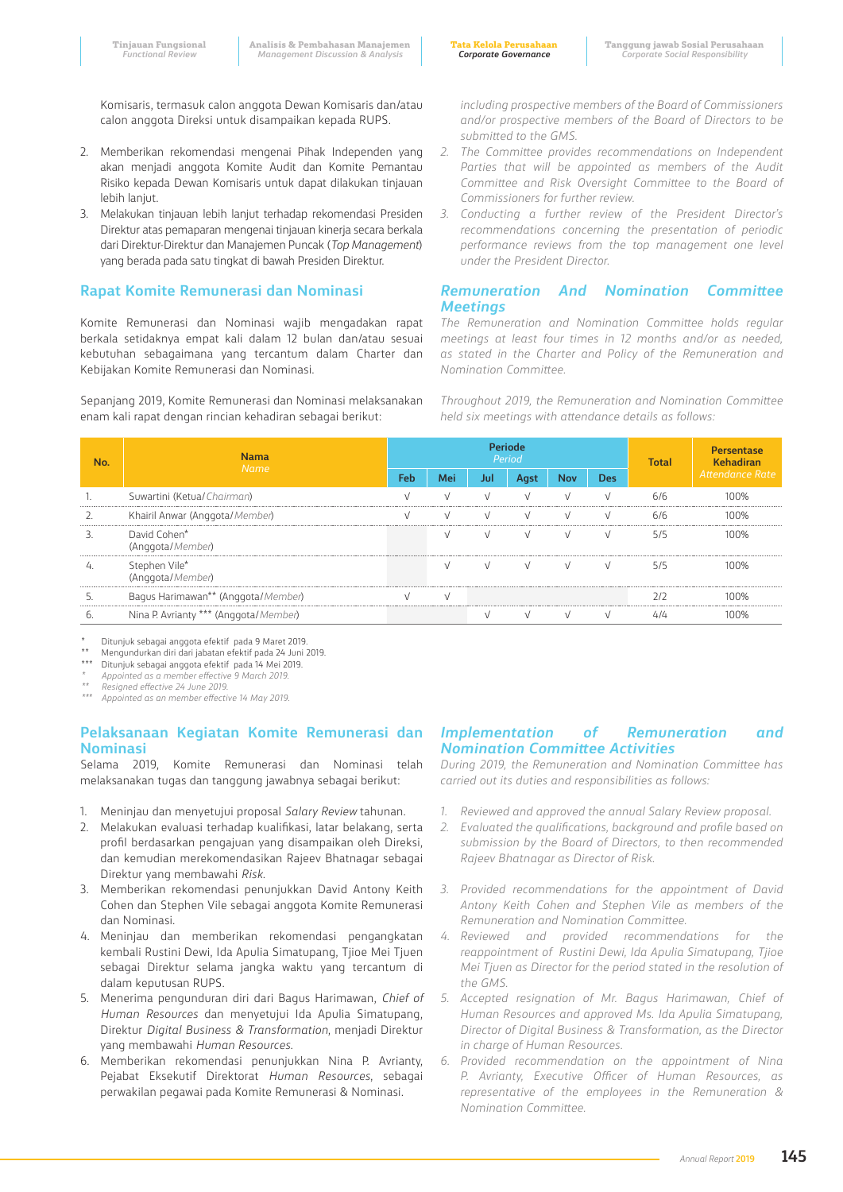Komisaris, termasuk calon anggota Dewan Komisaris dan/atau calon anggota Direksi untuk disampaikan kepada RUPS.

2. Memberikan rekomendasi mengenai Pihak Independen yang akan menjadi anggota Komite Audit dan Komite Pemantau Risiko kepada Dewan Komisaris untuk dapat dilakukan tinjauan lebih lanjut.
3. Melakukan tinjauan lebih lanjut terhadap rekomendasi Presiden Direktur atas pemaparan mengenai tinjauan kinerja secara berkala dari Direktur-Direktur dan Manajemen Puncak (*Top Management*) yang berada pada satu tingkat di bawah Presiden Direktur.

*including prospective members of the Board of Commissioners and/or prospective members of the Board of Directors to be submitted to the GMS.*

2. *The Committee provides recommendations on Independent Parties that will be appointed as members of the Audit Committee and Risk Oversight Committee to the Board of Commissioners for further review.*
3. *Conducting a further review of the President Director's recommendations concerning the presentation of periodic performance reviews from the top management one level under the President Director.*

## Rapat Komite Remunerasi dan Nominasi

Komite Remunerasi dan Nominasi wajib mengadakan rapat berkala setidaknya empat kali dalam 12 bulan dan/atau sesuai kebutuhan sebagaimana yang tercantum dalam Charter dan Kebijakan Komite Remunerasi dan Nominasi.

Sepanjang 2019, Komite Remunerasi dan Nominasi melaksanakan enam kali rapat dengan rincian kehadiran sebagai berikut:

## *Remuneration And Nomination Committee Meetings*

*The Remuneration and Nomination Committee holds regular meetings at least four times in 12 months and/or as needed, as stated in the Charter and Policy of the Remuneration and Nomination Committee.*

*Throughout 2019, the Remuneration and Nomination Committee held six meetings with attendance details as follows:*

| No. | Nama *Name* | Periode *Period* | | | | | | Total | Persentase Kehadiran *Attendance Rate* |
|---|---|---|---|---|---|---|---|---|---|
| | | Feb | Mei | Jul | Agst | Nov | Des | | |
| 1. | Suwartini (Ketua/ *Chairman*) | √ | √ | √ | √ | √ | √ | 6/6 | 100% |
| 2. | Khairil Anwar (Anggota/ *Member*) | √ | √ | √ | √ | √ | √ | 6/6 | 100% |
| 3. | David Cohen* (Anggota/ *Member*) | | √ | √ | √ | √ | √ | 5/5 | 100% |
| 4. | Stephen Vile* (Anggota/ *Member*) | | √ | √ | √ | √ | √ | 5/5 | 100% |
| 5. | Bagus Harimawan** (Anggota/ *Member*) | √ | √ | | | | | 2/2 | 100% |
| 6. | Nina P. Avrianty *** (Anggota/ *Member*) | | | √ | √ | √ | √ | 4/4 | 100% |

\* Ditunjuk sebagai anggota efektif pada 9 Maret 2019.
** Mengundurkan diri dari jabatan efektif pada 24 Juni 2019.
*** Ditunjuk sebagai anggota efektif pada 14 Mei 2019.
\* *Appointed as a member effective 9 March 2019.*
** *Resigned effective 24 June 2019.*
*** *Appointed as an member effective 14 May 2019.*

## Pelaksanaan Kegiatan Komite Remunerasi dan Nominasi

Selama 2019, Komite Remunerasi dan Nominasi telah melaksanakan tugas dan tanggung jawabnya sebagai berikut:

1. Meninjau dan menyetujui proposal *Salary Review* tahunan.
2. Melakukan evaluasi terhadap kualifikasi, latar belakang, serta profil berdasarkan pengajuan yang disampaikan oleh Direksi, dan kemudian merekomendasikan Rajeev Bhatnagar sebagai Direktur yang membawahi *Risk*.
3. Memberikan rekomendasi penunjukkan David Antony Keith Cohen dan Stephen Vile sebagai anggota Komite Remunerasi dan Nominasi.
4. Meninjau dan memberikan rekomendasi pengangkatan kembali Rustini Dewi, Ida Apulia Simatupang, Tjioe Mei Tjuen sebagai Direktur selama jangka waktu yang tercantum di dalam keputusan RUPS.
5. Menerima pengunduran diri dari Bagus Harimawan, *Chief of Human Resources* dan menyetujui Ida Apulia Simatupang, Direktur *Digital Business & Transformation*, menjadi Direktur yang membawahi *Human Resources*.
6. Memberikan rekomendasi penunjukkan Nina P. Avrianty, Pejabat Eksekutif Direktorat *Human Resources*, sebagai perwakilan pegawai pada Komite Remunerasi & Nominasi.

## *Implementation of Remuneration and Nomination Committee Activities*

*During 2019, the Remuneration and Nomination Committee has carried out its duties and responsibilities as follows:*

1. *Reviewed and approved the annual Salary Review proposal.*
2. *Evaluated the qualifications, background and profile based on submission by the Board of Directors, to then recommended Rajeev Bhatnagar as Director of Risk.*
3. *Provided recommendations for the appointment of David Antony Keith Cohen and Stephen Vile as members of the Remuneration and Nomination Committee.*
4. *Reviewed and provided recommendations for the reappointment of Rustini Dewi, Ida Apulia Simatupang, Tjioe Mei Tjuen as Director for the period stated in the resolution of the GMS.*
5. *Accepted resignation of Mr. Bagus Harimawan, Chief of Human Resources and approved Ms. Ida Apulia Simatupang, Director of Digital Business & Transformation, as the Director in charge of Human Resources.*
6. *Provided recommendation on the appointment of Nina P. Avrianty, Executive Officer of Human Resources, as representative of the employees in the Remuneration & Nomination Committee.*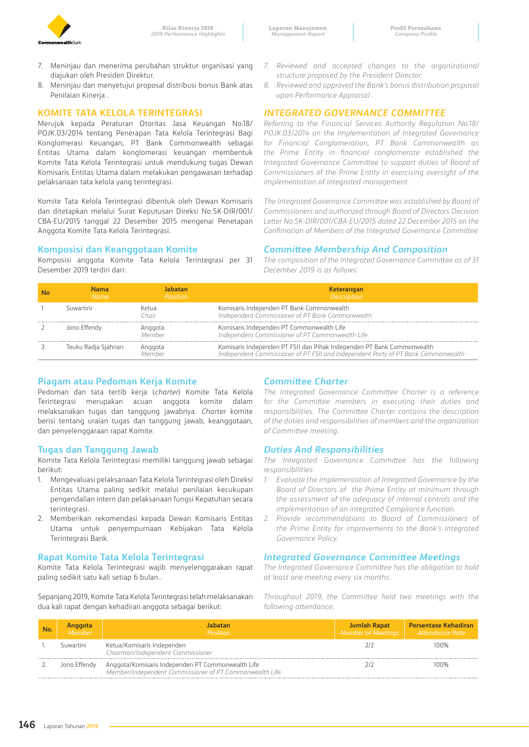7. Meninjau dan menerima perubahan struktur organisasi yang diajukan oleh Presiden Direktur.
8. Meninjau dan menyetujui proposal distribusi bonus Bank atas Penilaian Kinerja .

7. *Reviewed and accepted changes to the organizational structure proposed by the President Director.*
8. *Reviewed and approved the Bank's bonus distribution proposal upon Performance Appraisal .*

## KOMITE TATA KELOLA TERINTEGRASI

## *INTEGRATED GOVERNANCE COMMITTEE*

Merujuk kepada Peraturan Otoritas Jasa Keuangan No.18/POJK.03/2014 tentang Penerapan Tata Kelola Terintegrasi Bagi Konglomerasi Keuangan, PT Bank Commonwealth sebagai Entitas Utama dalam konglomerasi keuangan membentuk Komite Tata Kelola Terintegrasi untuk mendukung tugas Dewan Komisaris Entitas Utama dalam melakukan pengawasan terhadap pelaksanaan tata kelola yang terintegrasi.

*Referring to the Financial Services Authority Regulation No.18/POJK.03/2014 on the Implementation of Integrated Governance for Financial Conglomeration, PT Bank Commonwealth as the Prime Entity in financial conglomerate established the Integrated Governance Committee to support duties of Board of Commissioners of the Prime Entity in exercising oversight of the implementation of integrated management.*

Komite Tata Kelola Terintegrasi dibentuk oleh Dewan Komisaris dan ditetapkan melalui Surat Keputusan Direksi No.SK-DIR/001/CBA-EU/2015 tanggal 22 Desember 2015 mengenai Penetapan Anggota Komite Tata Kelola Terintegrasi.

*The Integrated Governance Committee was established by Board of Commissioners and authorized through Board of Directors Decision Letter No.SK-DIR/001/CBA-EU/2015 dated 22 December 2015 on the Confimation of Members of the Integrated Governance Committee*

### Komposisi dan Keanggotaan Komite

### *Committee Membership And Composition*

Komposisi anggota Komite Tata Kelola Terintegrasi per 31 Desember 2019 terdiri dari:

*The composition of the Integrated Governance Committee as of 31 December 2019 is as follows:*

| No | Nama *Name* | Jabatan *Position* | Keterangan *Description* |
|---|---|---|---|
| 1 | Suwartini | Ketua *Chair* | Komisaris Independen PT Bank Commonwealth *Independent Commissioner of PT Bank Commonwealth* |
| 2 | Jono Effendy | Anggota *Member* | Komisaris Independen PT Commonwealth Life *Independent Commissioner of PT Commonwealth Life* |
| 3 | Teuku Radja Sjahnan | Anggota *Member* | Komisaris Independen PT FSII dan Pihak Independen PT Bank Commonwealth *Independent Commissioner of PT FSII and Independent Party of PT Bank Commonwealth* |

### Piagam atau Pedoman Kerja Komite

### *Committee Charter*

Pedoman dan tata tertib kerja (*charter*) Komite Tata Kelola Terintegrasi merupakan acuan anggota komite dalam melaksanakan tugas dan tanggung jawabnya. *Charter* komite berisi tentang uraian tugas dan tanggung jawab, keanggotaan, dan penyelenggaraan rapat Komite.

*The Integrated Governance Committee Charter is a reference for the Committee members in executing their duties and responsibilities. The Committee Charter contains the description of the duties and responsibilities of members and the organization of Committee meeting.*

### Tugas dan Tanggung Jawab

### *Duties And Responsibilities*

Komite Tata Kelola Terintegrasi memiliki tanggung jawab sebagai berikut:

1. Mengevaluasi pelaksanaan Tata Kelola Terintegrasi oleh Direksi Entitas Utama paling sedikit melalui penilaian kecukupan pengendalian intern dan pelaksanaan fungsi Kepatuhan secara terintegrasi.
2. Memberikan rekomendasi kepada Dewan Komisaris Entitas Utama untuk penyempurnaan Kebijakan Tata Kelola Terintegrasi Bank.

*The Integrated Governance Committee has the following responsibilities:*

1. *Evaluate the implementation of Integrated Governance by the Board of Directors of the Prime Entity at minimum through the assessment of the adequacy of internal controls and the implementation of an integrated Compliance function.*
2. *Provide recommendations to Board of Commissioners of the Prime Entity for improvements to the Bank's Integrated Governance Policy.*

### Rapat Komite Tata Kelola Terintegrasi

### *Integrated Governance Committee Meetings*

Komite Tata Kelola Terintegrasi wajib menyelenggarakan rapat paling sedikit satu kali setiap 6 bulan..

*The Integrated Governance Committee has the obligation to hold at least one meeting every six months.*

Sepanjang 2019, Komite Tata Kelola Terintegrasi telah melaksanakan dua kali rapat dengan kehadiran anggota sebagai berikut:

*Throughout 2019, the Committee held two meetings with the following attendance:*

| No. | Anggota *Member* | Jabatan *Position* | Jumlah Rapat *Number of Meetings* | Persentase Kehadiran *Attendance Rate* |
|---|---|---|---|---|
| 1. | Suwartini | Ketua/Komisaris Independen *Chairman/Independent Commissioner* | 2/2 | 100% |
| 2. | Jono Effendy | Anggota/Komisaris Independen PT Commonwealth Life *Member/Independent Commissioner of PT Commonwealth Life* | 2/2 | 100% |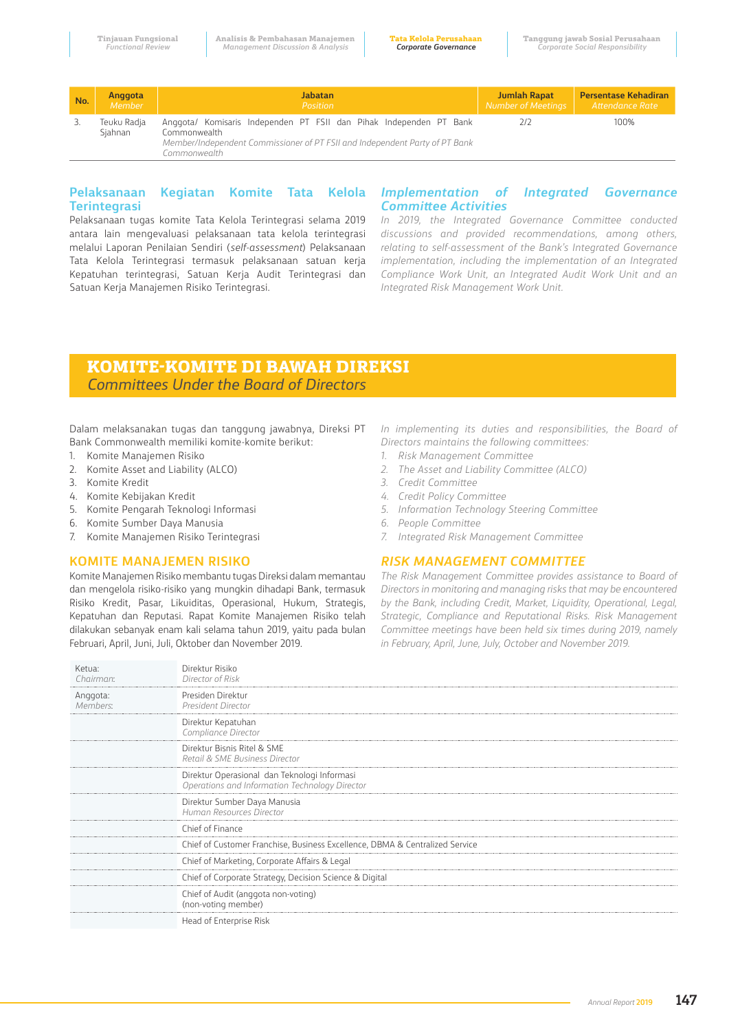| No. | Anggota *Member* | Jabatan *Position* | Jumlah Rapat *Number of Meetings* | Persentase Kehadiran *Attendance Rate* |
|---|---|---|---|---|
| 3. | Teuku Radja Sjahnan | Anggota/ Komisaris Independen PT FSII dan Pihak Independen PT Bank Commonwealth *Member/Independent Commissioner of PT FSII and Independent Party of PT Bank Commonwealth* | 2/2 | 100% |

### Pelaksanaan Kegiatan Komite Tata Kelola Terintegrasi

Pelaksanaan tugas komite Tata Kelola Terintegrasi selama 2019 antara lain mengevaluasi pelaksanaan tata kelola terintegrasi melalui Laporan Penilaian Sendiri (*self-assessment*) Pelaksanaan Tata Kelola Terintegrasi termasuk pelaksanaan satuan kerja Kepatuhan terintegrasi, Satuan Kerja Audit Terintegrasi dan Satuan Kerja Manajemen Risiko Terintegrasi.

### *Implementation of Integrated Governance Committee Activities*

*In 2019, the Integrated Governance Committee conducted discussions and provided recommendations, among others, relating to self-assessment of the Bank's Integrated Governance implementation, including the implementation of an Integrated Compliance Work Unit, an Integrated Audit Work Unit and an Integrated Risk Management Work Unit.*

## KOMITE-KOMITE DI BAWAH DIREKSI
## *Committees Under the Board of Directors*

Dalam melaksanakan tugas dan tanggung jawabnya, Direksi PT Bank Commonwealth memiliki komite-komite berikut:

1. Komite Manajemen Risiko
2. Komite Asset and Liability (ALCO)
3. Komite Kredit
4. Komite Kebijakan Kredit
5. Komite Pengarah Teknologi Informasi
6. Komite Sumber Daya Manusia
7. Komite Manajemen Risiko Terintegrasi

*In implementing its duties and responsibilities, the Board of Directors maintains the following committees:*

1. *Risk Management Committee*
2. *The Asset and Liability Committee (ALCO)*
3. *Credit Committee*
4. *Credit Policy Committee*
5. *Information Technology Steering Committee*
6. *People Committee*
7. *Integrated Risk Management Committee*

### KOMITE MANAJEMEN RISIKO

Komite Manajemen Risiko membantu tugas Direksi dalam memantau dan mengelola risiko-risiko yang mungkin dihadapi Bank, termasuk Risiko Kredit, Pasar, Likuiditas, Operasional, Hukum, Strategis, Kepatuhan dan Reputasi. Rapat Komite Manajemen Risiko telah dilakukan sebanyak enam kali selama tahun 2019, yaitu pada bulan Februari, April, Juni, Juli, Oktober dan November 2019.

### *RISK MANAGEMENT COMMITTEE*

*The Risk Management Committee provides assistance to Board of Directors in monitoring and managing risks that may be encountered by the Bank, including Credit, Market, Liquidity, Operational, Legal, Strategic, Compliance and Reputational Risks. Risk Management Committee meetings have been held six times during 2019, namely in February, April, June, July, October and November 2019.*

| | |
|---|---|
| Ketua: *Chairman:* | Direktur Risiko *Director of Risk* |
| Anggota: *Members:* | Presiden Direktur *President Director* |
| | Direktur Kepatuhan *Compliance Director* |
| | Direktur Bisnis Ritel & SME *Retail & SME Business Director* |
| | Direktur Operasional dan Teknologi Informasi *Operations and Information Technology Director* |
| | Direktur Sumber Daya Manusia *Human Resources Director* |
| | Chief of Finance |
| | Chief of Customer Franchise, Business Excellence, DBMA & Centralized Service |
| | Chief of Marketing, Corporate Affairs & Legal |
| | Chief of Corporate Strategy, Decision Science & Digital |
| | Chief of Audit (anggota non-voting) (non-voting member) |
| | Head of Enterprise Risk |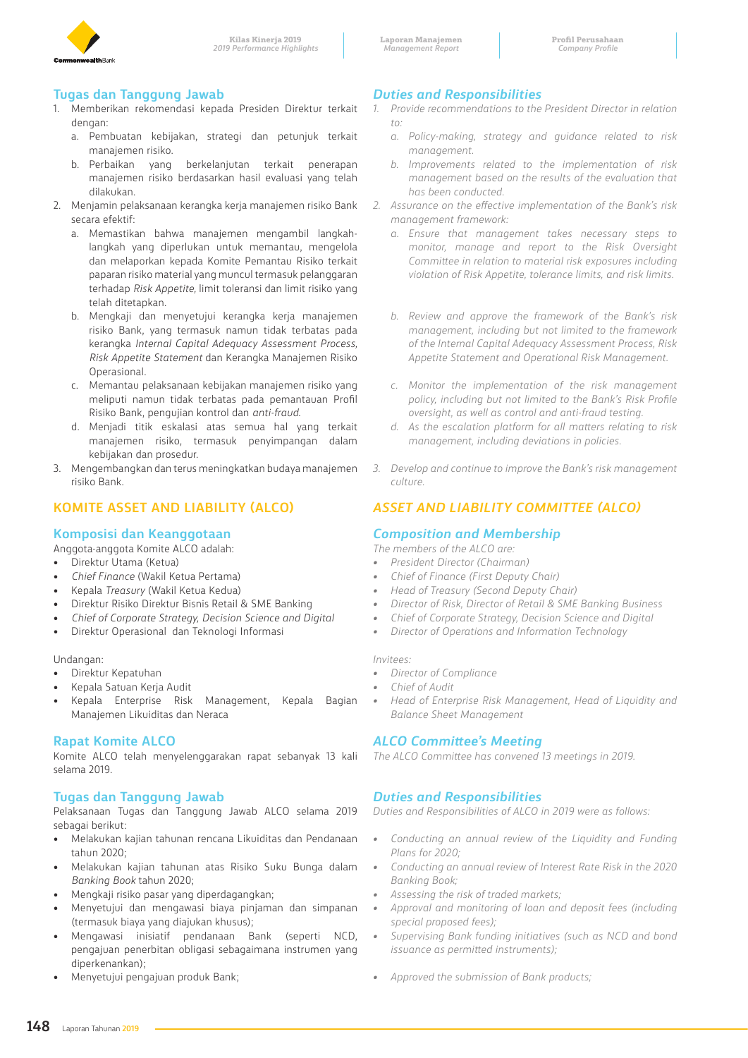## Tugas dan Tanggung Jawab

1. Memberikan rekomendasi kepada Presiden Direktur terkait dengan:
   a. Pembuatan kebijakan, strategi dan petunjuk terkait manajemen risiko.
   b. Perbaikan yang berkelanjutan terkait penerapan manajemen risiko berdasarkan hasil evaluasi yang telah dilakukan.
2. Menjamin pelaksanaan kerangka kerja manajemen risiko Bank secara efektif:
   a. Memastikan bahwa manajemen mengambil langkah-langkah yang diperlukan untuk memantau, mengelola dan melaporkan kepada Komite Pemantau Risiko terkait paparan risiko material yang muncul termasuk pelanggaran terhadap *Risk Appetite*, limit toleransi dan limit risiko yang telah ditetapkan.
   b. Mengkaji dan menyetujui kerangka kerja manajemen risiko Bank, yang termasuk namun tidak terbatas pada kerangka *Internal Capital Adequacy Assessment Process, Risk Appetite Statement* dan Kerangka Manajemen Risiko Operasional.
   c. Memantau pelaksanaan kebijakan manajemen risiko yang meliputi namun tidak terbatas pada pemantauan Profil Risiko Bank, pengujian kontrol dan *anti-fraud*.
   d. Menjadi titik eskalasi atas semua hal yang terkait manajemen risiko, termasuk penyimpangan dalam kebijakan dan prosedur.
3. Mengembangkan dan terus meningkatkan budaya manajemen risiko Bank.

## *Duties and Responsibilities*

1. *Provide recommendations to the President Director in relation to:*
   a. *Policy-making, strategy and guidance related to risk management.*
   b. *Improvements related to the implementation of risk management based on the results of the evaluation that has been conducted.*
2. *Assurance on the effective implementation of the Bank's risk management framework:*
   a. *Ensure that management takes necessary steps to monitor, manage and report to the Risk Oversight Committee in relation to material risk exposures including violation of Risk Appetite, tolerance limits, and risk limits.*
   b. *Review and approve the framework of the Bank's risk management, including but not limited to the framework of the Internal Capital Adequacy Assessment Process, Risk Appetite Statement and Operational Risk Management.*
   c. *Monitor the implementation of the risk management policy, including but not limited to the Bank's Risk Profile oversight, as well as control and anti-fraud testing.*
   d. *As the escalation platform for all matters relating to risk management, including deviations in policies.*
3. *Develop and continue to improve the Bank's risk management culture.*

# KOMITE ASSET AND LIABILITY (ALCO)

## Komposisi dan Keanggotaan

Anggota-anggota Komite ALCO adalah:

- Direktur Utama (Ketua)
- *Chief Finance* (Wakil Ketua Pertama)
- Kepala *Treasury* (Wakil Ketua Kedua)
- Direktur Risiko Direktur Bisnis Retail & SME Banking
- *Chief of Corporate Strategy, Decision Science and Digital*
- Direktur Operasional dan Teknologi Informasi

Undangan:

- Direktur Kepatuhan
- Kepala Satuan Kerja Audit
- Kepala Enterprise Risk Management, Kepala Bagian Manajemen Likuiditas dan Neraca

## Rapat Komite ALCO

Komite ALCO telah menyelenggarakan rapat sebanyak 13 kali selama 2019.

## Tugas dan Tanggung Jawab

Pelaksanaan Tugas dan Tanggung Jawab ALCO selama 2019 sebagai berikut:

- Melakukan kajian tahunan rencana Likuiditas dan Pendanaan tahun 2020;
- Melakukan kajian tahunan atas Risiko Suku Bunga dalam *Banking Book* tahun 2020;
- Mengkaji risiko pasar yang diperdagangkan;
- Menyetujui dan mengawasi biaya pinjaman dan simpanan (termasuk biaya yang diajukan khusus);
- Mengawasi inisiatif pendanaan Bank (seperti NCD, pengajuan penerbitan obligasi sebagaimana instrumen yang diperkenankan);
- Menyetujui pengajuan produk Bank;

# *ASSET AND LIABILITY COMMITTEE (ALCO)*

## *Composition and Membership*

*The members of the ALCO are:*

- *President Director (Chairman)*
- *Chief of Finance (First Deputy Chair)*
- *Head of Treasury (Second Deputy Chair)*
- *Director of Risk, Director of Retail & SME Banking Business*
- *Chief of Corporate Strategy, Decision Science and Digital*
- *Director of Operations and Information Technology*

*Invitees:*

- *Director of Compliance*
- *Chief of Audit*
- *Head of Enterprise Risk Management, Head of Liquidity and Balance Sheet Management*

## *ALCO Committee's Meeting*

*The ALCO Committee has convened 13 meetings in 2019.*

## *Duties and Responsibilities*

*Duties and Responsibilities of ALCO in 2019 were as follows:*

- *Conducting an annual review of the Liquidity and Funding Plans for 2020;*
- *Conducting an annual review of Interest Rate Risk in the 2020 Banking Book;*
- *Assessing the risk of traded markets;*
- *Approval and monitoring of loan and deposit fees (including special proposed fees);*
- *Supervising Bank funding initiatives (such as NCD and bond issuance as permitted instruments);*
- *Approved the submission of Bank products;*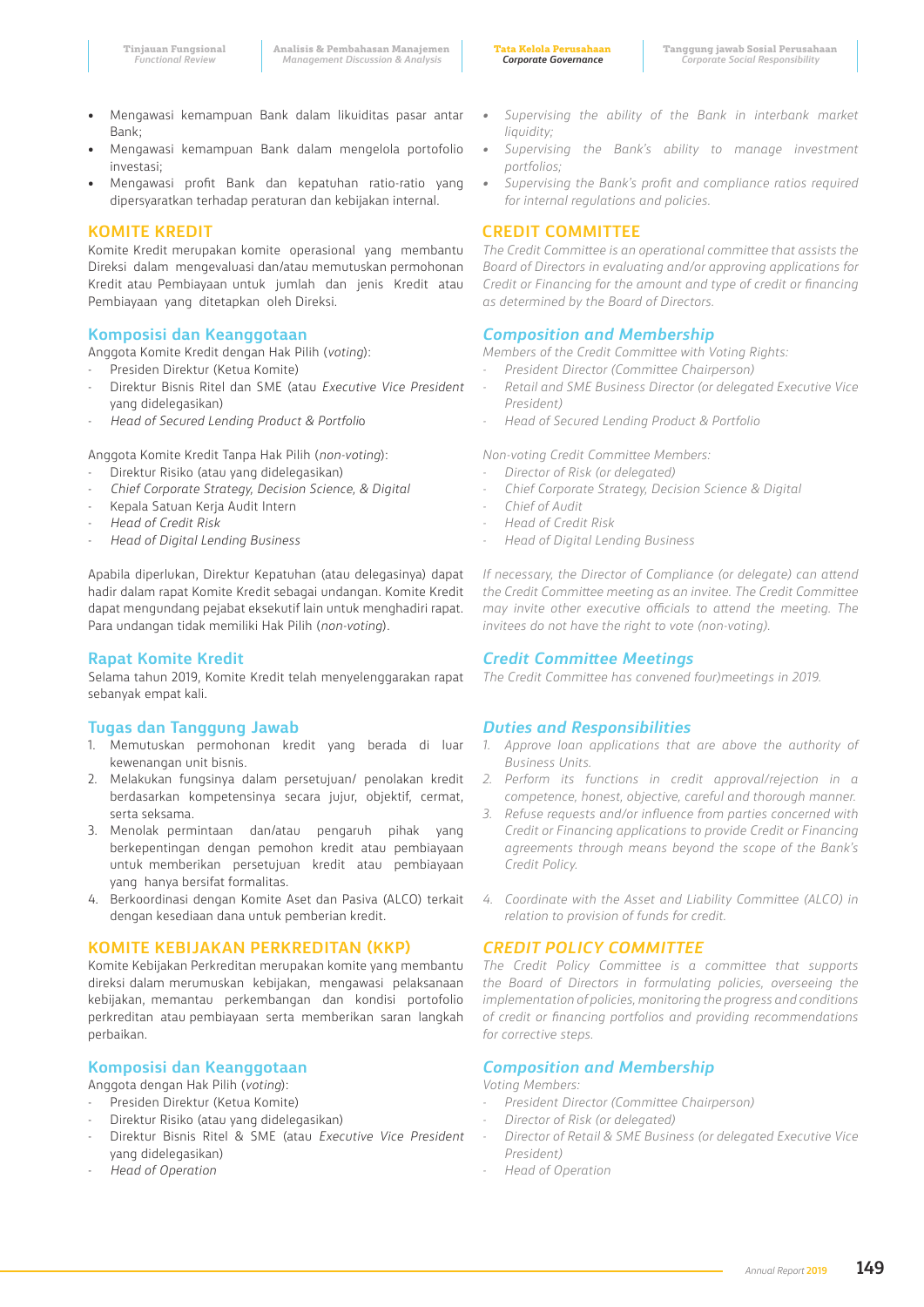- Mengawasi kemampuan Bank dalam likuiditas pasar antar Bank;
- Mengawasi kemampuan Bank dalam mengelola portofolio investasi;
- Mengawasi profit Bank dan kepatuhan ratio-ratio yang dipersyaratkan terhadap peraturan dan kebijakan internal.

- *Supervising the ability of the Bank in interbank market liquidity;*
- *Supervising the Bank's ability to manage investment portfolios;*
- *Supervising the Bank's profit and compliance ratios required for internal regulations and policies.*

## KOMITE KREDIT

Komite Kredit merupakan komite operasional yang membantu Direksi dalam mengevaluasi dan/atau memutuskan permohonan Kredit atau Pembiayaan untuk jumlah dan jenis Kredit atau Pembiayaan yang ditetapkan oleh Direksi.

## CREDIT COMMITTEE

*The Credit Committee is an operational committee that assists the Board of Directors in evaluating and/or approving applications for Credit or Financing for the amount and type of credit or financing as determined by the Board of Directors.*

### Komposisi dan Keanggotaan

Anggota Komite Kredit dengan Hak Pilih (*voting*):

- Presiden Direktur (Ketua Komite)
- Direktur Bisnis Ritel dan SME (atau *Executive Vice President* yang didelegasikan)
- *Head of Secured Lending Product & Portfolio*

Anggota Komite Kredit Tanpa Hak Pilih (*non-voting*):

- Direktur Risiko (atau yang didelegasikan)
- *Chief Corporate Strategy, Decision Science, & Digital*
- Kepala Satuan Kerja Audit Intern
- *Head of Credit Risk*
- *Head of Digital Lending Business*

Apabila diperlukan, Direktur Kepatuhan (atau delegasinya) dapat hadir dalam rapat Komite Kredit sebagai undangan. Komite Kredit dapat mengundang pejabat eksekutif lain untuk menghadiri rapat. Para undangan tidak memiliki Hak Pilih (*non-voting*).

### *Composition and Membership*

*Members of the Credit Committee with Voting Rights:*

- *President Director (Committee Chairperson)*
- *Retail and SME Business Director (or delegated Executive Vice President)*
- *Head of Secured Lending Product & Portfolio*

*Non-voting Credit Committee Members:*

- *Director of Risk (or delegated)*
- *Chief Corporate Strategy, Decision Science & Digital*
- *Chief of Audit*
- *Head of Credit Risk*
- *Head of Digital Lending Business*

*If necessary, the Director of Compliance (or delegate) can attend the Credit Committee meeting as an invitee. The Credit Committee may invite other executive officials to attend the meeting. The invitees do not have the right to vote (non-voting).*

### Rapat Komite Kredit

Selama tahun 2019, Komite Kredit telah menyelenggarakan rapat sebanyak empat kali.

### *Credit Committee Meetings*

*The Credit Committee has convened four)meetings in 2019.*

### Tugas dan Tanggung Jawab

1. Memutuskan permohonan kredit yang berada di luar kewenangan unit bisnis.
2. Melakukan fungsinya dalam persetujuan/ penolakan kredit berdasarkan kompetensinya secara jujur, objektif, cermat, serta seksama.
3. Menolak permintaan dan/atau pengaruh pihak yang berkepentingan dengan pemohon kredit atau pembiayaan untuk memberikan persetujuan kredit atau pembiayaan yang hanya bersifat formalitas.
4. Berkoordinasi dengan Komite Aset dan Pasiva (ALCO) terkait dengan kesediaan dana untuk pemberian kredit.

### *Duties and Responsibilities*

1. *Approve loan applications that are above the authority of Business Units.*
2. *Perform its functions in credit approval/rejection in a competence, honest, objective, careful and thorough manner.*
3. *Refuse requests and/or influence from parties concerned with Credit or Financing applications to provide Credit or Financing agreements through means beyond the scope of the Bank's Credit Policy.*
4. *Coordinate with the Asset and Liability Committee (ALCO) in relation to provision of funds for credit.*

## KOMITE KEBIJAKAN PERKREDITAN (KKP)

Komite Kebijakan Perkreditan merupakan komite yang membantu direksi dalam merumuskan kebijakan, mengawasi pelaksanaan kebijakan, memantau perkembangan dan kondisi portofolio perkreditan atau pembiayaan serta memberikan saran langkah perbaikan.

## *CREDIT POLICY COMMITTEE*

*The Credit Policy Committee is a committee that supports the Board of Directors in formulating policies, overseeing the implementation of policies, monitoring the progress and conditions of credit or financing portfolios and providing recommendations for corrective steps.*

### Komposisi dan Keanggotaan

Anggota dengan Hak Pilih (*voting*):

- Presiden Direktur (Ketua Komite)
- Direktur Risiko (atau yang didelegasikan)
- Direktur Bisnis Ritel & SME (atau *Executive Vice President* yang didelegasikan)
- *Head of Operation*

### *Composition and Membership*

*Voting Members:*

- *President Director (Committee Chairperson)*
- *Director of Risk (or delegated)*
- *Director of Retail & SME Business (or delegated Executive Vice President)*
- *Head of Operation*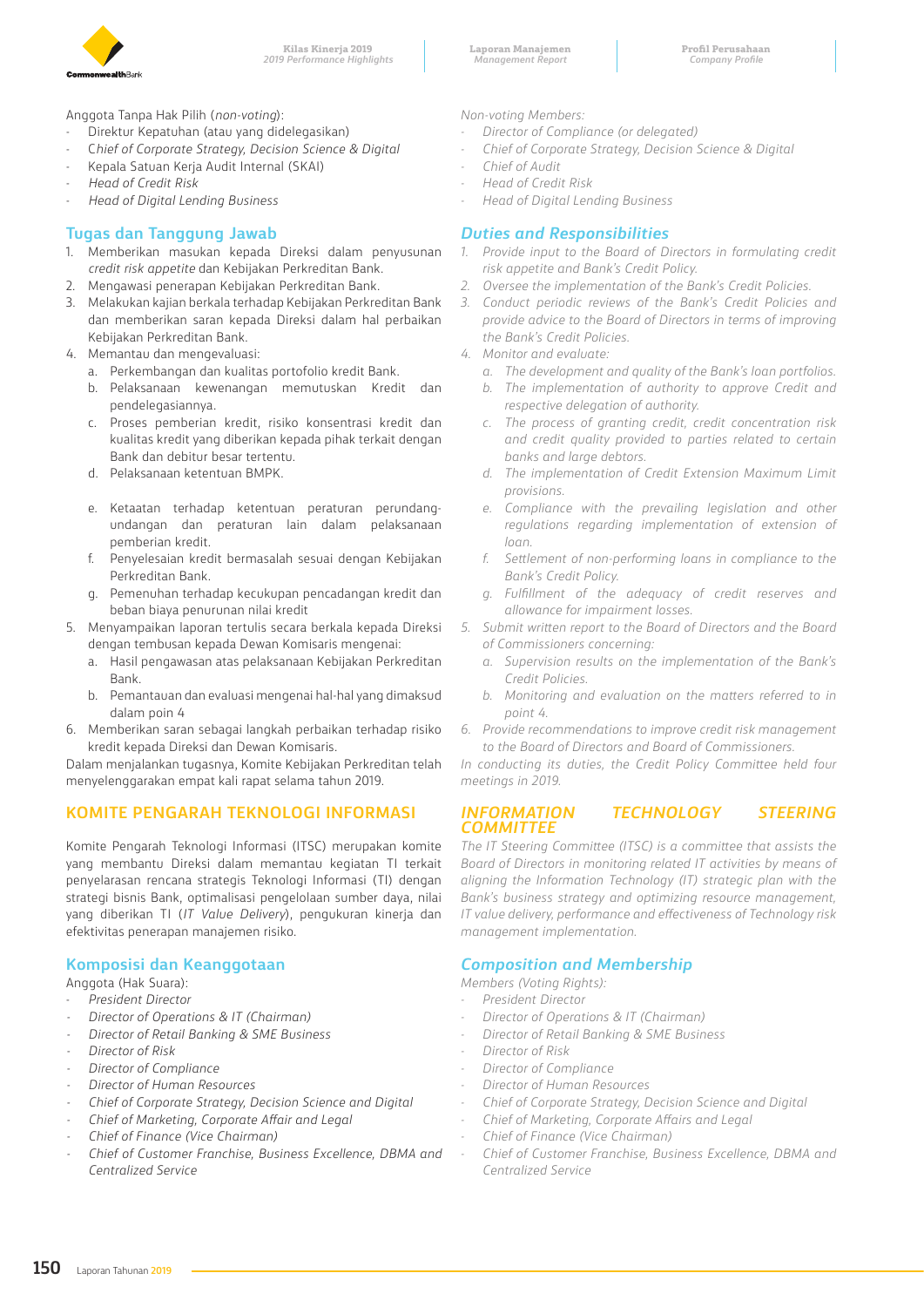Anggota Tanpa Hak Pilih (*non-voting*):

- Direktur Kepatuhan (atau yang didelegasikan)
- Chief of Corporate Strategy, Decision Science & Digital
- Kepala Satuan Kerja Audit Internal (SKAI)
- *Head of Credit Risk*
- *Head of Digital Lending Business*

## Tugas dan Tanggung Jawab

1. Memberikan masukan kepada Direksi dalam penyusunan *credit risk appetite* dan Kebijakan Perkreditan Bank.
2. Mengawasi penerapan Kebijakan Perkreditan Bank.
3. Melakukan kajian berkala terhadap Kebijakan Perkreditan Bank dan memberikan saran kepada Direksi dalam hal perbaikan Kebijakan Perkreditan Bank.
4. Memantau dan mengevaluasi:
   a. Perkembangan dan kualitas portofolio kredit Bank.
   b. Pelaksanaan kewenangan memutuskan Kredit dan pendelegasiannya.
   c. Proses pemberian kredit, risiko konsentrasi kredit dan kualitas kredit yang diberikan kepada pihak terkait dengan Bank dan debitur besar tertentu.
   d. Pelaksanaan ketentuan BMPK.
   e. Ketaatan terhadap ketentuan peraturan perundang-undangan dan peraturan lain dalam pelaksanaan pemberian kredit.
   f. Penyelesaian kredit bermasalah sesuai dengan Kebijakan Perkreditan Bank.
   g. Pemenuhan terhadap kecukupan pencadangan kredit dan beban biaya penurunan nilai kredit
5. Menyampaikan laporan tertulis secara berkala kepada Direksi dengan tembusan kepada Dewan Komisaris mengenai:
   a. Hasil pengawasan atas pelaksanaan Kebijakan Perkreditan Bank.
   b. Pemantauan dan evaluasi mengenai hal-hal yang dimaksud dalam poin 4
6. Memberikan saran sebagai langkah perbaikan terhadap risiko kredit kepada Direksi dan Dewan Komisaris.

Dalam menjalankan tugasnya, Komite Kebijakan Perkreditan telah menyelenggarakan empat kali rapat selama tahun 2019.

## KOMITE PENGARAH TEKNOLOGI INFORMASI

Komite Pengarah Teknologi Informasi (ITSC) merupakan komite yang membantu Direksi dalam memantau kegiatan TI terkait penyelarasan rencana strategis Teknologi Informasi (TI) dengan strategi bisnis Bank, optimalisasi pengelolaan sumber daya, nilai yang diberikan TI (*IT Value Delivery*), pengukuran kinerja dan efektivitas penerapan manajemen risiko.

## Komposisi dan Keanggotaan

Anggota (Hak Suara):

- *President Director*
- *Director of Operations & IT (Chairman)*
- *Director of Retail Banking & SME Business*
- *Director of Risk*
- *Director of Compliance*
- *Director of Human Resources*
- *Chief of Corporate Strategy, Decision Science and Digital*
- *Chief of Marketing, Corporate Affair and Legal*
- *Chief of Finance (Vice Chairman)*
- *Chief of Customer Franchise, Business Excellence, DBMA and Centralized Service*

*Non-voting Members:*

- *Director of Compliance (or delegated)*
- *Chief of Corporate Strategy, Decision Science & Digital*
- *Chief of Audit*
- *Head of Credit Risk*
- *Head of Digital Lending Business*

## *Duties and Responsibilities*

1. *Provide input to the Board of Directors in formulating credit risk appetite and Bank's Credit Policy.*
2. *Oversee the implementation of the Bank's Credit Policies.*
3. *Conduct periodic reviews of the Bank's Credit Policies and provide advice to the Board of Directors in terms of improving the Bank's Credit Policies.*
4. *Monitor and evaluate:*
   a. *The development and quality of the Bank's loan portfolios.*
   b. *The implementation of authority to approve Credit and respective delegation of authority.*
   c. *The process of granting credit, credit concentration risk and credit quality provided to parties related to certain banks and large debtors.*
   d. *The implementation of Credit Extension Maximum Limit provisions.*
   e. *Compliance with the prevailing legislation and other regulations regarding implementation of extension of loan.*
   f. *Settlement of non-performing loans in compliance to the Bank's Credit Policy.*
   g. *Fulfillment of the adequacy of credit reserves and allowance for impairment losses.*
5. *Submit written report to the Board of Directors and the Board of Commissioners concerning:*
   a. *Supervision results on the implementation of the Bank's Credit Policies.*
   b. *Monitoring and evaluation on the matters referred to in point 4.*
6. *Provide recommendations to improve credit risk management to the Board of Directors and Board of Commissioners.*

*In conducting its duties, the Credit Policy Committee held four meetings in 2019.*

## *INFORMATION TECHNOLOGY STEERING COMMITTEE*

*The IT Steering Committee (ITSC) is a committee that assists the Board of Directors in monitoring related IT activities by means of aligning the Information Technology (IT) strategic plan with the Bank's business strategy and optimizing resource management, IT value delivery, performance and effectiveness of Technology risk management implementation.*

## *Composition and Membership*

*Members (Voting Rights):*

- *President Director*
- *Director of Operations & IT (Chairman)*
- *Director of Retail Banking & SME Business*
- *Director of Risk*
- *Director of Compliance*
- *Director of Human Resources*
- *Chief of Corporate Strategy, Decision Science and Digital*
- *Chief of Marketing, Corporate Affairs and Legal*
- *Chief of Finance (Vice Chairman)*
- *Chief of Customer Franchise, Business Excellence, DBMA and Centralized Service*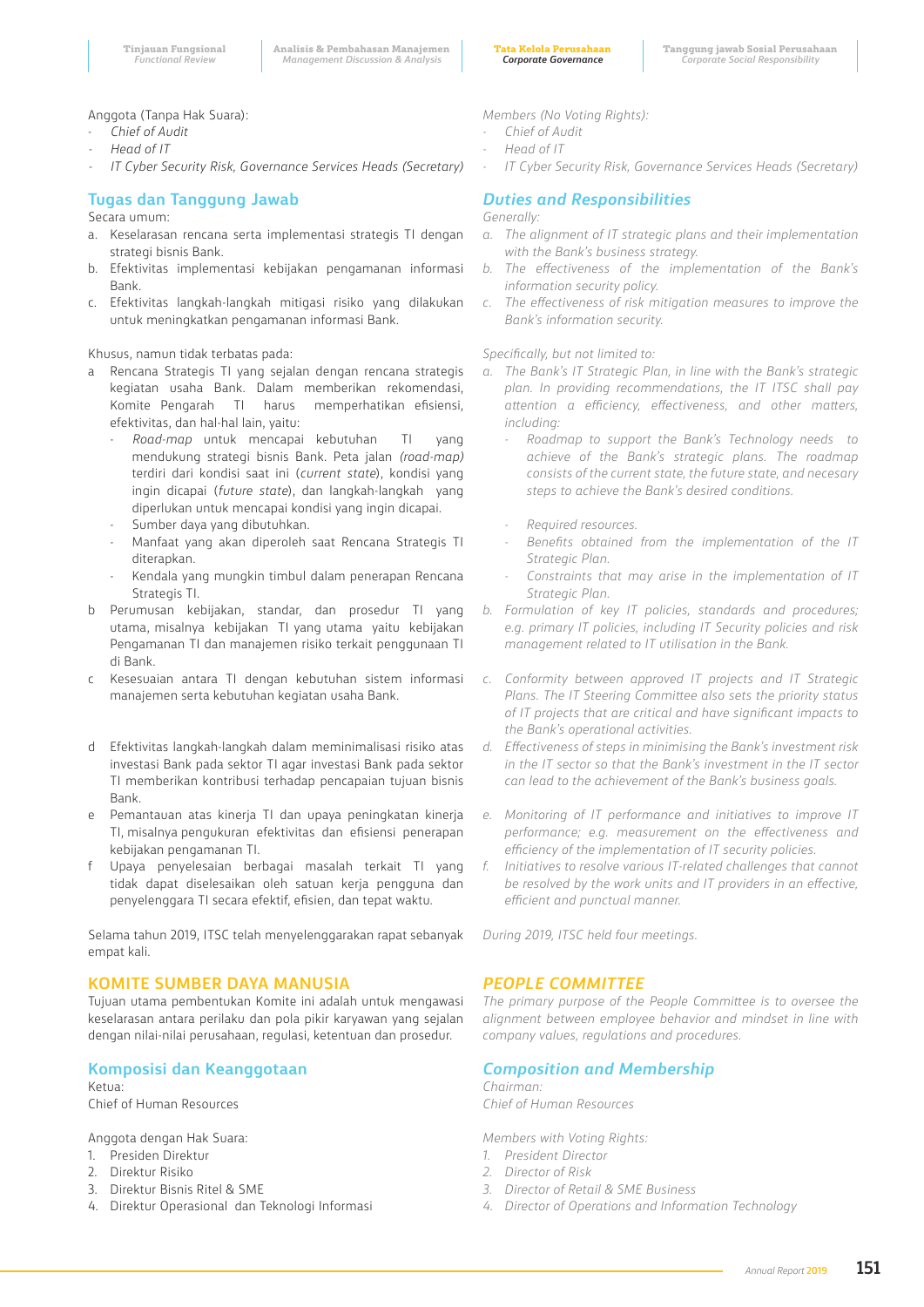Anggota (Tanpa Hak Suara):

- Chief of Audit
- Head of IT
- IT Cyber Security Risk, Governance Services Heads (Secretary)

## Tugas dan Tanggung Jawab

Secara umum:

a. Keselarasan rencana serta implementasi strategis TI dengan strategi bisnis Bank.
b. Efektivitas implementasi kebijakan pengamanan informasi Bank.
c. Efektivitas langkah-langkah mitigasi risiko yang dilakukan untuk meningkatkan pengamanan informasi Bank.

Khusus, namun tidak terbatas pada:

a Rencana Strategis TI yang sejalan dengan rencana strategis kegiatan usaha Bank. Dalam memberikan rekomendasi, Komite Pengarah TI harus memperhatikan efisiensi, efektivitas, dan hal-hal lain, yaitu:
   - *Road-map* untuk mencapai kebutuhan TI yang mendukung strategi bisnis Bank. Peta jalan *(road-map)* terdiri dari kondisi saat ini (*current state*), kondisi yang ingin dicapai (*future state*), dan langkah-langkah yang diperlukan untuk mencapai kondisi yang ingin dicapai.
   - Sumber daya yang dibutuhkan.
   - Manfaat yang akan diperoleh saat Rencana Strategis TI diterapkan.
   - Kendala yang mungkin timbul dalam penerapan Rencana Strategis TI.

b Perumusan kebijakan, standar, dan prosedur TI yang utama, misalnya kebijakan TI yang utama yaitu kebijakan Pengamanan TI dan manajemen risiko terkait penggunaan TI di Bank.

c Kesesuaian antara TI dengan kebutuhan sistem informasi manajemen serta kebutuhan kegiatan usaha Bank.

d Efektivitas langkah-langkah dalam meminimalisasi risiko atas investasi Bank pada sektor TI agar investasi Bank pada sektor TI memberikan kontribusi terhadap pencapaian tujuan bisnis Bank.

e Pemantauan atas kinerja TI dan upaya peningkatan kinerja TI, misalnya pengukuran efektivitas dan efisiensi penerapan kebijakan pengamanan TI.

f Upaya penyelesaian berbagai masalah terkait TI yang tidak dapat diselesaikan oleh satuan kerja pengguna dan penyelenggara TI secara efektif, efisien, dan tepat waktu.

Selama tahun 2019, ITSC telah menyelenggarakan rapat sebanyak empat kali.

## KOMITE SUMBER DAYA MANUSIA

Tujuan utama pembentukan Komite ini adalah untuk mengawasi keselarasan antara perilaku dan pola pikir karyawan yang sejalan dengan nilai-nilai perusahaan, regulasi, ketentuan dan prosedur.

## Komposisi dan Keanggotaan

Ketua:
Chief of Human Resources

Anggota dengan Hak Suara:

1. Presiden Direktur
2. Direktur Risiko
3. Direktur Bisnis Ritel & SME
4. Direktur Operasional dan Teknologi Informasi

*Members (No Voting Rights):*

- *Chief of Audit*
- *Head of IT*
- *IT Cyber Security Risk, Governance Services Heads (Secretary)*

## *Duties and Responsibilities*

*Generally:*

*a. The alignment of IT strategic plans and their implementation with the Bank's business strategy.*
*b. The effectiveness of the implementation of the Bank's information security policy.*
*c. The effectiveness of risk mitigation measures to improve the Bank's information security.*

*Specifically, but not limited to:*

*a. The Bank's IT Strategic Plan, in line with the Bank's strategic plan. In providing recommendations, the IT ITSC shall pay attention a efficiency, effectiveness, and other matters, including:*
   - *Roadmap to support the Bank's Technology needs to achieve of the Bank's strategic plans. The roadmap consists of the current state, the future state, and necesary steps to achieve the Bank's desired conditions.*
   - *Required resources.*
   - *Benefits obtained from the implementation of the IT Strategic Plan.*
   - *Constraints that may arise in the implementation of IT Strategic Plan.*

*b. Formulation of key IT policies, standards and procedures; e.g. primary IT policies, including IT Security policies and risk management related to IT utilisation in the Bank.*

*c. Conformity between approved IT projects and IT Strategic Plans. The IT Steering Committee also sets the priority status of IT projects that are critical and have significant impacts to the Bank's operational activities.*

*d. Effectiveness of steps in minimising the Bank's investment risk in the IT sector so that the Bank's investment in the IT sector can lead to the achievement of the Bank's business goals.*

*e. Monitoring of IT performance and initiatives to improve IT performance; e.g. measurement on the effectiveness and efficiency of the implementation of IT security policies.*

*f. Initiatives to resolve various IT-related challenges that cannot be resolved by the work units and IT providers in an effective, efficient and punctual manner.*

*During 2019, ITSC held four meetings.*

## *PEOPLE COMMITTEE*

*The primary purpose of the People Committee is to oversee the alignment between employee behavior and mindset in line with company values, regulations and procedures.*

## *Composition and Membership*

*Chairman:*
*Chief of Human Resources*

*Members with Voting Rights:*

1. *President Director*
2. *Director of Risk*
3. *Director of Retail & SME Business*
4. *Director of Operations and Information Technology*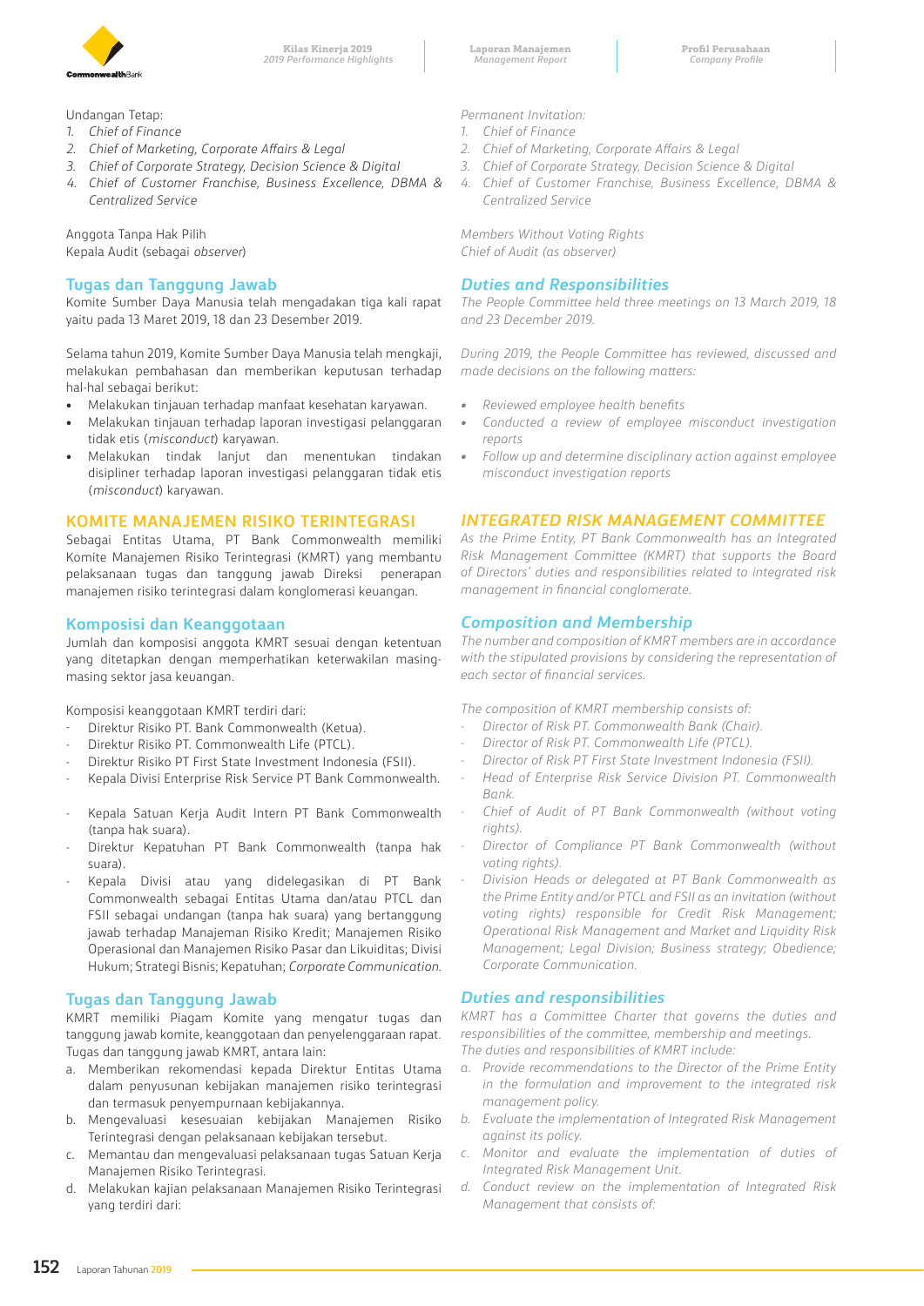Undangan Tetap:

1. *Chief of Finance*
2. *Chief of Marketing, Corporate Affairs & Legal*
3. *Chief of Corporate Strategy, Decision Science & Digital*
4. *Chief of Customer Franchise, Business Excellence, DBMA & Centralized Service*

Anggota Tanpa Hak Pilih
Kepala Audit (sebagai *observer*)

### Tugas dan Tanggung Jawab

Komite Sumber Daya Manusia telah mengadakan tiga kali rapat yaitu pada 13 Maret 2019, 18 dan 23 Desember 2019.

Selama tahun 2019, Komite Sumber Daya Manusia telah mengkaji, melakukan pembahasan dan memberikan keputusan terhadap hal-hal sebagai berikut:

- Melakukan tinjauan terhadap manfaat kesehatan karyawan.
- Melakukan tinjauan terhadap laporan investigasi pelanggaran tidak etis (*misconduct*) karyawan.
- Melakukan tindak lanjut dan menentukan tindakan disipliner terhadap laporan investigasi pelanggaran tidak etis (*misconduct*) karyawan.

## KOMITE MANAJEMEN RISIKO TERINTEGRASI

Sebagai Entitas Utama, PT Bank Commonwealth memiliki Komite Manajemen Risiko Terintegrasi (KMRT) yang membantu pelaksanaan tugas dan tanggung jawab Direksi penerapan manajemen risiko terintegrasi dalam konglomerasi keuangan.

### Komposisi dan Keanggotaan

Jumlah dan komposisi anggota KMRT sesuai dengan ketentuan yang ditetapkan dengan memperhatikan keterwakilan masing-masing sektor jasa keuangan.

Komposisi keanggotaan KMRT terdiri dari:

- Direktur Risiko PT. Bank Commonwealth (Ketua).
- Direktur Risiko PT. Commonwealth Life (PTCL).
- Direktur Risiko PT First State Investment Indonesia (FSII).
- Kepala Divisi Enterprise Risk Service PT Bank Commonwealth.
- Kepala Satuan Kerja Audit Intern PT Bank Commonwealth (tanpa hak suara).
- Direktur Kepatuhan PT Bank Commonwealth (tanpa hak suara).
- Kepala Divisi atau yang didelegasikan di PT Bank Commonwealth sebagai Entitas Utama dan/atau PTCL dan FSII sebagai undangan (tanpa hak suara) yang bertanggung jawab terhadap Manajemen Risiko Kredit; Manajeman Risiko Operasional dan Manajemen Risiko Pasar dan Likuiditas; Divisi Hukum; Strategi Bisnis; Kepatuhan; *Corporate Communication.*

### Tugas dan Tanggung Jawab

KMRT memiliki Piagam Komite yang mengatur tugas dan tanggung jawab komite, keanggotaan dan penyelenggaraan rapat. Tugas dan tanggung jawab KMRT, antara lain:

a. Memberikan rekomendasi kepada Direktur Entitas Utama dalam penyusunan kebijakan manajemen risiko terintegrasi dan termasuk penyempurnaan kebijakannya.
b. Mengevaluasi kesesuaian kebijakan Manajemen Risiko Terintegrasi dengan pelaksanaan kebijakan tersebut.
c. Memantau dan mengevaluasi pelaksanaan tugas Satuan Kerja Manajemen Risiko Terintegrasi.
d. Melakukan kajian pelaksanaan Manajemen Risiko Terintegrasi yang terdiri dari:

*Permanent Invitation:*

1. *Chief of Finance*
2. *Chief of Marketing, Corporate Affairs & Legal*
3. *Chief of Corporate Strategy, Decision Science & Digital*
4. *Chief of Customer Franchise, Business Excellence, DBMA & Centralized Service*

*Members Without Voting Rights*
*Chief of Audit (as observer)*

### *Duties and Responsibilities*

*The People Committee held three meetings on 13 March 2019, 18 and 23 December 2019.*

*During 2019, the People Committee has reviewed, discussed and made decisions on the following matters:*

- *Reviewed employee health benefits*
- *Conducted a review of employee misconduct investigation reports*
- *Follow up and determine disciplinary action against employee misconduct investigation reports*

## *INTEGRATED RISK MANAGEMENT COMMITTEE*

*As the Prime Entity, PT Bank Commonwealth has an Integrated Risk Management Committee (KMRT) that supports the Board of Directors' duties and responsibilities related to integrated risk management in financial conglomerate.*

### *Composition and Membership*

*The number and composition of KMRT members are in accordance with the stipulated provisions by considering the representation of each sector of financial services.*

*The composition of KMRT membership consists of:*

- *Director of Risk PT. Commonwealth Bank (Chair).*
- *Director of Risk PT. Commonwealth Life (PTCL).*
- *Director of Risk PT First State Investment Indonesia (FSII).*
- *Head of Enterprise Risk Service Division PT. Commonwealth Bank.*
- *Chief of Audit of PT Bank Commonwealth (without voting rights).*
- *Director of Compliance PT Bank Commonwealth (without voting rights).*
- *Division Heads or delegated at PT Bank Commonwealth as the Prime Entity and/or PTCL and FSII as an invitation (without voting rights) responsible for Credit Risk Management; Operational Risk Management and Market and Liquidity Risk Management; Legal Division; Business strategy; Obedience; Corporate Communication.*

### *Duties and responsibilities*

*KMRT has a Committee Charter that governs the duties and responsibilities of the committee, membership and meetings. The duties and responsibilities of KMRT include:*

a. *Provide recommendations to the Director of the Prime Entity in the formulation and improvement to the integrated risk management policy.*
b. *Evaluate the implementation of Integrated Risk Management against its policy.*
c. *Monitor and evaluate the implementation of duties of Integrated Risk Management Unit.*
d. *Conduct review on the implementation of Integrated Risk Management that consists of:*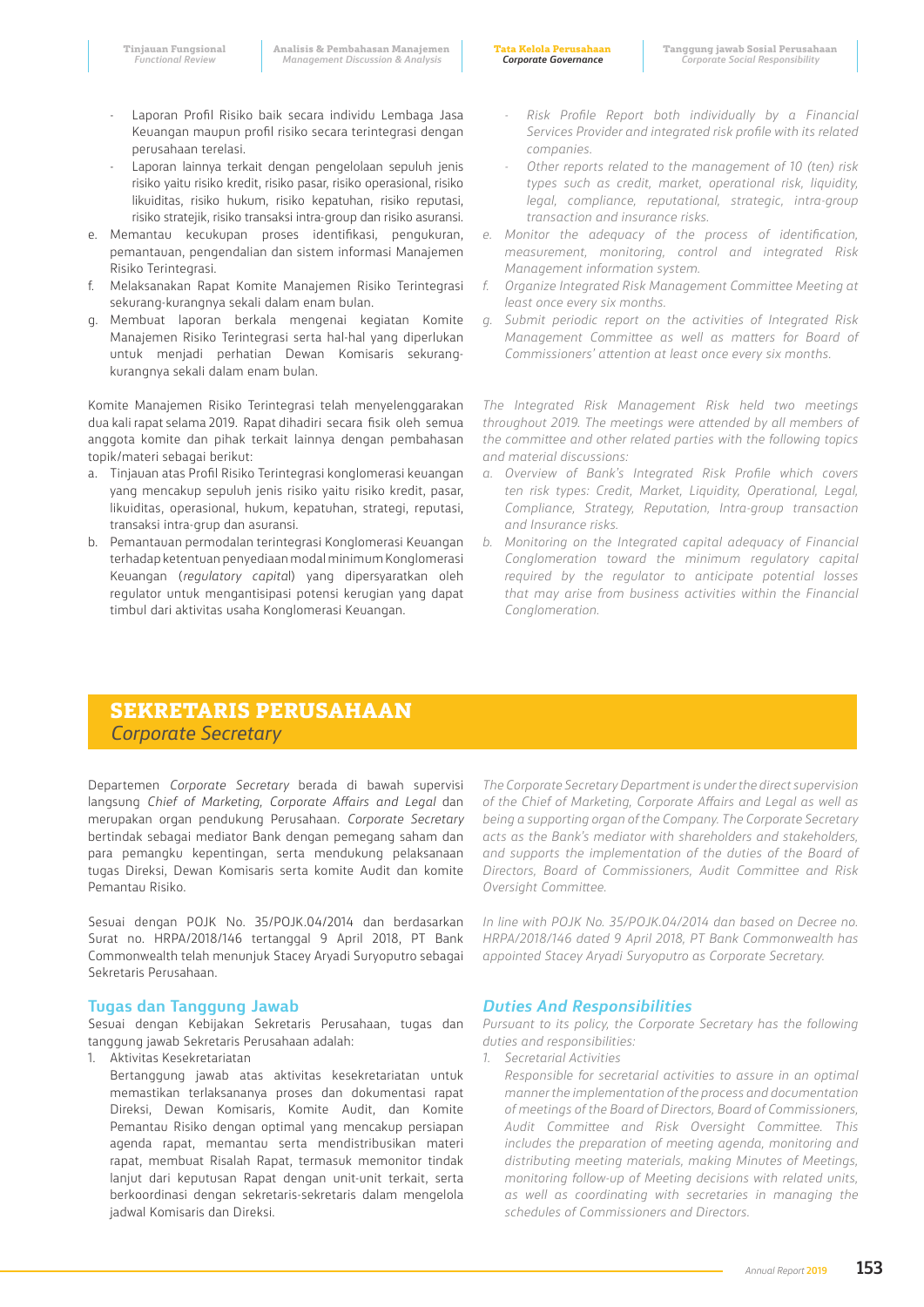- Laporan Profil Risiko baik secara individu Lembaga Jasa Keuangan maupun profil risiko secara terintegrasi dengan perusahaan terelasi.
- Laporan lainnya terkait dengan pengelolaan sepuluh jenis risiko yaitu risiko kredit, risiko pasar, risiko operasional, risiko likuiditas, risiko hukum, risiko kepatuhan, risiko reputasi, risiko stratejik, risiko transaksi intra-group dan risiko asuransi.

e. Memantau kecukupan proses identifikasi, pengukuran, pemantauan, pengendalian dan sistem informasi Manajemen Risiko Terintegrasi.
f. Melaksanakan Rapat Komite Manajemen Risiko Terintegrasi sekurang-kurangnya sekali dalam enam bulan.
g. Membuat laporan berkala mengenai kegiatan Komite Manajemen Risiko Terintegrasi serta hal-hal yang diperlukan untuk menjadi perhatian Dewan Komisaris sekurang-kurangnya sekali dalam enam bulan.

Komite Manajemen Risiko Terintegrasi telah menyelenggarakan dua kali rapat selama 2019. Rapat dihadiri secara fisik oleh semua anggota komite dan pihak terkait lainnya dengan pembahasan topik/materi sebagai berikut:

a. Tinjauan atas Profil Risiko Terintegrasi konglomerasi keuangan yang mencakup sepuluh jenis risiko yaitu risiko kredit, pasar, likuiditas, operasional, hukum, kepatuhan, strategi, reputasi, transaksi intra-grup dan asuransi.
b. Pemantauan permodalan terintegrasi Konglomerasi Keuangan terhadap ketentuan penyediaan modal minimum Konglomerasi Keuangan (*regulatory capital*) yang dipersyaratkan oleh regulator untuk mengantisipasi potensi kerugian yang dapat timbul dari aktivitas usaha Konglomerasi Keuangan.

*- Risk Profile Report both individually by a Financial Services Provider and integrated risk profile with its related companies.*
*- Other reports related to the management of 10 (ten) risk types such as credit, market, operational risk, liquidity, legal, compliance, reputational, strategic, intra-group transaction and insurance risks.*

*e. Monitor the adequacy of the process of identification, measurement, monitoring, control and integrated Risk Management information system.*
*f. Organize Integrated Risk Management Committee Meeting at least once every six months.*
*g. Submit periodic report on the activities of Integrated Risk Management Committee as well as matters for Board of Commissioners' attention at least once every six months.*

*The Integrated Risk Management Risk held two meetings throughout 2019. The meetings were attended by all members of the committee and other related parties with the following topics and material discussions:*

*a. Overview of Bank's Integrated Risk Profile which covers ten risk types: Credit, Market, Liquidity, Operational, Legal, Compliance, Strategy, Reputation, Intra-group transaction and Insurance risks.*
*b. Monitoring on the Integrated capital adequacy of Financial Conglomeration toward the minimum regulatory capital required by the regulator to anticipate potential losses that may arise from business activities within the Financial Conglomeration.*

# SEKRETARIS PERUSAHAAN
## *Corporate Secretary*

Departemen *Corporate Secretary* berada di bawah supervisi langsung *Chief of Marketing, Corporate Affairs and Legal* dan merupakan organ pendukung Perusahaan. *Corporate Secretary* bertindak sebagai mediator Bank dengan pemegang saham dan para pemangku kepentingan, serta mendukung pelaksanaan tugas Direksi, Dewan Komisaris serta komite Audit dan komite Pemantau Risiko.

Sesuai dengan POJK No. 35/POJK.04/2014 dan berdasarkan Surat no. HRPA/2018/146 tertanggal 9 April 2018, PT Bank Commonwealth telah menunjuk Stacey Aryadi Suryoputro sebagai Sekretaris Perusahaan.

*The Corporate Secretary Department is under the direct supervision of the Chief of Marketing, Corporate Affairs and Legal as well as being a supporting organ of the Company. The Corporate Secretary acts as the Bank's mediator with shareholders and stakeholders, and supports the implementation of the duties of the Board of Directors, Board of Commissioners, Audit Committee and Risk Oversight Committee.*

*In line with POJK No. 35/POJK.04/2014 dan based on Decree no. HRPA/2018/146 dated 9 April 2018, PT Bank Commonwealth has appointed Stacey Aryadi Suryoputro as Corporate Secretary.*

### Tugas dan Tanggung Jawab

Sesuai dengan Kebijakan Sekretaris Perusahaan, tugas dan tanggung jawab Sekretaris Perusahaan adalah:

1. Aktivitas Kesekretariatan

   Bertanggung jawab atas aktivitas kesekretariatan untuk memastikan terlaksananya proses dan dokumentasi rapat Direksi, Dewan Komisaris, Komite Audit, dan Komite Pemantau Risiko dengan optimal yang mencakup persiapan agenda rapat, memantau serta mendistribusikan materi rapat, membuat Risalah Rapat, termasuk memonitor tindak lanjut dari keputusan Rapat dengan unit-unit terkait, serta berkoordinasi dengan sekretaris-sekretaris dalam mengelola jadwal Komisaris dan Direksi.

### *Duties And Responsibilities*

*Pursuant to its policy, the Corporate Secretary has the following duties and responsibilities:*

*1. Secretarial Activities*

   *Responsible for secretarial activities to assure in an optimal manner the implementation of the process and documentation of meetings of the Board of Directors, Board of Commissioners, Audit Committee and Risk Oversight Committee. This includes the preparation of meeting agenda, monitoring and distributing meeting materials, making Minutes of Meetings, monitoring follow-up of Meeting decisions with related units, as well as coordinating with secretaries in managing the schedules of Commissioners and Directors.*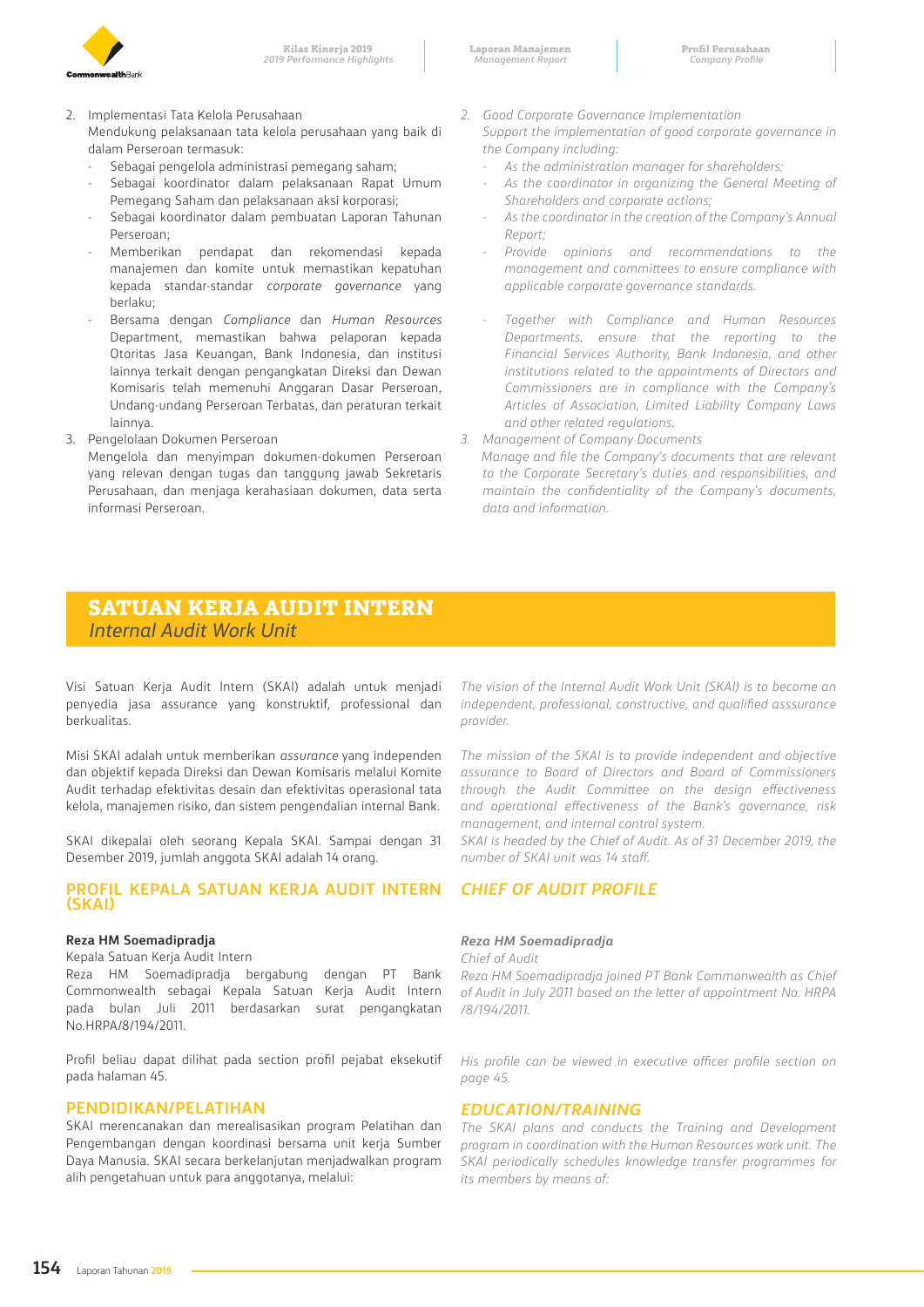2. Implementasi Tata Kelola Perusahaan
   Mendukung pelaksanaan tata kelola perusahaan yang baik di dalam Perseroan termasuk:
   - Sebagai pengelola administrasi pemegang saham;
   - Sebagai koordinator dalam pelaksanaan Rapat Umum Pemegang Saham dan pelaksanaan aksi korporasi;
   - Sebagai koordinator dalam pembuatan Laporan Tahunan Perseroan;
   - Memberikan pendapat dan rekomendasi kepada manajemen dan komite untuk memastikan kepatuhan kepada standar-standar *corporate governance* yang berlaku;
   - Bersama dengan *Compliance* dan *Human Resources* Department, memastikan bahwa pelaporan kepada Otoritas Jasa Keuangan, Bank Indonesia, dan institusi lainnya terkait dengan pengangkatan Direksi dan Dewan Komisaris telah memenuhi Anggaran Dasar Perseroan, Undang-undang Perseroan Terbatas, dan peraturan terkait lainnya.
3. Pengelolaan Dokumen Perseroan
   Mengelola dan menyimpan dokumen-dokumen Perseroan yang relevan dengan tugas dan tanggung jawab Sekretaris Perusahaan, dan menjaga kerahasiaan dokumen, data serta informasi Perseroan.

*2. Good Corporate Governance Implementation*
*Support the implementation of good corporate governance in the Company including:*
- *As the administration manager for shareholders;*
- *As the coordinator in organizing the General Meeting of Shareholders and corporate actions;*
- *As the coordinator in the creation of the Company's Annual Report;*
- *Provide opinions and recommendations to the management and committees to ensure compliance with applicable corporate governance standards.*
- *Together with Compliance and Human Resources Departments, ensure that the reporting to the Financial Services Authority, Bank Indonesia, and other institutions related to the appointments of Directors and Commissioners are in compliance with the Company's Articles of Association, Limited Liability Company Laws and other related regulations.*

*3. Management of Company Documents*
*Manage and file the Company's documents that are relevant to the Corporate Secretary's duties and responsibilities, and maintain the confidentiality of the Company's documents, data and information.*

# SATUAN KERJA AUDIT INTERN
*Internal Audit Work Unit*

Visi Satuan Kerja Audit Intern (SKAI) adalah untuk menjadi penyedia jasa assurance yang konstruktif, professional dan berkualitas.

*The vision of the Internal Audit Work Unit (SKAI) is to become an independent, professional, constructive, and qualified asssurance provider.*

Misi SKAI adalah untuk memberikan *assurance* yang independen dan objektif kepada Direksi dan Dewan Komisaris melalui Komite Audit terhadap efektivitas desain dan efektivitas operasional tata kelola, manajemen risiko, dan sistem pengendalian internal Bank.

*The mission of the SKAI is to provide independent and objective assurance to Board of Directors and Board of Commissioners through the Audit Committee on the design effectiveness and operational effectiveness of the Bank's governance, risk management, and internal control system.*

SKAI dikepalai oleh seorang Kepala SKAI. Sampai dengan 31 Desember 2019, jumlah anggota SKAI adalah 14 orang.

*SKAI is headed by the Chief of Audit. As of 31 December 2019, the number of SKAI unit was 14 staff.*

## PROFIL KEPALA SATUAN KERJA AUDIT INTERN (SKAI)

**Reza HM Soemadipradja**
Kepala Satuan Kerja Audit Intern
Reza HM Soemadipradja bergabung dengan PT Bank Commonwealth sebagai Kepala Satuan Kerja Audit Intern pada bulan Juli 2011 berdasarkan surat pengangkatan No.HRPA/8/194/2011.

Profil beliau dapat dilihat pada section profil pejabat eksekutif pada halaman 45.

## *CHIEF OF AUDIT PROFILE*

***Reza HM Soemadipradja***
*Chief of Audit*
*Reza HM Soemadipradja joined PT Bank Commonwealth as Chief of Audit in July 2011 based on the letter of appointment No. HRPA /8/194/2011.*

*His profile can be viewed in executive officer profile section on page 45.*

## PENDIDIKAN/PELATIHAN

SKAI merencanakan dan merealisasikan program Pelatihan dan Pengembangan dengan koordinasi bersama unit kerja Sumber Daya Manusia. SKAI secara berkelanjutan menjadwalkan program alih pengetahuan untuk para anggotanya, melalui:

## *EDUCATION/TRAINING*

*The SKAI plans and conducts the Training and Development program in coordination with the Human Resources work unit. The SKAI periodically schedules knowledge transfer programmes for its members by means of:*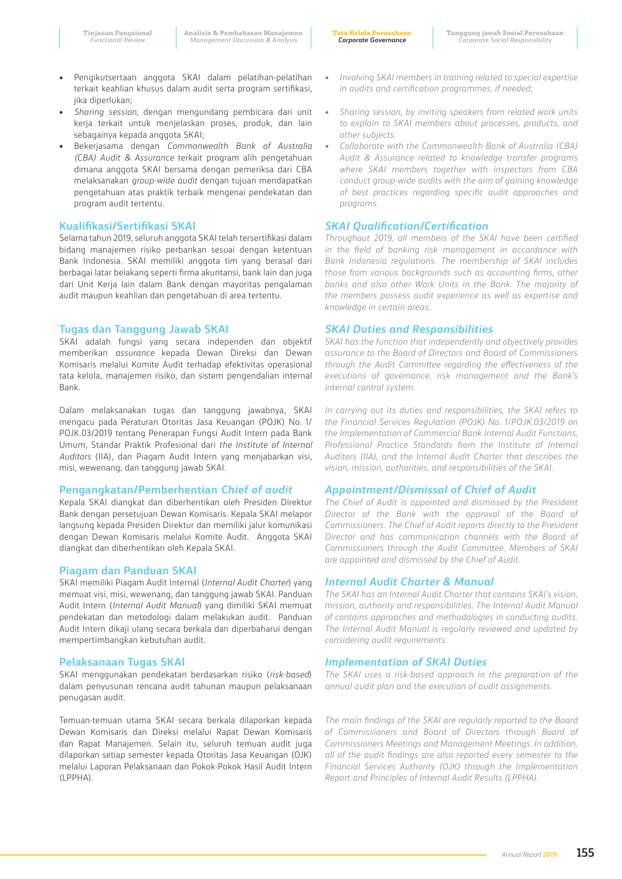- Pengikutsertaan anggota SKAI dalam pelatihan-pelatihan terkait keahlian khusus dalam audit serta program sertifikasi, jika diperlukan;
- *Sharing session*, dengan mengundang pembicara dari unit kerja terkait untuk menjelaskan proses, produk, dan lain sebagainya kepada anggota SKAI;
- Bekerjasama dengan *Commonwealth Bank of Australia (CBA) Audit & Assurance* terkait program alih pengetahuan dimana anggota SKAI bersama dengan pemeriksa dari CBA melaksanakan *group-wide audit* dengan tujuan mendapatkan pengetahuan atas praktik terbaik mengenai pendekatan dan program audit tertentu.

- *Involving SKAI members in training related to special expertise in audits and certification programmes, if needed;*
- *Sharing session, by inviting speakers from related work units to explain to SKAI members about processes, products, and other subjects.*
- *Collaborate with the Commonwealth Bank of Australia (CBA) Audit & Assurance related to knowledge transfer programs where SKAI members together with inspectors from CBA conduct group-wide audits with the aim of gaining knowledge of best practices regarding specific audit approaches and programs.*

## Kualifikasi/Sertifikasi SKAI

Selama tahun 2019, seluruh anggota SKAI telah tersertifikasi dalam bidang manajemen risiko perbankan sesuai dengan ketentuan Bank Indonesia. SKAI memiliki anggota tim yang berasal dari berbagai latar belakang seperti firma akuntansi, bank lain dan juga dari Unit Kerja lain dalam Bank dengan mayoritas pengalaman audit maupun keahlian dan pengetahuan di area tertentu.

## *SKAI Qualification/Certification*

*Throughout 2019, all members of the SKAI have been certified in the field of banking risk management in accordance with Bank Indonesia regulations. The membership of SKAI includes those from various backgrounds such as accounting firms, other banks and also other Work Units in the Bank. The majority of the members possess audit experience as well as expertise and knowledge in certain areas.*

## Tugas dan Tanggung Jawab SKAI

SKAI adalah fungsi yang secara independen dan objektif memberikan *assurance* kepada Dewan Direksi dan Dewan Komisaris melalui Komite Audit terhadap efektivitas operasional tata kelola, manajemen risiko, dan sistem pengendalian internal Bank.

Dalam melaksanakan tugas dan tanggung jawabnya, SKAI mengacu pada Peraturan Otoritas Jasa Keuangan (POJK) No. 1/POJK.03/2019 tentang Penerapan Fungsi Audit Intern pada Bank Umum, Standar Praktik Profesional dari *the Institute of Internal Auditors* (IIA), dan Piagam Audit Intern yang menjabarkan visi, misi, wewenang, dan tanggung jawab SKAI.

## *SKAI Duties and Responsibilities*

*SKAI has the function that independently and objectively provides assurance to the Board of Directors and Board of Commissioners through the Audit Committee regarding the effectiveness of the executions of governance, risk management and the Bank's internal control system.*

*In carrying out its duties and responsibilities, the SKAI refers to the Financial Services Regulation (POJK) No. 1/POJK.03/2019 on the Implementation of Commercial Bank Internal Audit Functions, Professional Practice Standards from the Institute of Internal Auditors (IIA), and the Internal Audit Charter that describes the vision, mission, authorities, and responsibilities of the SKAI.*

## Pengangkatan/Pemberhentian *Chief of audit*

Kepala SKAI diangkat dan diberhentikan oleh Presiden Direktur Bank dengan persetujuan Dewan Komisaris. Kepala SKAI melapor langsung kepada Presiden Direktur dan memiliki jalur komunikasi dengan Dewan Komisaris melalui Komite Audit. Anggota SKAI diangkat dan diberhentikan oleh Kepala SKAI.

## *Appointment/Dismissal of Chief of Audit*

*The Chief of Audit is appointed and dismissed by the President Director of the Bank with the approval of the Board of Commissioners. The Chief of Audit reports directly to the President Director and has communication channels with the Board of Commissioners through the Audit Committee. Members of SKAI are appointed and dismissed by the Chief of Audit.*

## Piagam dan Panduan SKAI

SKAI memiliki Piagam Audit Internal (*Internal Audit Charter*) yang memuat visi, misi, wewenang, dan tanggung jawab SKAI. Panduan Audit Intern (*Internal Audit Manual*) yang dimiliki SKAI memuat pendekatan dan metodologi dalam melakukan audit. Panduan Audit Intern dikaji ulang secara berkala dan diperbaharui dengan mempertimbangkan kebutuhan audit.

## *Internal Audit Charter & Manual*

*The SKAI has an Internal Audit Charter that contains SKAI's vision, mission, authority and responsibilities. The Internal Audit Manual of contains approaches and methodologies in conducting audits. The Internal Audit Manual is regularly reviewed and updated by considering audit requirements.*

## Pelaksanaan Tugas SKAI

SKAI menggunakan pendekatan berdasarkan risiko (*risk-based*) dalam penyusunan rencana audit tahunan maupun pelaksanaan penugasan audit.

Temuan-temuan utama SKAI secara berkala dilaporkan kepada Dewan Komisaris dan Direksi melalui Rapat Dewan Komisaris dan Rapat Manajemen. Selain itu, seluruh temuan audit juga dilaporkan setiap semester kepada Otoritas Jasa Keuangan (OJK) melalui Laporan Pelaksanaan dan Pokok-Pokok Hasil Audit Intern (LPPHA).

## *Implementation of SKAI Duties*

*The SKAI uses a risk-based approach in the preparation of the annual audit plan and the execution of audit assignments.*

*The main findings of the SKAI are regularly reported to the Board of Commissioners and Board of Directors through Board of Commissioners Meetings and Management Meetings. In addition, all of the audit findings are also reported every semester to the Financial Services Authority (OJK) through the Implementation Report and Principles of Internal Audit Results (LPPHA).*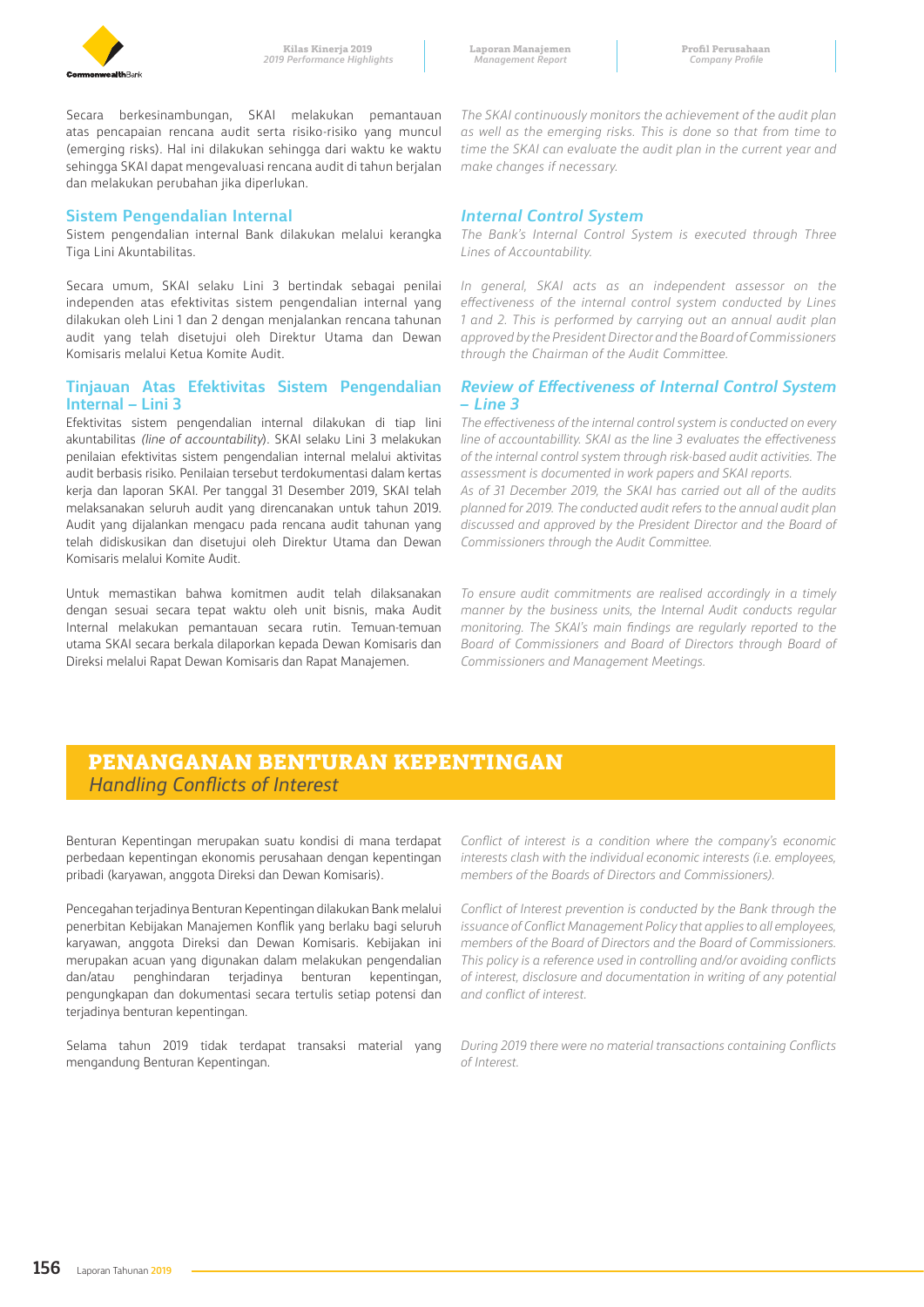Secara berkesinambungan, SKAI melakukan pemantauan atas pencapaian rencana audit serta risiko-risiko yang muncul (emerging risks). Hal ini dilakukan sehingga dari waktu ke waktu sehingga SKAI dapat mengevaluasi rencana audit di tahun berjalan dan melakukan perubahan jika diperlukan.

*The SKAI continuously monitors the achievement of the audit plan as well as the emerging risks. This is done so that from time to time the SKAI can evaluate the audit plan in the current year and make changes if necessary.*

### Sistem Pengendalian Internal

### *Internal Control System*

Sistem pengendalian internal Bank dilakukan melalui kerangka Tiga Lini Akuntabilitas.

*The Bank's Internal Control System is executed through Three Lines of Accountability.*

Secara umum, SKAI selaku Lini 3 bertindak sebagai penilai independen atas efektivitas sistem pengendalian internal yang dilakukan oleh Lini 1 dan 2 dengan menjalankan rencana tahunan audit yang telah disetujui oleh Direktur Utama dan Dewan Komisaris melalui Ketua Komite Audit.

*In general, SKAI acts as an independent assessor on the effectiveness of the internal control system conducted by Lines 1 and 2. This is performed by carrying out an annual audit plan approved by the President Director and the Board of Commissioners through the Chairman of the Audit Committee.*

### Tinjauan Atas Efektivitas Sistem Pengendalian Internal – Lini 3

### *Review of Effectiveness of Internal Control System – Line 3*

Efektivitas sistem pengendalian internal dilakukan di tiap lini akuntabilitas *(line of accountability)*. SKAI selaku Lini 3 melakukan penilaian efektivitas sistem pengendalian internal melalui aktivitas audit berbasis risiko. Penilaian tersebut terdokumentasi dalam kertas kerja dan laporan SKAI. Per tanggal 31 Desember 2019, SKAI telah melaksanakan seluruh audit yang direncanakan untuk tahun 2019. Audit yang dijalankan mengacu pada rencana audit tahunan yang telah didiskusikan dan disetujui oleh Direktur Utama dan Dewan Komisaris melalui Komite Audit.

*The effectiveness of the internal control system is conducted on every line of accountabillity. SKAI as the line 3 evaluates the effectiveness of the internal control system through risk-based audit activities. The assessment is documented in work papers and SKAI reports.*
*As of 31 December 2019, the SKAI has carried out all of the audits planned for 2019. The conducted audit refers to the annual audit plan discussed and approved by the President Director and the Board of Commissioners through the Audit Committee.*

Untuk memastikan bahwa komitmen audit telah dilaksanakan dengan sesuai secara tepat waktu oleh unit bisnis, maka Audit Internal melakukan pemantauan secara rutin. Temuan-temuan utama SKAI secara berkala dilaporkan kepada Dewan Komisaris dan Direksi melalui Rapat Dewan Komisaris dan Rapat Manajemen.

*To ensure audit commitments are realised accordingly in a timely manner by the business units, the Internal Audit conducts regular monitoring. The SKAI's main findings are regularly reported to the Board of Commissioners and Board of Directors through Board of Commissioners and Management Meetings.*

## PENANGANAN BENTURAN KEPENTINGAN
## *Handling Conflicts of Interest*

Benturan Kepentingan merupakan suatu kondisi di mana terdapat perbedaan kepentingan ekonomis perusahaan dengan kepentingan pribadi (karyawan, anggota Direksi dan Dewan Komisaris).

*Conflict of interest is a condition where the company's economic interests clash with the individual economic interests (i.e. employees, members of the Boards of Directors and Commissioners).*

Pencegahan terjadinya Benturan Kepentingan dilakukan Bank melalui penerbitan Kebijakan Manajemen Konflik yang berlaku bagi seluruh karyawan, anggota Direksi dan Dewan Komisaris. Kebijakan ini merupakan acuan yang digunakan dalam melakukan pengendalian dan/atau penghindaran terjadinya benturan kepentingan, pengungkapan dan dokumentasi secara tertulis setiap potensi dan terjadinya benturan kepentingan.

*Conflict of Interest prevention is conducted by the Bank through the issuance of Conflict Management Policy that applies to all employees, members of the Board of Directors and the Board of Commissioners. This policy is a reference used in controlling and/or avoiding conflicts of interest, disclosure and documentation in writing of any potential and conflict of interest.*

Selama tahun 2019 tidak terdapat transaksi material yang mengandung Benturan Kepentingan.

*During 2019 there were no material transactions containing Conflicts of Interest.*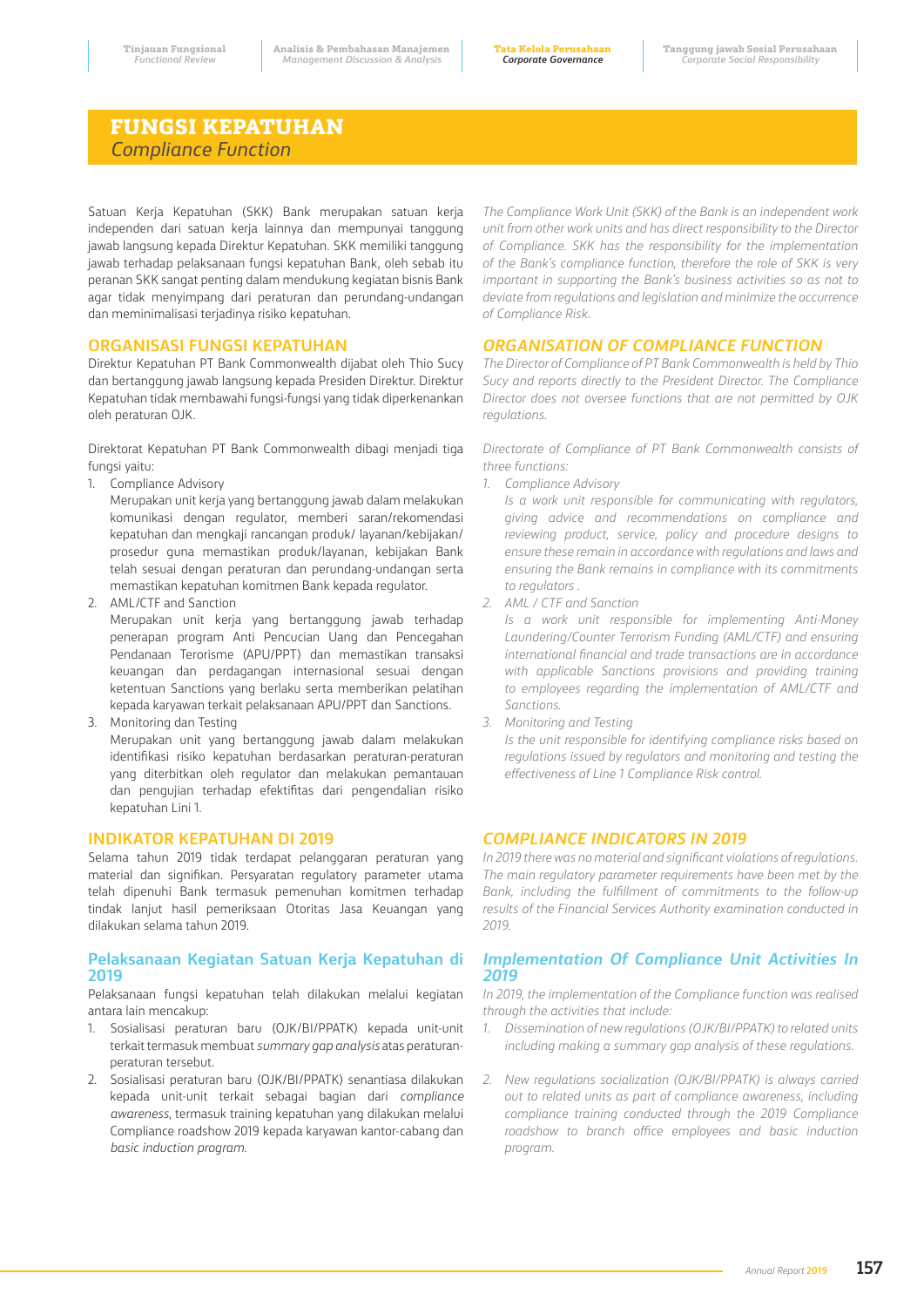# FUNGSI KEPATUHAN
*Compliance Function*

Satuan Kerja Kepatuhan (SKK) Bank merupakan satuan kerja independen dari satuan kerja lainnya dan mempunyai tanggung jawab langsung kepada Direktur Kepatuhan. SKK memiliki tanggung jawab terhadap pelaksanaan fungsi kepatuhan Bank, oleh sebab itu peranan SKK sangat penting dalam mendukung kegiatan bisnis Bank agar tidak menyimpang dari peraturan dan perundang-undangan dan meminimalisasi terjadinya risiko kepatuhan.

*The Compliance Work Unit (SKK) of the Bank is an independent work unit from other work units and has direct responsibility to the Director of Compliance. SKK has the responsibility for the implementation of the Bank's compliance function, therefore the role of SKK is very important in supporting the Bank's business activities so as not to deviate from regulations and legislation and minimize the occurrence of Compliance Risk.*

## ORGANISASI FUNGSI KEPATUHAN

Direktur Kepatuhan PT Bank Commonwealth dijabat oleh Thio Sucy dan bertanggung jawab langsung kepada Presiden Direktur. Direktur Kepatuhan tidak membawahi fungsi-fungsi yang tidak diperkenankan oleh peraturan OJK.

Direktorat Kepatuhan PT Bank Commonwealth dibagi menjadi tiga fungsi yaitu:

1. Compliance Advisory

   Merupakan unit kerja yang bertanggung jawab dalam melakukan komunikasi dengan regulator, memberi saran/rekomendasi kepatuhan dan mengkaji rancangan produk/ layanan/kebijakan/ prosedur guna memastikan produk/layanan, kebijakan Bank telah sesuai dengan peraturan dan perundang-undangan serta memastikan kepatuhan komitmen Bank kepada regulator.
2. AML/CTF and Sanction

   Merupakan unit kerja yang bertanggung jawab terhadap penerapan program Anti Pencucian Uang dan Pencegahan Pendanaan Terorisme (APU/PPT) dan memastikan transaksi keuangan dan perdagangan internasional sesuai dengan ketentuan Sanctions yang berlaku serta memberikan pelatihan kepada karyawan terkait pelaksanaan APU/PPT dan Sanctions.
3. Monitoring dan Testing

   Merupakan unit yang bertanggung jawab dalam melakukan identifikasi risiko kepatuhan berdasarkan peraturan-peraturan yang diterbitkan oleh regulator dan melakukan pemantauan dan pengujian terhadap efektifitas dari pengendalian risiko kepatuhan Lini 1.

## *ORGANISATION OF COMPLIANCE FUNCTION*

*The Director of Compliance of PT Bank Commonwealth is held by Thio Sucy and reports directly to the President Director. The Compliance Director does not oversee functions that are not permitted by OJK regulations.*

*Directorate of Compliance of PT Bank Commonwealth consists of three functions:*

1. *Compliance Advisory*

   *Is a work unit responsible for communicating with regulators, giving advice and recommendations on compliance and reviewing product, service, policy and procedure designs to ensure these remain in accordance with regulations and laws and ensuring the Bank remains in compliance with its commitments to regulators .*
2. *AML / CTF and Sanction*

   *Is a work unit responsible for implementing Anti-Money Laundering/Counter Terrorism Funding (AML/CTF) and ensuring international financial and trade transactions are in accordance with applicable Sanctions provisions and providing training to employees regarding the implementation of AML/CTF and Sanctions.*
3. *Monitoring and Testing*

   *Is the unit responsible for identifying compliance risks based on regulations issued by regulators and monitoring and testing the effectiveness of Line 1 Compliance Risk control.*

## INDIKATOR KEPATUHAN DI 2019

Selama tahun 2019 tidak terdapat pelanggaran peraturan yang material dan signifikan. Persyaratan regulatory parameter utama telah dipenuhi Bank termasuk pemenuhan komitmen terhadap tindak lanjut hasil pemeriksaan Otoritas Jasa Keuangan yang dilakukan selama tahun 2019.

## *COMPLIANCE INDICATORS IN 2019*

*In 2019 there was no material and significant violations of regulations. The main regulatory parameter requirements have been met by the Bank, including the fulfillment of commitments to the follow-up results of the Financial Services Authority examination conducted in 2019.*

### Pelaksanaan Kegiatan Satuan Kerja Kepatuhan di 2019

Pelaksanaan fungsi kepatuhan telah dilakukan melalui kegiatan antara lain mencakup:

1. Sosialisasi peraturan baru (OJK/BI/PPATK) kepada unit-unit terkait termasuk membuat *summary gap analysis* atas peraturan-peraturan tersebut.
2. Sosialisasi peraturan baru (OJK/BI/PPATK) senantiasa dilakukan kepada unit-unit terkait sebagai bagian dari *compliance awareness*, termasuk training kepatuhan yang dilakukan melalui Compliance roadshow 2019 kepada karyawan kantor-cabang dan *basic induction program*.

### *Implementation Of Compliance Unit Activities In 2019*

*In 2019, the implementation of the Compliance function was realised through the activities that include:*

1. *Dissemination of new regulations (OJK/BI/PPATK) to related units including making a summary gap analysis of these regulations.*
2. *New regulations socialization (OJK/BI/PPATK) is always carried out to related units as part of compliance awareness, including compliance training conducted through the 2019 Compliance roadshow to branch office employees and basic induction program.*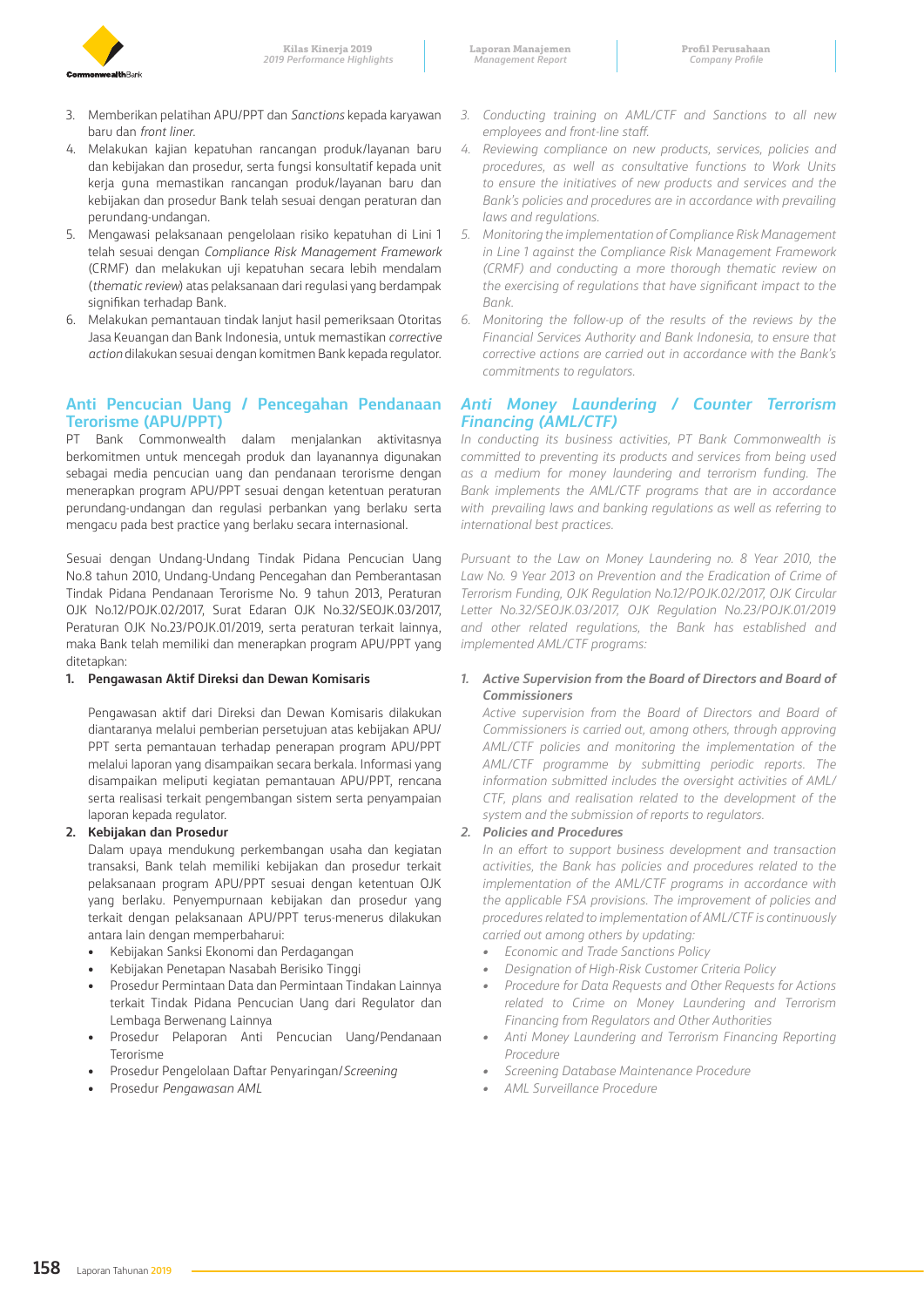3. Memberikan pelatihan APU/PPT dan *Sanctions* kepada karyawan baru dan *front liner*.
4. Melakukan kajian kepatuhan rancangan produk/layanan baru dan kebijakan dan prosedur, serta fungsi konsultatif kepada unit kerja guna memastikan rancangan produk/layanan baru dan kebijakan dan prosedur Bank telah sesuai dengan peraturan dan perundang-undangan.
5. Mengawasi pelaksanaan pengelolaan risiko kepatuhan di Lini 1 telah sesuai dengan *Compliance Risk Management Framework* (CRMF) dan melakukan uji kepatuhan secara lebih mendalam (*thematic review*) atas pelaksanaan dari regulasi yang berdampak signifikan terhadap Bank.
6. Melakukan pemantauan tindak lanjut hasil pemeriksaan Otoritas Jasa Keuangan dan Bank Indonesia, untuk memastikan *corrective action* dilakukan sesuai dengan komitmen Bank kepada regulator.

## Anti Pencucian Uang / Pencegahan Pendanaan Terorisme (APU/PPT)

PT Bank Commonwealth dalam menjalankan aktivitasnya berkomitmen untuk mencegah produk dan layanannya digunakan sebagai media pencucian uang dan pendanaan terorisme dengan menerapkan program APU/PPT sesuai dengan ketentuan peraturan perundang-undangan dan regulasi perbankan yang berlaku serta mengacu pada best practice yang berlaku secara internasional.

Sesuai dengan Undang-Undang Tindak Pidana Pencucian Uang No.8 tahun 2010, Undang-Undang Pencegahan dan Pemberantasan Tindak Pidana Pendanaan Terorisme No. 9 tahun 2013, Peraturan OJK No.12/POJK.02/2017, Surat Edaran OJK No.32/SEOJK.03/2017, Peraturan OJK No.23/POJK.01/2019, serta peraturan terkait lainnya, maka Bank telah memiliki dan menerapkan program APU/PPT yang ditetapkan:

1. **Pengawasan Aktif Direksi dan Dewan Komisaris**

   Pengawasan aktif dari Direksi dan Dewan Komisaris dilakukan diantaranya melalui pemberian persetujuan atas kebijakan APU/PPT serta pemantauan terhadap penerapan program APU/PPT melalui laporan yang disampaikan secara berkala. Informasi yang disampaikan meliputi kegiatan pemantauan APU/PPT, rencana serta realisasi terkait pengembangan sistem serta penyampaian laporan kepada regulator.

2. **Kebijakan dan Prosedur**

   Dalam upaya mendukung perkembangan usaha dan kegiatan transaksi, Bank telah memiliki kebijakan dan prosedur terkait pelaksanaan program APU/PPT sesuai dengan ketentuan OJK yang berlaku. Penyempurnaan kebijakan dan prosedur yang terkait dengan pelaksanaan APU/PPT terus-menerus dilakukan antara lain dengan memperbaharui:
   - Kebijakan Sanksi Ekonomi dan Perdagangan
   - Kebijakan Penetapan Nasabah Berisiko Tinggi
   - Prosedur Permintaan Data dan Permintaan Tindakan Lainnya terkait Tindak Pidana Pencucian Uang dari Regulator dan Lembaga Berwenang Lainnya
   - Prosedur Pelaporan Anti Pencucian Uang/Pendanaan Terorisme
   - Prosedur Pengelolaan Daftar Penyaringan/*Screening*
   - Prosedur *Pengawasan AML*

*3. Conducting training on AML/CTF and Sanctions to all new employees and front-line staff.*

*4. Reviewing compliance on new products, services, policies and procedures, as well as consultative functions to Work Units to ensure the initiatives of new products and services and the Bank's policies and procedures are in accordance with prevailing laws and regulations.*

*5. Monitoring the implementation of Compliance Risk Management in Line 1 against the Compliance Risk Management Framework (CRMF) and conducting a more thorough thematic review on the exercising of regulations that have significant impact to the Bank.*

*6. Monitoring the follow-up of the results of the reviews by the Financial Services Authority and Bank Indonesia, to ensure that corrective actions are carried out in accordance with the Bank's commitments to regulators.*

## *Anti Money Laundering / Counter Terrorism Financing (AML/CTF)*

*In conducting its business activities, PT Bank Commonwealth is committed to preventing its products and services from being used as a medium for money laundering and terrorism funding. The Bank implements the AML/CTF programs that are in accordance with prevailing laws and banking regulations as well as referring to international best practices.*

*Pursuant to the Law on Money Laundering no. 8 Year 2010, the Law No. 9 Year 2013 on Prevention and the Eradication of Crime of Terrorism Funding, OJK Regulation No.12/POJK.02/2017, OJK Circular Letter No.32/SEOJK.03/2017, OJK Regulation No.23/POJK.01/2019 and other related regulations, the Bank has established and implemented AML/CTF programs:*

1. ***Active Supervision from the Board of Directors and Board of Commissioners***

   *Active supervision from the Board of Directors and Board of Commissioners is carried out, among others, through approving AML/CTF policies and monitoring the implementation of the AML/CTF programme by submitting periodic reports. The information submitted includes the oversight activities of AML/CTF, plans and realisation related to the development of the system and the submission of reports to regulators.*

2. ***Policies and Procedures***

   *In an effort to support business development and transaction activities, the Bank has policies and procedures related to the implementation of the AML/CTF programs in accordance with the applicable FSA provisions. The improvement of policies and procedures related to implementation of AML/CTF is continuously carried out among others by updating:*
   - *Economic and Trade Sanctions Policy*
   - *Designation of High-Risk Customer Criteria Policy*
   - *Procedure for Data Requests and Other Requests for Actions related to Crime on Money Laundering and Terrorism Financing from Regulators and Other Authorities*
   - *Anti Money Laundering and Terrorism Financing Reporting Procedure*
   - *Screening Database Maintenance Procedure*
   - *AML Surveillance Procedure*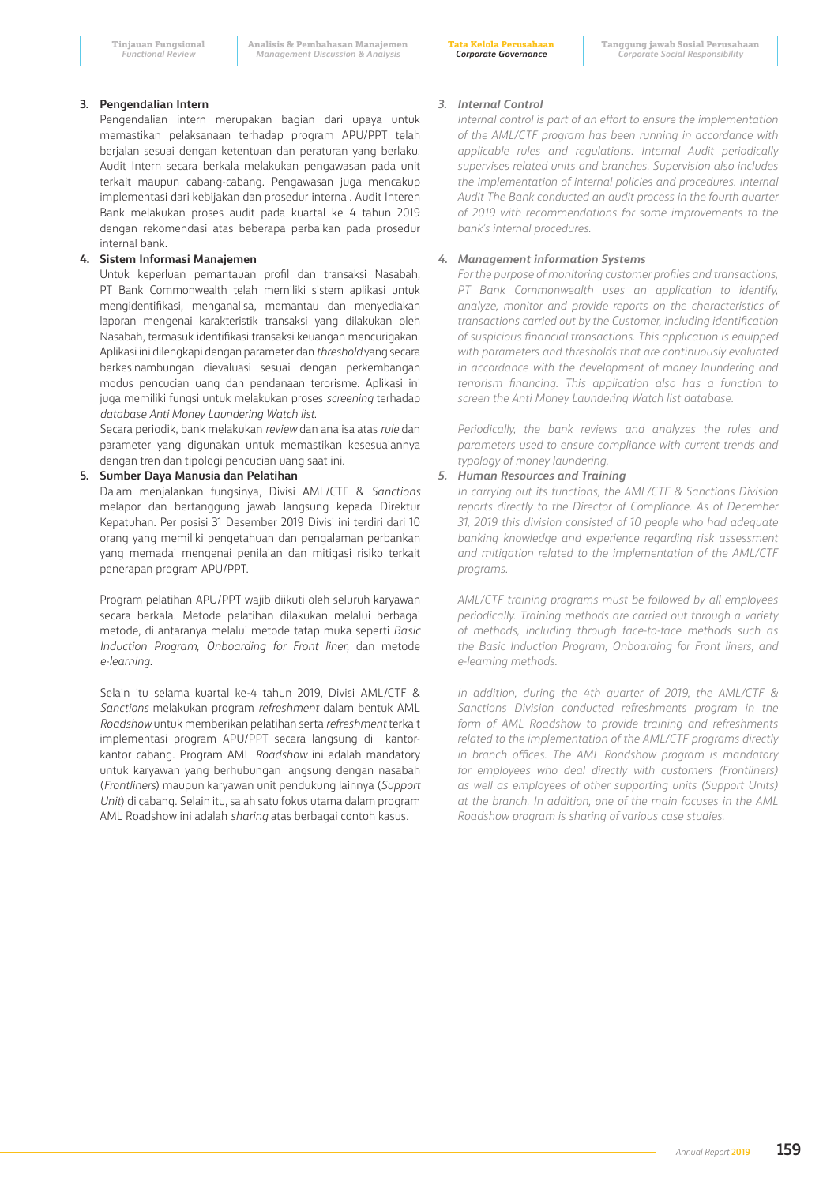**3. Pengendalian Intern**

Pengendalian intern merupakan bagian dari upaya untuk memastikan pelaksanaan terhadap program APU/PPT telah berjalan sesuai dengan ketentuan dan peraturan yang berlaku. Audit Intern secara berkala melakukan pengawasan pada unit terkait maupun cabang-cabang. Pengawasan juga mencakup implementasi dari kebijakan dan prosedur internal. Audit Interen Bank melakukan proses audit pada kuartal ke 4 tahun 2019 dengan rekomendasi atas beberapa perbaikan pada prosedur internal bank.

**4. Sistem Informasi Manajemen**

Untuk keperluan pemantauan profil dan transaksi Nasabah, PT Bank Commonwealth telah memiliki sistem aplikasi untuk mengidentifikasi, menganalisa, memantau dan menyediakan laporan mengenai karakteristik transaksi yang dilakukan oleh Nasabah, termasuk identifikasi transaksi keuangan mencurigakan. Aplikasi ini dilengkapi dengan parameter dan *threshold* yang secara berkesinambungan dievaluasi sesuai dengan perkembangan modus pencucian uang dan pendanaan terorisme. Aplikasi ini juga memiliki fungsi untuk melakukan proses *screening* terhadap *database Anti Money Laundering Watch list*.

Secara periodik, bank melakukan *review* dan analisa atas *rule* dan parameter yang digunakan untuk memastikan kesesuaiannya dengan tren dan tipologi pencucian uang saat ini.

**5. Sumber Daya Manusia dan Pelatihan**

Dalam menjalankan fungsinya, Divisi AML/CTF & *Sanctions* melapor dan bertanggung jawab langsung kepada Direktur Kepatuhan. Per posisi 31 Desember 2019 Divisi ini terdiri dari 10 orang yang memiliki pengetahuan dan pengalaman perbankan yang memadai mengenai penilaian dan mitigasi risiko terkait penerapan program APU/PPT.

Program pelatihan APU/PPT wajib diikuti oleh seluruh karyawan secara berkala. Metode pelatihan dilakukan melalui berbagai metode, di antaranya melalui metode tatap muka seperti *Basic Induction Program, Onboarding for Front liner*, dan metode *e-learning*.

Selain itu selama kuartal ke-4 tahun 2019, Divisi AML/CTF & *Sanctions* melakukan program *refreshment* dalam bentuk AML *Roadshow* untuk memberikan pelatihan serta *refreshment* terkait implementasi program APU/PPT secara langsung di kantor-kantor cabang. Program AML *Roadshow* ini adalah mandatory untuk karyawan yang berhubungan langsung dengan nasabah (*Frontliners*) maupun karyawan unit pendukung lainnya (*Support Unit*) di cabang. Selain itu, salah satu fokus utama dalam program AML Roadshow ini adalah *sharing* atas berbagai contoh kasus.

*3. Internal Control*

*Internal control is part of an effort to ensure the implementation of the AML/CTF program has been running in accordance with applicable rules and regulations. Internal Audit periodically supervises related units and branches. Supervision also includes the implementation of internal policies and procedures. Internal Audit The Bank conducted an audit process in the fourth quarter of 2019 with recommendations for some improvements to the bank's internal procedures.*

*4. Management information Systems*

*For the purpose of monitoring customer profiles and transactions, PT Bank Commonwealth uses an application to identify, analyze, monitor and provide reports on the characteristics of transactions carried out by the Customer, including identification of suspicious financial transactions. This application is equipped with parameters and thresholds that are continuously evaluated in accordance with the development of money laundering and terrorism financing. This application also has a function to screen the Anti Money Laundering Watch list database.*

*Periodically, the bank reviews and analyzes the rules and parameters used to ensure compliance with current trends and typology of money laundering.*

*5. Human Resources and Training*

*In carrying out its functions, the AML/CTF & Sanctions Division reports directly to the Director of Compliance. As of December 31, 2019 this division consisted of 10 people who had adequate banking knowledge and experience regarding risk assessment and mitigation related to the implementation of the AML/CTF programs.*

*AML/CTF training programs must be followed by all employees periodically. Training methods are carried out through a variety of methods, including through face-to-face methods such as the Basic Induction Program, Onboarding for Front liners, and e-learning methods.*

*In addition, during the 4th quarter of 2019, the AML/CTF & Sanctions Division conducted refreshments program in the form of AML Roadshow to provide training and refreshments related to the implementation of the AML/CTF programs directly in branch offices. The AML Roadshow program is mandatory for employees who deal directly with customers (Frontliners) as well as employees of other supporting units (Support Units) at the branch. In addition, one of the main focuses in the AML Roadshow program is sharing of various case studies.*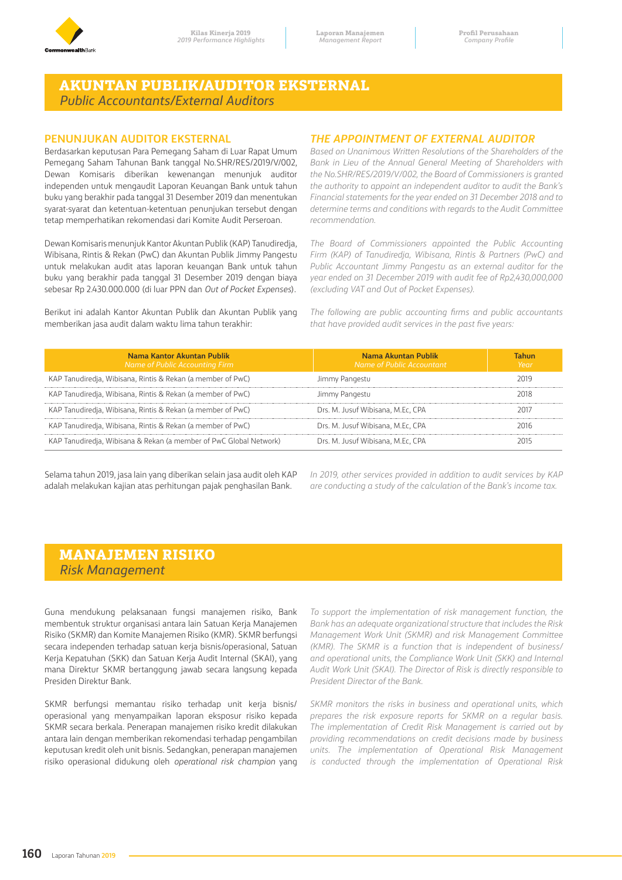# AKUNTAN PUBLIK/AUDITOR EKSTERNAL
*Public Accountants/External Auditors*

## PENUNJUKAN AUDITOR EKSTERNAL

Berdasarkan keputusan Para Pemegang Saham di Luar Rapat Umum Pemegang Saham Tahunan Bank tanggal No.SHR/RES/2019/V/002, Dewan Komisaris diberikan kewenangan menunjuk auditor independen untuk mengaudit Laporan Keuangan Bank untuk tahun buku yang berakhir pada tanggal 31 Desember 2019 dan menentukan syarat-syarat dan ketentuan-ketentuan penunjukan tersebut dengan tetap memperhatikan rekomendasi dari Komite Audit Perseroan.

Dewan Komisaris menunjuk Kantor Akuntan Publik (KAP) Tanudiredja, Wibisana, Rintis & Rekan (PwC) dan Akuntan Publik Jimmy Pangestu untuk melakukan audit atas laporan keuangan Bank untuk tahun buku yang berakhir pada tanggal 31 Desember 2019 dengan biaya sebesar Rp 2.430.000.000 (di luar PPN dan *Out of Pocket Expenses*).

Berikut ini adalah Kantor Akuntan Publik dan Akuntan Publik yang memberikan jasa audit dalam waktu lima tahun terakhir:

## *THE APPOINTMENT OF EXTERNAL AUDITOR*

*Based on Unanimous Written Resolutions of the Shareholders of the Bank in Lieu of the Annual General Meeting of Shareholders with the No.SHR/RES/2019/V/002, the Board of Commissioners is granted the authority to appoint an independent auditor to audit the Bank's Financial statements for the year ended on 31 December 2018 and to determine terms and conditions with regards to the Audit Committee recommendation.*

*The Board of Commissioners appointed the Public Accounting Firm (KAP) of Tanudiredja, Wibisana, Rintis & Partners (PwC) and Public Accountant Jimmy Pangestu as an external auditor for the year ended on 31 December 2019 with audit fee of Rp2,430,000,000 (excluding VAT and Out of Pocket Expenses).*

*The following are public accounting firms and public accountants that have provided audit services in the past five years:*

| Nama Kantor Akuntan Publik *Name of Public Accounting Firm* | Nama Akuntan Publik *Name of Public Accountant* | Tahun *Year* |
|---|---|---|
| KAP Tanudiredja, Wibisana, Rintis & Rekan (a member of PwC) | Jimmy Pangestu | 2019 |
| KAP Tanudiredja, Wibisana, Rintis & Rekan (a member of PwC) | Jimmy Pangestu | 2018 |
| KAP Tanudiredja, Wibisana, Rintis & Rekan (a member of PwC) | Drs. M. Jusuf Wibisana, M.Ec, CPA | 2017 |
| KAP Tanudiredja, Wibisana, Rintis & Rekan (a member of PwC) | Drs. M. Jusuf Wibisana, M.Ec, CPA | 2016 |
| KAP Tanudiredja, Wibisana & Rekan (a member of PwC Global Network) | Drs. M. Jusuf Wibisana, M.Ec, CPA | 2015 |

Selama tahun 2019, jasa lain yang diberikan selain jasa audit oleh KAP adalah melakukan kajian atas perhitungan pajak penghasilan Bank.

*In 2019, other services provided in addition to audit services by KAP are conducting a study of the calculation of the Bank's income tax.*

# MANAJEMEN RISIKO
*Risk Management*

Guna mendukung pelaksanaan fungsi manajemen risiko, Bank membentuk struktur organisasi antara lain Satuan Kerja Manajemen Risiko (SKMR) dan Komite Manajemen Risiko (KMR). SKMR berfungsi secara independen terhadap satuan kerja bisnis/operasional, Satuan Kerja Kepatuhan (SKK) dan Satuan Kerja Audit Internal (SKAI), yang mana Direktur SKMR bertanggung jawab secara langsung kepada Presiden Direktur Bank.

SKMR berfungsi memantau risiko terhadap unit kerja bisnis/operasional yang menyampaikan laporan eksposur risiko kepada SKMR secara berkala. Penerapan manajemen risiko kredit dilakukan antara lain dengan memberikan rekomendasi terhadap pengambilan keputusan kredit oleh unit bisnis. Sedangkan, penerapan manajemen risiko operasional didukung oleh *operational risk champion* yang

*To support the implementation of risk management function, the Bank has an adequate organizational structure that includes the Risk Management Work Unit (SKMR) and risk Management Committee (KMR). The SKMR is a function that is independent of business/ and operational units, the Compliance Work Unit (SKK) and Internal Audit Work Unit (SKAI). The Director of Risk is directly responsible to President Director of the Bank.*

*SKMR monitors the risks in business and operational units, which prepares the risk exposure reports for SKMR on a regular basis. The implementation of Credit Risk Management is carried out by providing recommendations on credit decisions made by business units. The implementation of Operational Risk Management is conducted through the implementation of Operational Risk*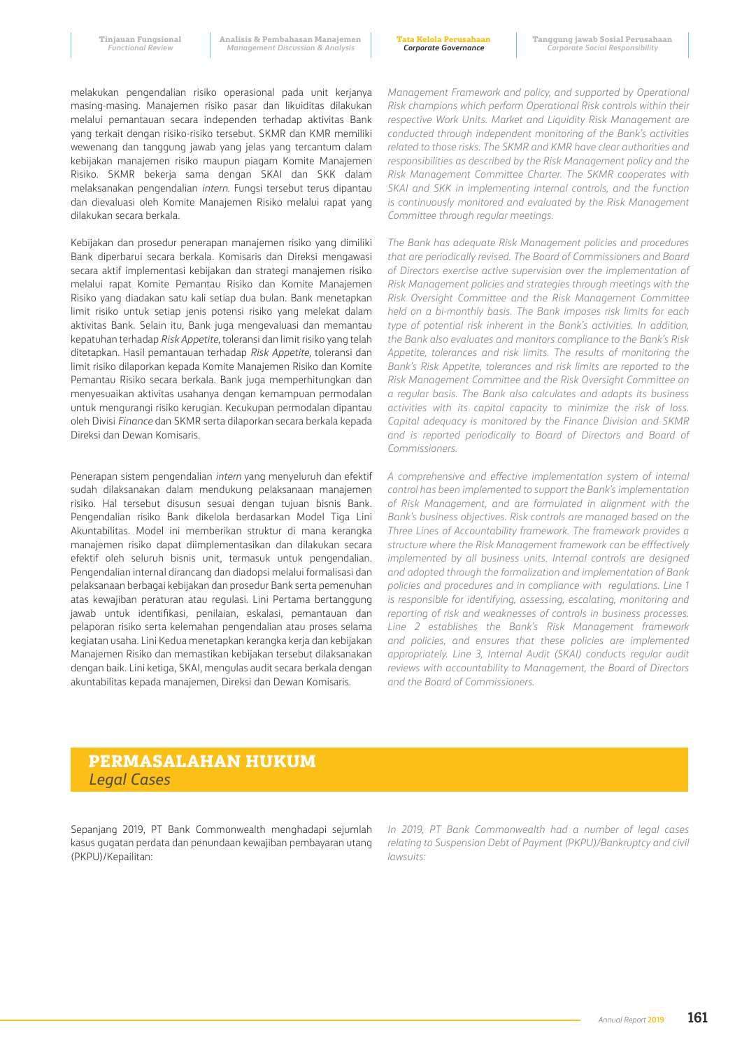melakukan pengendalian risiko operasional pada unit kerjanya masing-masing. Manajemen risiko pasar dan likuiditas dilakukan melalui pemantauan secara independen terhadap aktivitas Bank yang terkait dengan risiko-risiko tersebut. SKMR dan KMR memiliki wewenang dan tanggung jawab yang jelas yang tercantum dalam kebijakan manajemen risiko maupun piagam Komite Manajemen Risiko. SKMR bekerja sama dengan SKAI dan SKK dalam melaksanakan pengendalian *intern*. Fungsi tersebut terus dipantau dan dievaluasi oleh Komite Manajemen Risiko melalui rapat yang dilakukan secara berkala.

Kebijakan dan prosedur penerapan manajemen risiko yang dimiliki Bank diperbarui secara berkala. Komisaris dan Direksi mengawasi secara aktif implementasi kebijakan dan strategi manajemen risiko melalui rapat Komite Pemantau Risiko dan Komite Manajemen Risiko yang diadakan satu kali setiap dua bulan. Bank menetapkan limit risiko untuk setiap jenis potensi risiko yang melekat dalam aktivitas Bank. Selain itu, Bank juga mengevaluasi dan memantau kepatuhan terhadap *Risk Appetite*, toleransi dan limit risiko yang telah ditetapkan. Hasil pemantauan terhadap *Risk Appetite*, toleransi dan limit risiko dilaporkan kepada Komite Manajemen Risiko dan Komite Pemantau Risiko secara berkala. Bank juga memperhitungkan dan menyesuaikan aktivitas usahanya dengan kemampuan permodalan untuk mengurangi risiko kerugian. Kecukupan permodalan dipantau oleh Divisi *Finance* dan SKMR serta dilaporkan secara berkala kepada Direksi dan Dewan Komisaris.

Penerapan sistem pengendalian *intern* yang menyeluruh dan efektif sudah dilaksanakan dalam mendukung pelaksanaan manajemen risiko. Hal tersebut disusun sesuai dengan tujuan bisnis Bank. Pengendalian risiko Bank dikelola berdasarkan Model Tiga Lini Akuntabilitas. Model ini memberikan struktur di mana kerangka manajemen risiko dapat diimplementasikan dan dilakukan secara efektif oleh seluruh bisnis unit, termasuk untuk pengendalian. Pengendalian internal dirancang dan diadopsi melalui formalisasi dan pelaksanaan berbagai kebijakan dan prosedur Bank serta pemenuhan atas kewajiban peraturan atau regulasi. Lini Pertama bertanggung jawab untuk identifikasi, penilaian, eskalasi, pemantauan dan pelaporan risiko serta kelemahan pengendalian atau proses selama kegiatan usaha. Lini Kedua menetapkan kerangka kerja dan kebijakan Manajemen Risiko dan memastikan kebijakan tersebut dilaksanakan dengan baik. Lini ketiga, SKAI, mengulas audit secara berkala dengan akuntabilitas kepada manajemen, Direksi dan Dewan Komisaris.

*Management Framework and policy, and supported by Operational Risk champions which perform Operational Risk controls within their respective Work Units. Market and Liquidity Risk Management are conducted through independent monitoring of the Bank's activities related to those risks. The SKMR and KMR have clear authorities and responsibilities as described by the Risk Management policy and the Risk Management Committee Charter. The SKMR cooperates with SKAI and SKK in implementing internal controls, and the function is continuously monitored and evaluated by the Risk Management Committee through regular meetings.*

*The Bank has adequate Risk Management policies and procedures that are periodically revised. The Board of Commissioners and Board of Directors exercise active supervision over the implementation of Risk Management policies and strategies through meetings with the Risk Oversight Committee and the Risk Management Committee held on a bi-monthly basis. The Bank imposes risk limits for each type of potential risk inherent in the Bank's activities. In addition, the Bank also evaluates and monitors compliance to the Bank's Risk Appetite, tolerances and risk limits. The results of monitoring the Bank's Risk Appetite, tolerances and risk limits are reported to the Risk Management Committee and the Risk Oversight Committee on a regular basis. The Bank also calculates and adapts its business activities with its capital capacity to minimize the risk of loss. Capital adequacy is monitored by the Finance Division and SKMR and is reported periodically to Board of Directors and Board of Commissioners.*

*A comprehensive and effective implementation system of internal control has been implemented to support the Bank's implementation of Risk Management, and are formulated in alignment with the Bank's business objectives. Risk controls are managed based on the Three Lines of Accountability framework. The framework provides a structure where the Risk Management framework can be efffectively implemented by all business units. Internal controls are designed and adopted through the formalization and implementation of Bank policies and procedures and in compliance with regulations. Line 1 is responsible for identifying, assessing, escalating, monitoring and reporting of risk and weaknesses of controls in business processes. Line 2 establishes the Bank's Risk Management framework and policies, and ensures that these policies are implemented appropriately. Line 3, Internal Audit (SKAI) conducts regular audit reviews with accountability to Management, the Board of Directors and the Board of Commissioners.*

## PERMASALAHAN HUKUM
## *Legal Cases*

Sepanjang 2019, PT Bank Commonwealth menghadapi sejumlah kasus gugatan perdata dan penundaan kewajiban pembayaran utang (PKPU)/Kepailitan:

*In 2019, PT Bank Commonwealth had a number of legal cases relating to Suspension Debt of Payment (PKPU)/Bankruptcy and civil lawsuits:*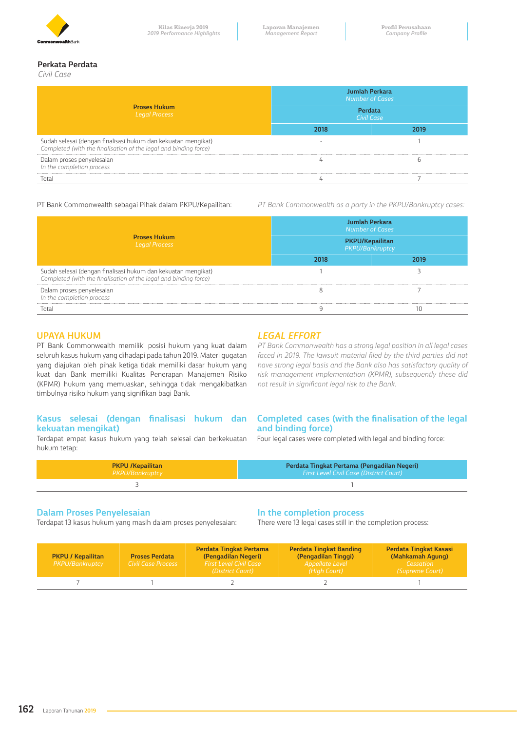## Perkata Perdata
*Civil Case*

| Proses Hukum *Legal Process* | Jumlah Perkara *Number of Cases* – Perdata *Civil Case* 2018 | 2019 |
|---|---|---|
| Sudah selesai (dengan finalisasi hukum dan kekuatan mengikat) *Completed (with the finalisation of the legal and binding force)* | - | 1 |
| Dalam proses penyelesaian *In the completion process* | 4 | 6 |
| Total | 4 | 7 |

PT Bank Commonwealth sebagai Pihak dalam PKPU/Kepailitan:

*PT Bank Commonwealth as a party in the PKPU/Bankruptcy cases:*

| Proses Hukum *Legal Process* | Jumlah Perkara *Number of Cases* – PKPU/Kepailitan *PKPU/Bankruptcy* 2018 | 2019 |
|---|---|---|
| Sudah selesai (dengan finalisasi hukum dan kekuatan mengikat) *Completed (with the finalisation of the legal and binding force)* | 1 | 3 |
| Dalam proses penyelesaian *In the completion process* | 8 | 7 |
| Total | 9 | 10 |

## UPAYA HUKUM

PT Bank Commonwealth memiliki posisi hukum yang kuat dalam seluruh kasus hukum yang dihadapi pada tahun 2019. Materi gugatan yang diajukan oleh pihak ketiga tidak memiliki dasar hukum yang kuat dan Bank memiliki Kualitas Penerapan Manajemen Risiko (KPMR) hukum yang memuaskan, sehingga tidak mengakibatkan timbulnya risiko hukum yang signifikan bagi Bank.

## *LEGAL EFFORT*

*PT Bank Commonwealth has a strong legal position in all legal cases faced in 2019. The lawsuit material filed by the third parties did not have strong legal basis and the Bank also has satisfactory quality of risk management implementation (KPMR), subsequently these did not result in significant legal risk to the Bank.*

### Kasus selesai (dengan finalisasi hukum dan kekuatan mengikat)

Terdapat empat kasus hukum yang telah selesai dan berkekuatan hukum tetap:

### Completed cases (with the finalisation of the legal and binding force)

Four legal cases were completed with legal and binding force:

| PKPU /Kepailitan *PKPU/Bankruptcy* | Perdata Tingkat Pertama (Pengadilan Negeri) *First Level Civil Case (District Court)* |
|---|---|
| 3 | 1 |

### Dalam Proses Penyelesaian

Terdapat 13 kasus hukum yang masih dalam proses penyelesaian:

### In the completion process

There were 13 legal cases still in the completion process:

| PKPU / Kepailitan *PKPU/Bankruptcy* | Proses Perdata *Civil Case Process* | Perdata Tingkat Pertama (Pengadilan Negeri) *First Level Civil Case (District Court)* | Perdata Tingkat Banding (Pengadilan Tinggi) *Appellate Level (High Court)* | Perdata Tingkat Kasasi (Mahkamah Agung) *Cessation (Supreme Court)* |
|---|---|---|---|---|
| 7 | 1 | 2 | 2 | 1 |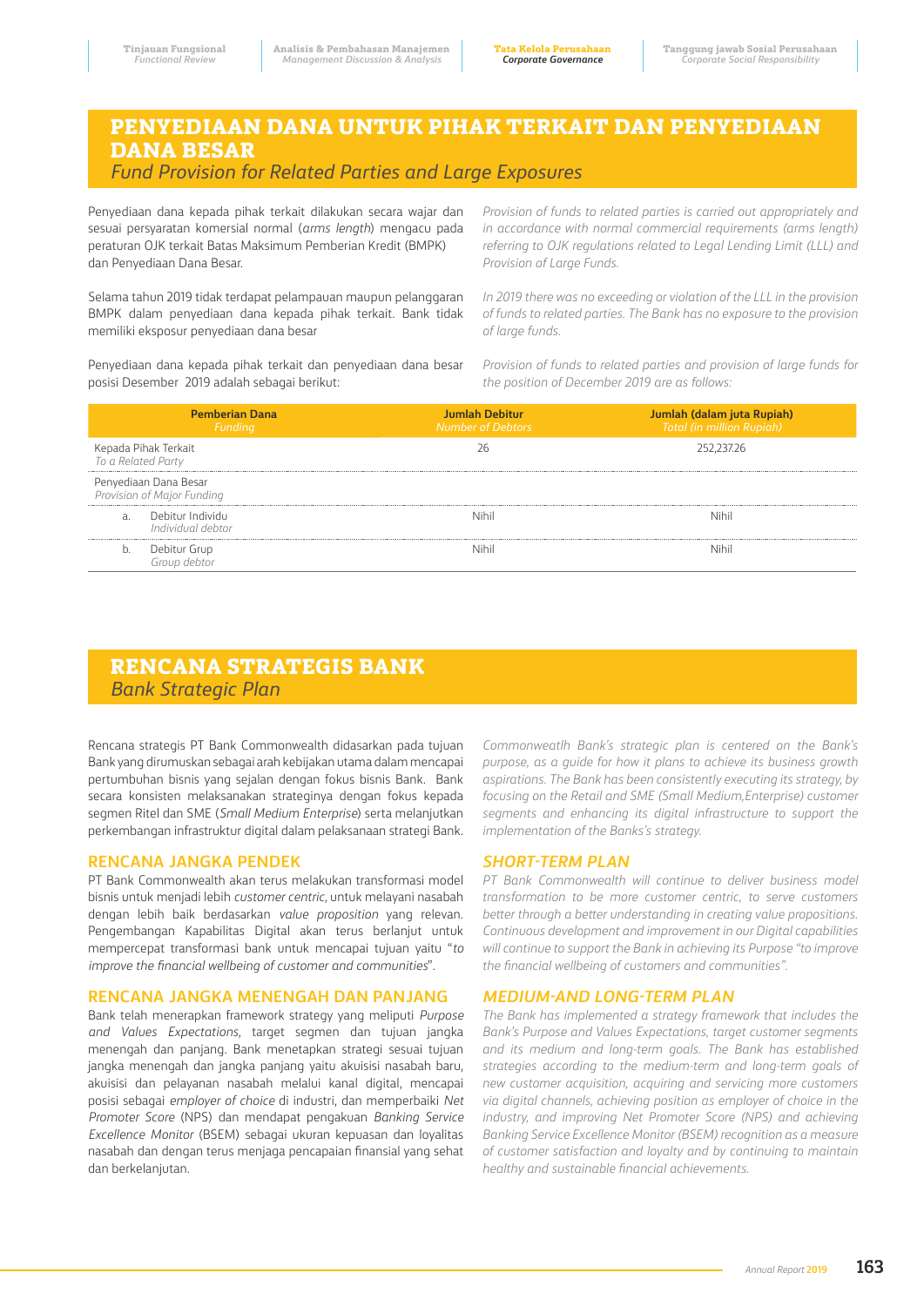## PENYEDIAAN DANA UNTUK PIHAK TERKAIT DAN PENYEDIAAN DANA BESAR
*Fund Provision for Related Parties and Large Exposures*

Penyediaan dana kepada pihak terkait dilakukan secara wajar dan sesuai persyaratan komersial normal (*arms length*) mengacu pada peraturan OJK terkait Batas Maksimum Pemberian Kredit (BMPK) dan Penyediaan Dana Besar.

*Provision of funds to related parties is carried out appropriately and in accordance with normal commercial requirements (arms length) referring to OJK regulations related to Legal Lending Limit (LLL) and Provision of Large Funds.*

Selama tahun 2019 tidak terdapat pelampauan maupun pelanggaran BMPK dalam penyediaan dana kepada pihak terkait. Bank tidak memiliki eksposur penyediaan dana besar

*In 2019 there was no exceeding or violation of the LLL in the provision of funds to related parties. The Bank has no exposure to the provision of large funds.*

Penyediaan dana kepada pihak terkait dan penyediaan dana besar posisi Desember 2019 adalah sebagai berikut:

*Provision of funds to related parties and provision of large funds for the position of December 2019 are as follows:*

| Pemberian Dana *Funding* | Jumlah Debitur *Number of Debtors* | Jumlah (dalam juta Rupiah) *Total (in million Rupiah)* |
|---|---|---|
| Kepada Pihak Terkait *To a Related Party* | 26 | 252,237.26 |
| Penyediaan Dana Besar *Provision of Major Funding* | | |
| a. Debitur Individu *Individual debtor* | Nihil | Nihil |
| b. Debitur Grup *Group debtor* | Nihil | Nihil |

## RENCANA STRATEGIS BANK
*Bank Strategic Plan*

Rencana strategis PT Bank Commonwealth didasarkan pada tujuan Bank yang dirumuskan sebagai arah kebijakan utama dalam mencapai pertumbuhan bisnis yang sejalan dengan fokus bisnis Bank. Bank secara konsisten melaksanakan strateginya dengan fokus kepada segmen Ritel dan SME (*Small Medium Enterprise*) serta melanjutkan perkembangan infrastruktur digital dalam pelaksanaan strategi Bank.

*Commonweatlh Bank's strategic plan is centered on the Bank's purpose, as a guide for how it plans to achieve its business growth aspirations. The Bank has been consistently executing its strategy, by focusing on the Retail and SME (Small Medium,Enterprise) customer segments and enhancing its digital infrastructure to support the implementation of the Banks's strategy.*

### RENCANA JANGKA PENDEK

PT Bank Commonwealth akan terus melakukan transformasi model bisnis untuk menjadi lebih *customer centric*, untuk melayani nasabah dengan lebih baik berdasarkan *value proposition* yang relevan. Pengembangan Kapabilitas Digital akan terus berlanjut untuk mempercepat transformasi bank untuk mencapai tujuan yaitu "*to improve the financial wellbeing of customer and communities*".

### *SHORT-TERM PLAN*

*PT Bank Commonwealth will continue to deliver business model transformation to be more customer centric, to serve customers better through a better understanding in creating value propositions. Continuous development and improvement in our Digital capabilities will continue to support the Bank in achieving its Purpose "to improve the financial wellbeing of customers and communities".*

### RENCANA JANGKA MENENGAH DAN PANJANG

Bank telah menerapkan framework strategy yang meliputi *Purpose and Values Expectations*, target segmen dan tujuan jangka menengah dan panjang. Bank menetapkan strategi sesuai tujuan jangka menengah dan jangka panjang yaitu akuisisi nasabah baru, akuisisi dan pelayanan nasabah melalui kanal digital, mencapai posisi sebagai *employer of choice* di industri, dan memperbaiki *Net Promoter Score* (NPS) dan mendapat pengakuan *Banking Service Excellence Monitor* (BSEM) sebagai ukuran kepuasan dan loyalitas nasabah dan dengan terus menjaga pencapaian finansial yang sehat dan berkelanjutan.

### *MEDIUM-AND LONG-TERM PLAN*

*The Bank has implemented a strategy framework that includes the Bank's Purpose and Values Expectations, target customer segments and its medium and long-term goals. The Bank has established strategies according to the medium-term and long-term goals of new customer acquisition, acquiring and servicing more customers via digital channels, achieving position as employer of choice in the industry, and improving Net Promoter Score (NPS) and achieving Banking Service Excellence Monitor (BSEM) recognition as a measure of customer satisfaction and loyalty and by continuing to maintain healthy and sustainable financial achievements.*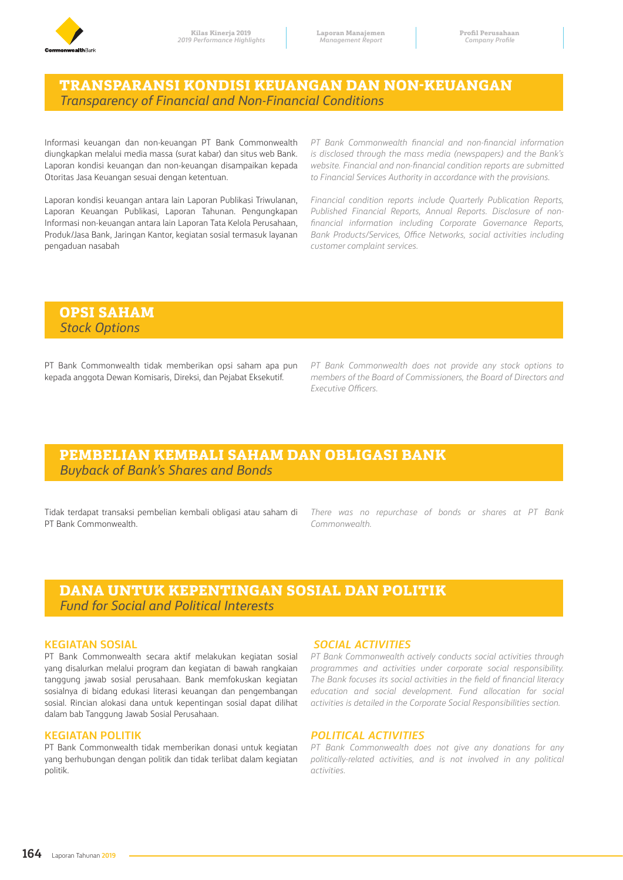## TRANSPARANSI KONDISI KEUANGAN DAN NON-KEUANGAN
*Transparency of Financial and Non-Financial Conditions*

Informasi keuangan dan non-keuangan PT Bank Commonwealth diungkapkan melalui media massa (surat kabar) dan situs web Bank. Laporan kondisi keuangan dan non-keuangan disampaikan kepada Otoritas Jasa Keuangan sesuai dengan ketentuan.

Laporan kondisi keuangan antara lain Laporan Publikasi Triwulanan, Laporan Keuangan Publikasi, Laporan Tahunan. Pengungkapan Informasi non-keuangan antara lain Laporan Tata Kelola Perusahaan, Produk/Jasa Bank, Jaringan Kantor, kegiatan sosial termasuk layanan pengaduan nasabah

*PT Bank Commonwealth financial and non-financial information is disclosed through the mass media (newspapers) and the Bank's website. Financial and non-financial condition reports are submitted to Financial Services Authority in accordance with the provisions.*

*Financial condition reports include Quarterly Publication Reports, Published Financial Reports, Annual Reports. Disclosure of non-financial information including Corporate Governance Reports, Bank Products/Services, Office Networks, social activities including customer complaint services.*

## OPSI SAHAM
*Stock Options*

PT Bank Commonwealth tidak memberikan opsi saham apa pun kepada anggota Dewan Komisaris, Direksi, dan Pejabat Eksekutif.

*PT Bank Commonwealth does not provide any stock options to members of the Board of Commissioners, the Board of Directors and Executive Officers.*

## PEMBELIAN KEMBALI SAHAM DAN OBLIGASI BANK
*Buyback of Bank's Shares and Bonds*

Tidak terdapat transaksi pembelian kembali obligasi atau saham di PT Bank Commonwealth.

*There was no repurchase of bonds or shares at PT Bank Commonwealth.*

## DANA UNTUK KEPENTINGAN SOSIAL DAN POLITIK
*Fund for Social and Political Interests*

### KEGIATAN SOSIAL

PT Bank Commonwealth secara aktif melakukan kegiatan sosial yang disalurkan melalui program dan kegiatan di bawah rangkaian tanggung jawab sosial perusahaan. Bank memfokuskan kegiatan sosialnya di bidang edukasi literasi keuangan dan pengembangan sosial. Rincian alokasi dana untuk kepentingan sosial dapat dilihat dalam bab Tanggung Jawab Sosial Perusahaan.

### KEGIATAN POLITIK

PT Bank Commonwealth tidak memberikan donasi untuk kegiatan yang berhubungan dengan politik dan tidak terlibat dalam kegiatan politik.

### *SOCIAL ACTIVITIES*

*PT Bank Commonwealth actively conducts social activities through programmes and activities under corporate social responsibility. The Bank focuses its social activities in the field of financial literacy education and social development. Fund allocation for social activities is detailed in the Corporate Social Responsibilities section.*

### *POLITICAL ACTIVITIES*

*PT Bank Commonwealth does not give any donations for any politically-related activities, and is not involved in any political activities.*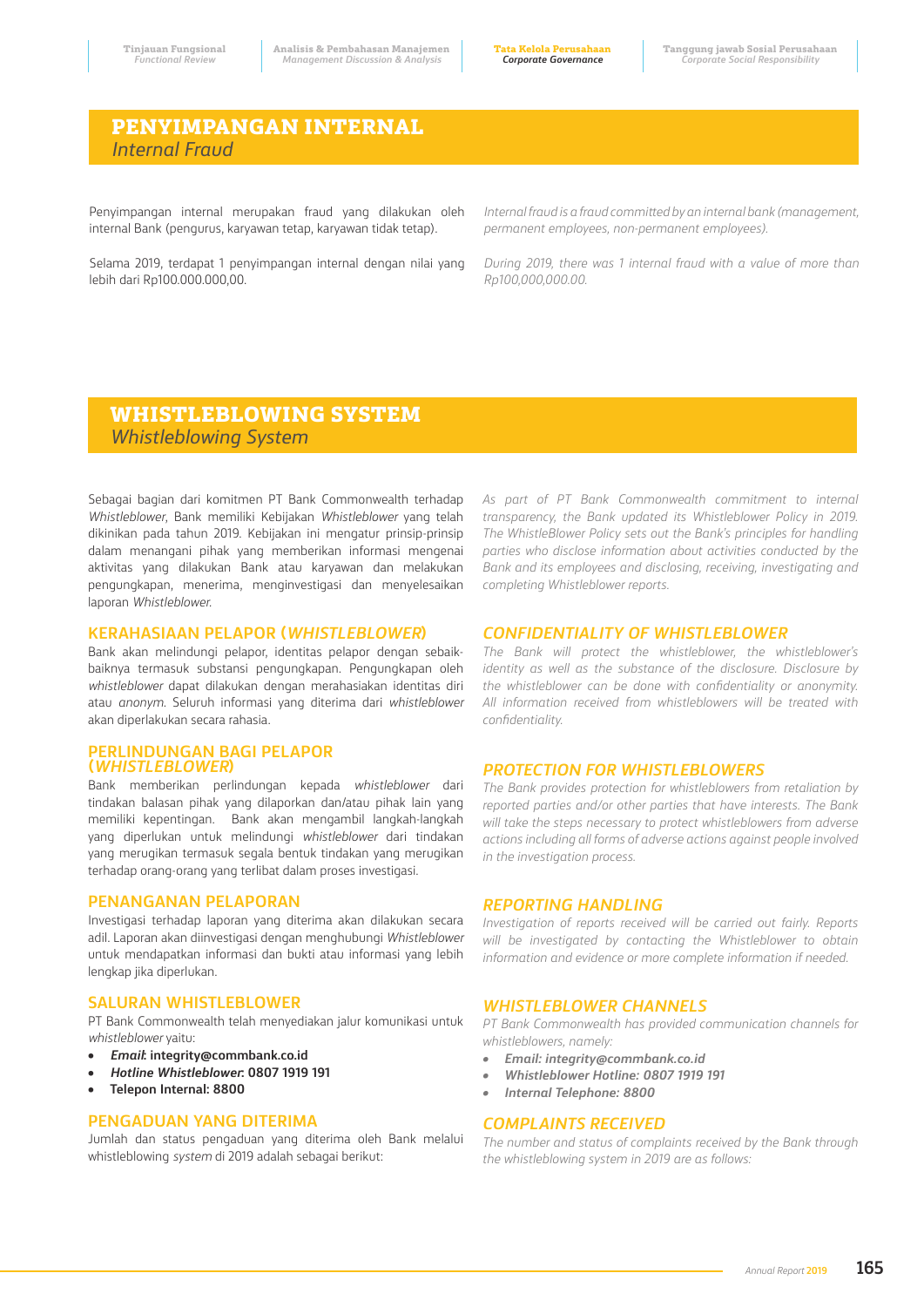# PENYIMPANGAN INTERNAL
*Internal Fraud*

Penyimpangan internal merupakan fraud yang dilakukan oleh internal Bank (pengurus, karyawan tetap, karyawan tidak tetap).

*Internal fraud is a fraud committed by an internal bank (management, permanent employees, non-permanent employees).*

Selama 2019, terdapat 1 penyimpangan internal dengan nilai yang lebih dari Rp100.000.000,00.

*During 2019, there was 1 internal fraud with a value of more than Rp100,000,000.00.*

# WHISTLEBLOWING SYSTEM
*Whistleblowing System*

Sebagai bagian dari komitmen PT Bank Commonwealth terhadap *Whistleblower*, Bank memiliki Kebijakan *Whistleblower* yang telah dikinikan pada tahun 2019. Kebijakan ini mengatur prinsip-prinsip dalam menangani pihak yang memberikan informasi mengenai aktivitas yang dilakukan Bank atau karyawan dan melakukan pengungkapan, menerima, menginvestigasi dan menyelesaikan laporan *Whistleblower*.

*As part of PT Bank Commonwealth commitment to internal transparency, the Bank updated its Whistleblower Policy in 2019. The WhistleBlower Policy sets out the Bank's principles for handling parties who disclose information about activities conducted by the Bank and its employees and disclosing, receiving, investigating and completing Whistleblower reports.*

## KERAHASIAAN PELAPOR (*WHISTLEBLOWER*)

Bank akan melindungi pelapor, identitas pelapor dengan sebaik-baiknya termasuk substansi pengungkapan. Pengungkapan oleh *whistleblower* dapat dilakukan dengan merahasiakan identitas diri atau *anonym*. Seluruh informasi yang diterima dari *whistleblower* akan diperlakukan secara rahasia.

## *CONFIDENTIALITY OF WHISTLEBLOWER*

*The Bank will protect the whistleblower, the whistleblower's identity as well as the substance of the disclosure. Disclosure by the whistleblower can be done with confidentiality or anonymity. All information received from whistleblowers will be treated with confidentiality.*

## PERLINDUNGAN BAGI PELAPOR (*WHISTLEBLOWER*)

Bank memberikan perlindungan kepada *whistleblower* dari tindakan balasan pihak yang dilaporkan dan/atau pihak lain yang memiliki kepentingan. Bank akan mengambil langkah-langkah yang diperlukan untuk melindungi *whistleblower* dari tindakan yang merugikan termasuk segala bentuk tindakan yang merugikan terhadap orang-orang yang terlibat dalam proses investigasi.

## *PROTECTION FOR WHISTLEBLOWERS*

*The Bank provides protection for whistleblowers from retaliation by reported parties and/or other parties that have interests. The Bank will take the steps necessary to protect whistleblowers from adverse actions including all forms of adverse actions against people involved in the investigation process.*

## PENANGANAN PELAPORAN

Investigasi terhadap laporan yang diterima akan dilakukan secara adil. Laporan akan diinvestigasi dengan menghubungi *Whistleblower* untuk mendapatkan informasi dan bukti atau informasi yang lebih lengkap jika diperlukan.

## *REPORTING HANDLING*

*Investigation of reports received will be carried out fairly. Reports will be investigated by contacting the Whistleblower to obtain information and evidence or more complete information if needed.*

## SALURAN WHISTLEBLOWER

PT Bank Commonwealth telah menyediakan jalur komunikasi untuk *whistleblower* yaitu:

- ***Email*: integrity@commbank.co.id**
- ***Hotline Whistleblower*: 0807 1919 191**
- **Telepon Internal: 8800**

## *WHISTLEBLOWER CHANNELS*

*PT Bank Commonwealth has provided communication channels for whistleblowers, namely:*

- ***Email: integrity@commbank.co.id***
- ***Whistleblower Hotline: 0807 1919 191***
- ***Internal Telephone: 8800***

## PENGADUAN YANG DITERIMA

Jumlah dan status pengaduan yang diterima oleh Bank melalui whistleblowing *system* di 2019 adalah sebagai berikut:

## *COMPLAINTS RECEIVED*

*The number and status of complaints received by the Bank through the whistleblowing system in 2019 are as follows:*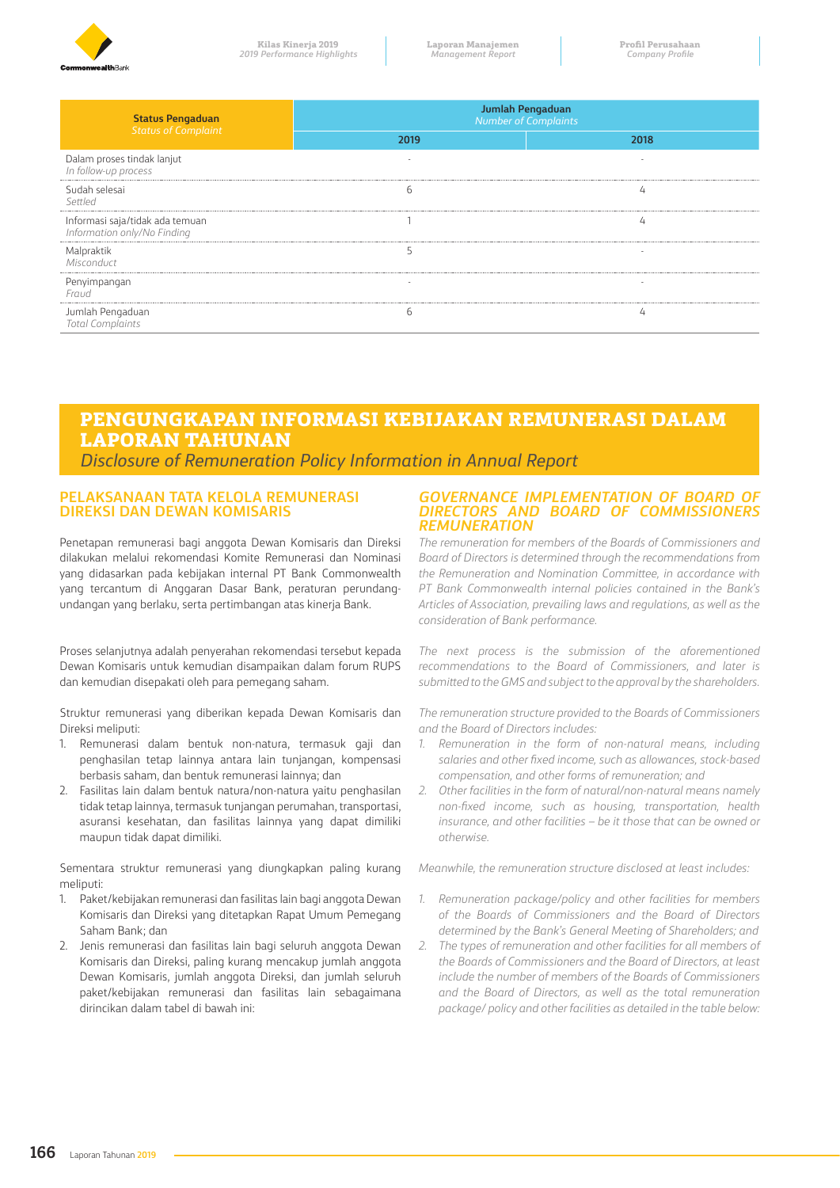| Status Pengaduan *Status of Complaint* | Jumlah Pengaduan *Number of Complaints* | |
|---|---|---|
| | 2019 | 2018 |
| Dalam proses tindak lanjut *In follow-up process* | - | - |
| Sudah selesai *Settled* | 6 | 4 |
| Informasi saja/tidak ada temuan *Information only/No Finding* | 1 | 4 |
| Malpraktik *Misconduct* | 5 | - |
| Penyimpangan *Fraud* | - | - |
| Jumlah Pengaduan *Total Complaints* | 6 | 4 |

# PENGUNGKAPAN INFORMASI KEBIJAKAN REMUNERASI DALAM LAPORAN TAHUNAN
*Disclosure of Remuneration Policy Information in Annual Report*

## PELAKSANAAN TATA KELOLA REMUNERASI DIREKSI DAN DEWAN KOMISARIS

Penetapan remunerasi bagi anggota Dewan Komisaris dan Direksi dilakukan melalui rekomendasi Komite Remunerasi dan Nominasi yang didasarkan pada kebijakan internal PT Bank Commonwealth yang tercantum di Anggaran Dasar Bank, peraturan perundang-undangan yang berlaku, serta pertimbangan atas kinerja Bank.

Proses selanjutnya adalah penyerahan rekomendasi tersebut kepada Dewan Komisaris untuk kemudian disampaikan dalam forum RUPS dan kemudian disepakati oleh para pemegang saham.

Struktur remunerasi yang diberikan kepada Dewan Komisaris dan Direksi meliputi:

1. Remunerasi dalam bentuk non-natura, termasuk gaji dan penghasilan tetap lainnya antara lain tunjangan, kompensasi berbasis saham, dan bentuk remunerasi lainnya; dan
2. Fasilitas lain dalam bentuk natura/non-natura yaitu penghasilan tidak tetap lainnya, termasuk tunjangan perumahan, transportasi, asuransi kesehatan, dan fasilitas lainnya yang dapat dimiliki maupun tidak dapat dimiliki.

Sementara struktur remunerasi yang diungkapkan paling kurang meliputi:

1. Paket/kebijakan remunerasi dan fasilitas lain bagi anggota Dewan Komisaris dan Direksi yang ditetapkan Rapat Umum Pemegang Saham Bank; dan
2. Jenis remunerasi dan fasilitas lain bagi seluruh anggota Dewan Komisaris dan Direksi, paling kurang mencakup jumlah anggota Dewan Komisaris, jumlah anggota Direksi, dan jumlah seluruh paket/kebijakan remunerasi dan fasilitas lain sebagaimana dirincikan dalam tabel di bawah ini:

## *GOVERNANCE IMPLEMENTATION OF BOARD OF DIRECTORS AND BOARD OF COMMISSIONERS REMUNERATION*

*The remuneration for members of the Boards of Commissioners and Board of Directors is determined through the recommendations from the Remuneration and Nomination Committee, in accordance with PT Bank Commonwealth internal policies contained in the Bank's Articles of Association, prevailing laws and regulations, as well as the consideration of Bank performance.*

*The next process is the submission of the aforementioned recommendations to the Board of Commissioners, and later is submitted to the GMS and subject to the approval by the shareholders.*

*The remuneration structure provided to the Boards of Commissioners and the Board of Directors includes:*

1. *Remuneration in the form of non-natural means, including salaries and other fixed income, such as allowances, stock-based compensation, and other forms of remuneration; and*
2. *Other facilities in the form of natural/non-natural means namely non-fixed income, such as housing, transportation, health insurance, and other facilities – be it those that can be owned or otherwise.*

*Meanwhile, the remuneration structure disclosed at least includes:*

1. *Remuneration package/policy and other facilities for members of the Boards of Commissioners and the Board of Directors determined by the Bank's General Meeting of Shareholders; and*
2. *The types of remuneration and other facilities for all members of the Boards of Commissioners and the Board of Directors, at least include the number of members of the Boards of Commissioners and the Board of Directors, as well as the total remuneration package/ policy and other facilities as detailed in the table below:*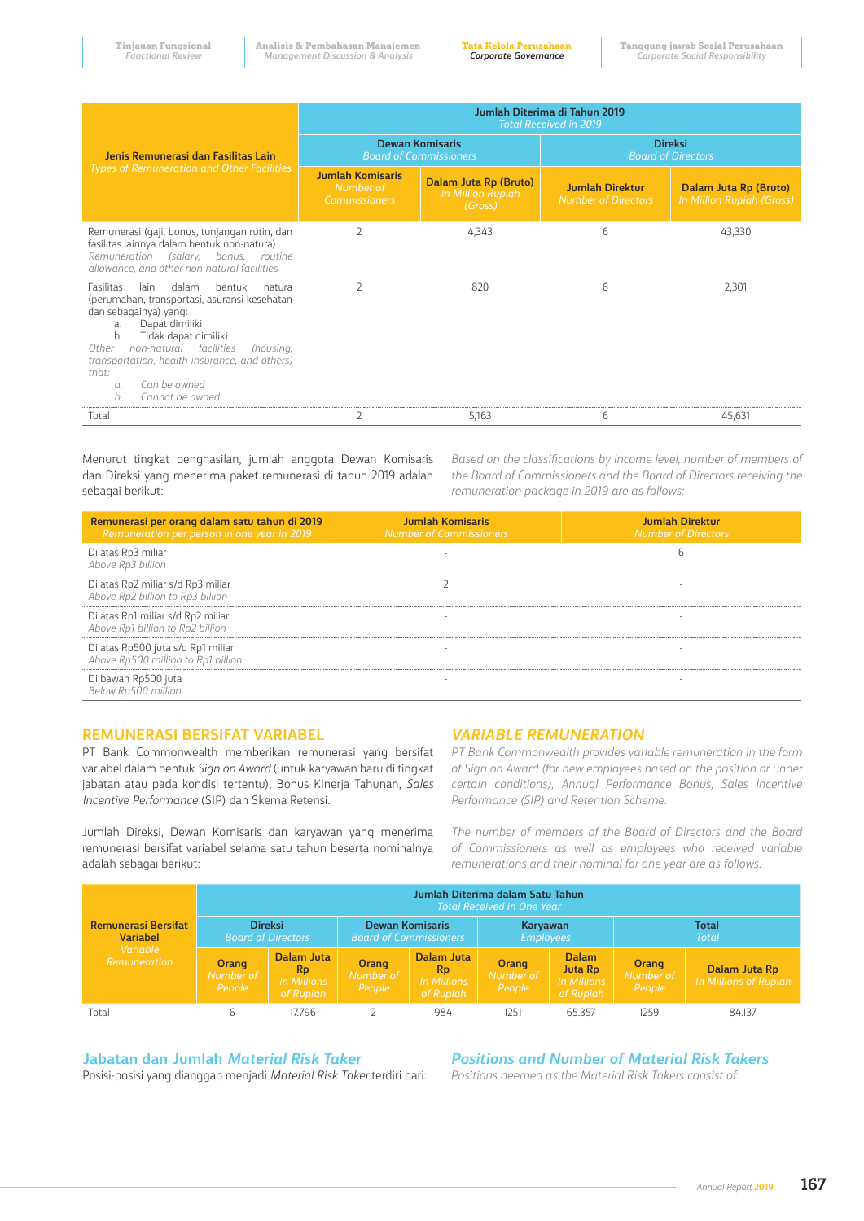| Jenis Remunerasi dan Fasilitas Lain *Types of Remuneration and Other Facilities* | Jumlah Diterima di Tahun 2019 *Total Received in 2019* | | | |
|---|---|---|---|---|
| | Dewan Komisaris *Board of Commissioners* | | Direksi *Board of Directors* | |
| | Jumlah Komisaris *Number of Commissioners* | Dalam Juta Rp (Bruto) *In Million Rupiah (Gross)* | Jumlah Direktur *Number of Directors* | Dalam Juta Rp (Bruto) *In Million Rupiah (Gross)* |
| Remunerasi (gaji, bonus, tunjangan rutin, dan fasilitas lainnya dalam bentuk non-natura) *Remuneration (salary, bonus, routine allowance, and other non-natural facilities* | 2 | 4,343 | 6 | 43,330 |
| Fasilitas lain dalam bentuk natura (perumahan, transportasi, asuransi kesehatan dan sebagainya) yang: a. Dapat dimiliki b. Tidak dapat dimiliki *Other non-natural facilities (housing, transportation, health insurance, and others) that: a. Can be owned b. Cannot be owned* | 2 | 820 | 6 | 2,301 |
| Total | 2 | 5,163 | 6 | 45,631 |

Menurut tingkat penghasilan, jumlah anggota Dewan Komisaris dan Direksi yang menerima paket remunerasi di tahun 2019 adalah sebagai berikut:

*Based on the classifications by income level, number of members of the Board of Commissioners and the Board of Directors receiving the remuneration package in 2019 are as follows:*

| Remunerasi per orang dalam satu tahun di 2019 *Remuneration per person in one year in 2019* | Jumlah Komisaris *Number of Commissioners* | Jumlah Direktur *Number of Directors* |
|---|---|---|
| Di atas Rp3 miliar *Above Rp3 billion* | - | 6 |
| Di atas Rp2 miliar s/d Rp3 miliar *Above Rp2 billion to Rp3 billion* | 2 | - |
| Di atas Rp1 miliar s/d Rp2 miliar *Above Rp1 billion to Rp2 billion* | - | - |
| Di atas Rp500 juta s/d Rp1 miliar *Above Rp500 million to Rp1 billion* | - | - |
| Di bawah Rp500 juta *Below Rp500 million* | - | - |

## REMUNERASI BERSIFAT VARIABEL

PT Bank Commonwealth memberikan remunerasi yang bersifat variabel dalam bentuk *Sign on Award* (untuk karyawan baru di tingkat jabatan atau pada kondisi tertentu), Bonus Kinerja Tahunan, *Sales Incentive Performance* (SIP) dan Skema Retensi.

Jumlah Direksi, Dewan Komisaris dan karyawan yang menerima remunerasi bersifat variabel selama satu tahun beserta nominalnya adalah sebagai berikut:

## *VARIABLE REMUNERATION*

*PT Bank Commonwealth provides variable remuneration in the form of Sign on Award (for new employees based on the position or under certain conditions), Annual Performance Bonus, Sales Incentive Performance (SIP) and Retention Scheme.*

*The number of members of the Board of Directors and the Board of Commissioners as well as employees who received variable remunerations and their nominal for one year are as follows:*

| Remunerasi Bersifat Variabel *Variable Remuneration* | Jumlah Diterima dalam Satu Tahun *Total Received in One Year* | | | | | | | |
|---|---|---|---|---|---|---|---|---|
| | Direksi *Board of Directors* | | Dewan Komisaris *Board of Commissioners* | | Karyawan *Employees* | | Total *Total* | |
| | Orang *Number of People* | Dalam Juta Rp *In Millions of Rupiah* | Orang *Number of People* | Dalam Juta Rp *In Millions of Rupiah* | Orang *Number of People* | Dalam Juta Rp *In Millions of Rupiah* | Orang *Number of People* | Dalam Juta Rp *In Millions of Rupiah* |
| Total | 6 | 17.796 | 2 | 984 | 1251 | 65.357 | 1259 | 84137 |

## Jabatan dan Jumlah *Material Risk Taker*

Posisi-posisi yang dianggap menjadi *Material Risk Taker* terdiri dari:

## *Positions and Number of Material Risk Takers*

*Positions deemed as the Material Risk Takers consist of:*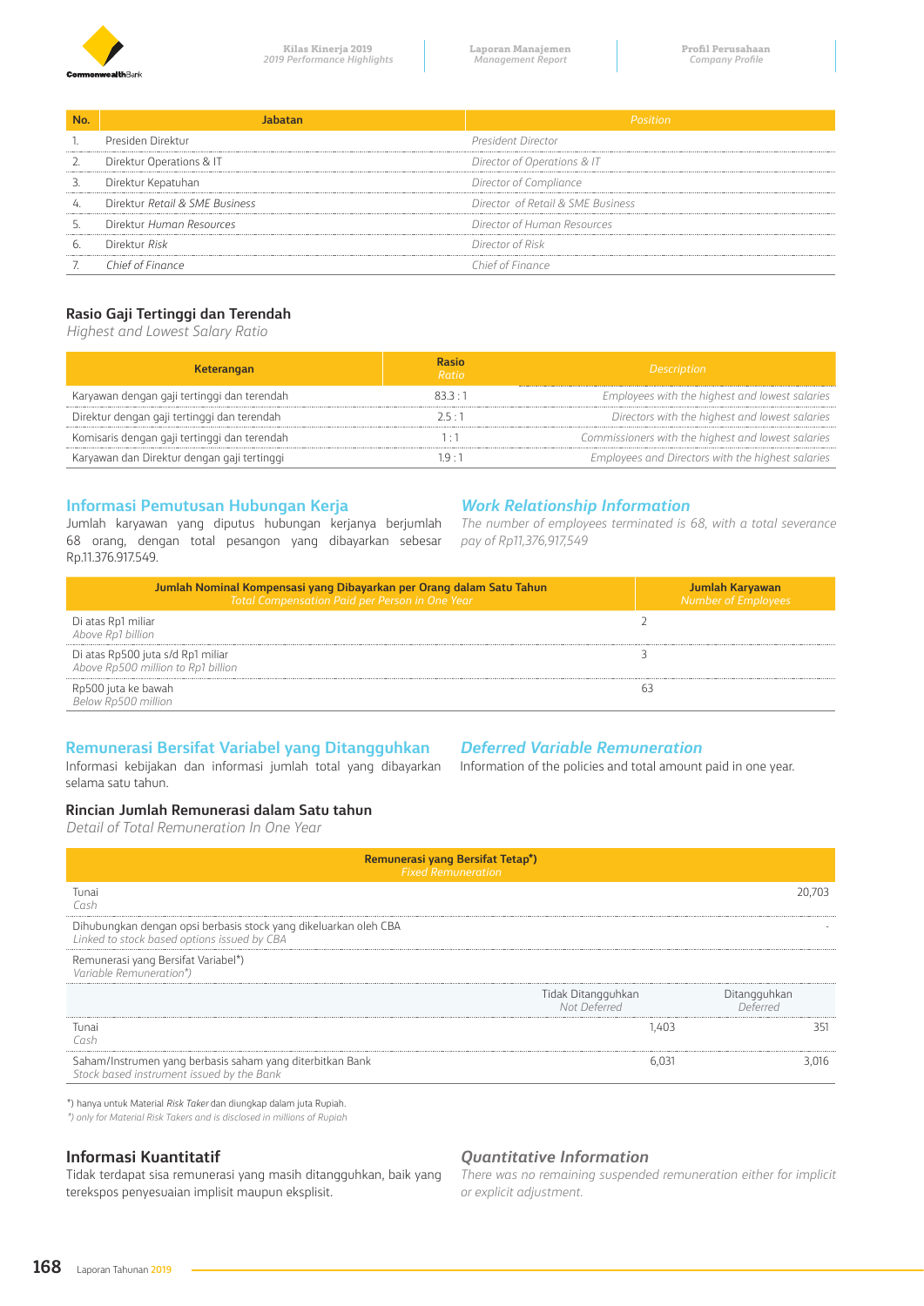| No. | Jabatan | *Position* |
|---|---|---|
| 1. | Presiden Direktur | *President Director* |
| 2. | Direktur Operations & IT | *Director of Operations & IT* |
| 3. | Direktur Kepatuhan | *Director of Compliance* |
| 4. | Direktur *Retail & SME Business* | *Director of Retail & SME Business* |
| 5. | Direktur *Human Resources* | *Director of Human Resources* |
| 6. | Direktur *Risk* | *Director of Risk* |
| 7. | *Chief of Finance* | *Chief of Finance* |

### Rasio Gaji Tertinggi dan Terendah

*Highest and Lowest Salary Ratio*

| Keterangan | Rasio *Ratio* | *Description* |
|---|---|---|
| Karyawan dengan gaji tertinggi dan terendah | 83.3 : 1 | *Employees with the highest and lowest salaries* |
| Direktur dengan gaji tertinggi dan terendah | 2.5 : 1 | *Directors with the highest and lowest salaries* |
| Komisaris dengan gaji tertinggi dan terendah | 1 : 1 | *Commissioners with the highest and lowest salaries* |
| Karyawan dan Direktur dengan gaji tertinggi | 1.9 : 1 | *Employees and Directors with the highest salaries* |

## Informasi Pemutusan Hubungan Kerja

Jumlah karyawan yang diputus hubungan kerjanya berjumlah 68 orang, dengan total pesangon yang dibayarkan sebesar Rp.11.376.917.549.

## *Work Relationship Information*

*The number of employees terminated is 68, with a total severance pay of Rp11,376,917,549*

| Jumlah Nominal Kompensasi yang Dibayarkan per Orang dalam Satu Tahun *Total Compensation Paid per Person in One Year* | Jumlah Karyawan *Number of Employees* |
|---|---|
| Di atas Rp1 miliar *Above Rp1 billion* | 2 |
| Di atas Rp500 juta s/d Rp1 miliar *Above Rp500 million to Rp1 billion* | 3 |
| Rp500 juta ke bawah *Below Rp500 million* | 63 |

## Remunerasi Bersifat Variabel yang Ditangguhkan

Informasi kebijakan dan informasi jumlah total yang dibayarkan selama satu tahun.

## *Deferred Variable Remuneration*

Information of the policies and total amount paid in one year.

### Rincian Jumlah Remunerasi dalam Satu tahun

*Detail of Total Remuneration In One Year*

| Remunerasi yang Bersifat Tetap*) *Fixed Remuneration* | | |
|---|---|---|
| Tunai *Cash* | | 20,703 |
| Dihubungkan dengan opsi berbasis stock yang dikeluarkan oleh CBA *Linked to stock based options issued by CBA* | | - |
| Remunerasi yang Bersifat Variabel*) *Variable Remuneration\*)* | | |
| | Tidak Ditangguhkan *Not Deferred* | Ditangguhkan *Deferred* |
| Tunai *Cash* | 1,403 | 351 |
| Saham/Instrumen yang berbasis saham yang diterbitkan Bank *Stock based instrument issued by the Bank* | 6,031 | 3,016 |

*) hanya untuk Material *Risk Taker* dan diungkap dalam juta Rupiah.
*\*) only for Material Risk Takers and is disclosed in millions of Rupiah*

## Informasi Kuantitatif

Tidak terdapat sisa remunerasi yang masih ditangguhkan, baik yang terekspos penyesuaian implisit maupun eksplisit.

## *Quantitative Information*

*There was no remaining suspended remuneration either for implicit or explicit adjustment.*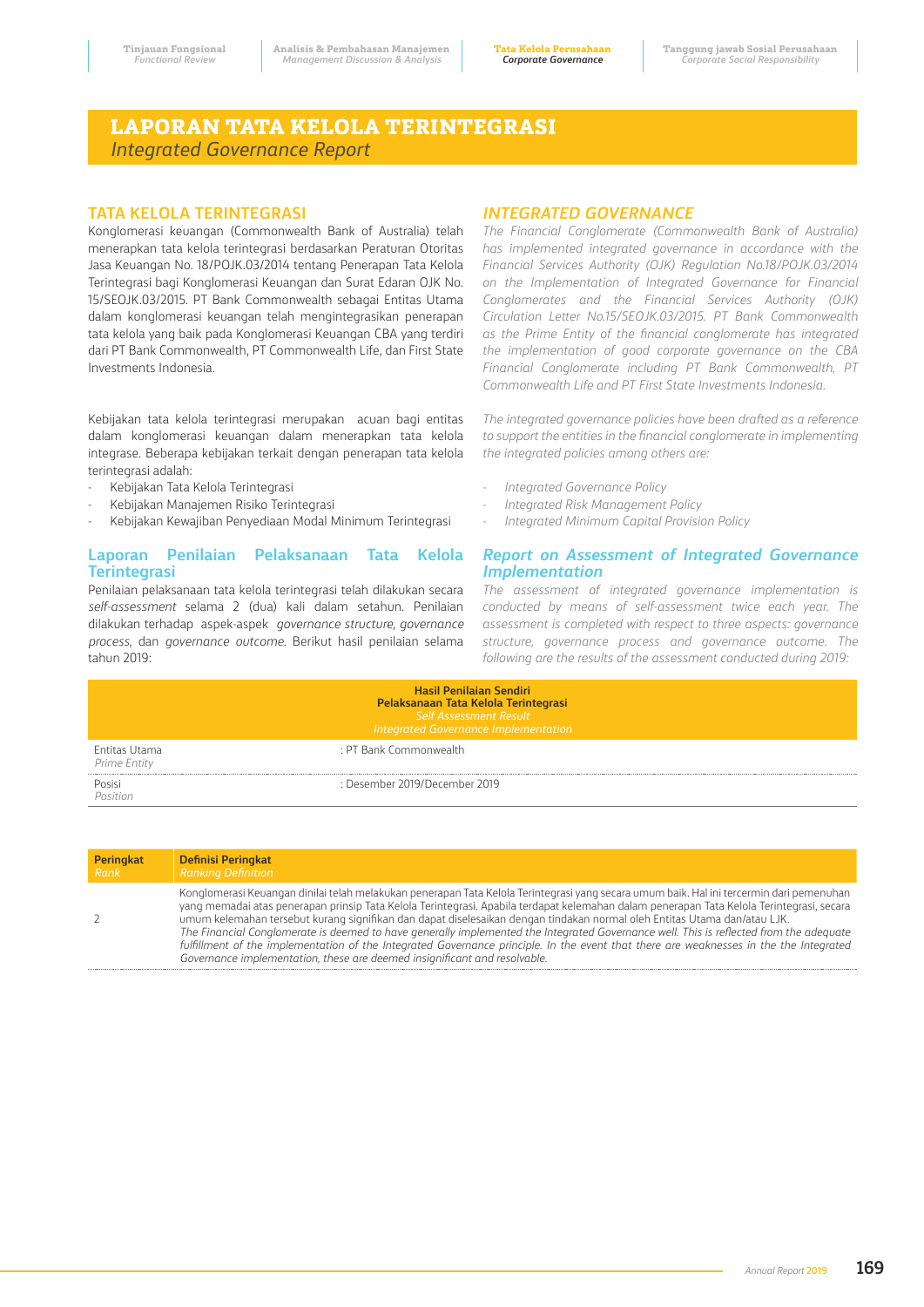# LAPORAN TATA KELOLA TERINTEGRASI
*Integrated Governance Report*

## TATA KELOLA TERINTEGRASI

Konglomerasi keuangan (Commonwealth Bank of Australia) telah menerapkan tata kelola terintegrasi berdasarkan Peraturan Otoritas Jasa Keuangan No. 18/POJK.03/2014 tentang Penerapan Tata Kelola Terintegrasi bagi Konglomerasi Keuangan dan Surat Edaran OJK No. 15/SEOJK.03/2015. PT Bank Commonwealth sebagai Entitas Utama dalam konglomerasi keuangan telah mengintegrasikan penerapan tata kelola yang baik pada Konglomerasi Keuangan CBA yang terdiri dari PT Bank Commonwealth, PT Commonwealth Life, dan First State Investments Indonesia.

Kebijakan tata kelola terintegrasi merupakan acuan bagi entitas dalam konglomerasi keuangan dalam menerapkan tata kelola integrase. Beberapa kebijakan terkait dengan penerapan tata kelola terintegrasi adalah:

- Kebijakan Tata Kelola Terintegrasi
- Kebijakan Manajemen Risiko Terintegrasi
- Kebijakan Kewajiban Penyediaan Modal Minimum Terintegrasi

### Laporan Penilaian Pelaksanaan Tata Kelola Terintegrasi

Penilaian pelaksanaan tata kelola terintegrasi telah dilakukan secara *self-assessment* selama 2 (dua) kali dalam setahun. Penilaian dilakukan terhadap aspek-aspek *governance structure*, *governance process*, dan *governance outcome*. Berikut hasil penilaian selama tahun 2019:

## *INTEGRATED GOVERNANCE*

*The Financial Conglomerate (Commonwealth Bank of Australia) has implemented integrated governance in accordance with the Financial Services Authority (OJK) Regulation No.18/POJK.03/2014 on the Implementation of Integrated Governance for Financial Conglomerates and the Financial Services Authority (OJK) Circulation Letter No.15/SEOJK.03/2015. PT Bank Commonwealth as the Prime Entity of the financial conglomerate has integrated the implementation of good corporate governance on the CBA Financial Conglomerate including PT Bank Commonwealth, PT Commonwealth Life and PT First State Investments Indonesia.*

*The integrated governance policies have been drafted as a reference to support the entities in the financial conglomerate in implementing the integrated policies among others are:*

- *Integrated Governance Policy*
- *Integrated Risk Management Policy*
- *Integrated Minimum Capital Provision Policy*

### *Report on Assessment of Integrated Governance Implementation*

*The assessment of integrated governance implementation is conducted by means of self-assessment twice each year. The assessment is completed with respect to three aspects: governance structure, governance process and governance outcome. The following are the results of the assessment conducted during 2019:*

| **Hasil Penilaian Sendiri Pelaksanaan Tata Kelola Terintegrasi** *Self Assessment Result Integrated Governance Implementation* | |
|---|---|
| Entitas Utama *Prime Entity* | : PT Bank Commonwealth |
| Posisi *Position* | : Desember 2019/December 2019 |

| **Peringkat** *Rank* | **Definisi Peringkat** *Ranking Definition* |
|---|---|
| 2 | Konglomerasi Keuangan dinilai telah melakukan penerapan Tata Kelola Terintegrasi yang secara umum baik. Hal ini tercermin dari pemenuhan yang memadai atas penerapan prinsip Tata Kelola Terintegrasi. Apabila terdapat kelemahan dalam penerapan Tata Kelola Terintegrasi, secara umum kelemahan tersebut kurang signifikan dan dapat diselesaikan dengan tindakan normal oleh Entitas Utama dan/atau LJK. *The Financial Conglomerate is deemed to have generally implemented the Integrated Governance well. This is reflected from the adequate fulfillment of the implementation of the Integrated Governance principle. In the event that there are weaknesses in the the Integrated Governance implementation, these are deemed insignificant and resolvable.* |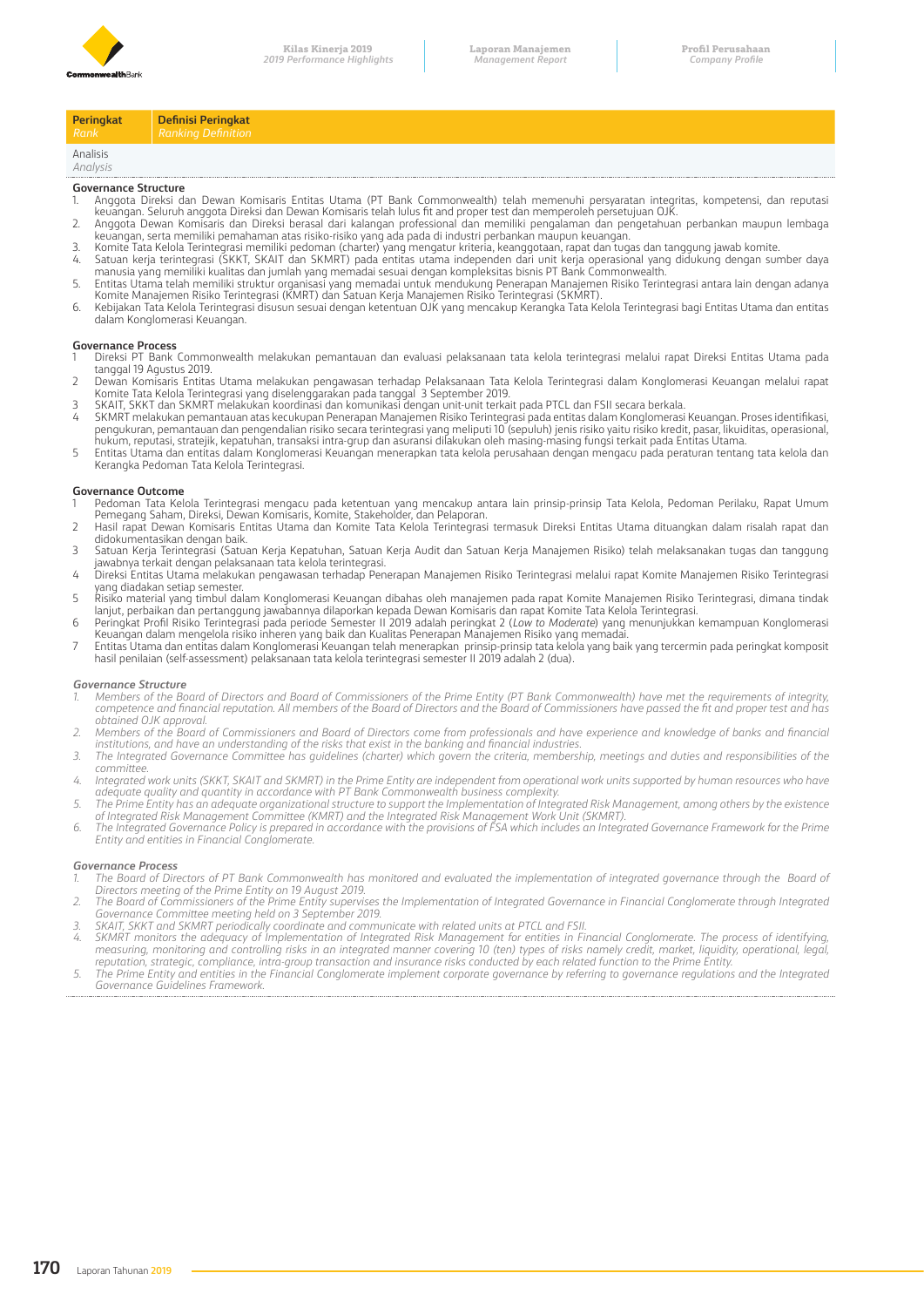| Peringkat *Rank* | Definisi Peringkat *Ranking Definition* |
|---|---|
| Analisis *Analysis* | |

**Governance Structure**

1. Anggota Direksi dan Dewan Komisaris Entitas Utama (PT Bank Commonwealth) telah memenuhi persyaratan integritas, kompetensi, dan reputasi keuangan. Seluruh anggota Direksi dan Dewan Komisaris telah lulus fit and proper test dan memperoleh persetujuan OJK.
2. Anggota Dewan Komisaris dan Direksi berasal dari kalangan professional dan memiliki pengalaman dan pengetahuan perbankan maupun lembaga keuangan, serta memiliki pemahaman atas risiko-risiko yang ada pada di industri perbankan maupun keuangan.
3. Komite Tata Kelola Terintegrasi memiliki pedoman (charter) yang mengatur kriteria, keanggotaan, rapat dan tugas dan tanggung jawab komite.
4. Satuan kerja terintegrasi (SKKT, SKAIT dan SKMRT) pada entitas utama independen dari unit kerja operasional yang didukung dengan sumber daya manusia yang memiliki kualitas dan jumlah yang memadai sesuai dengan kompleksitas bisnis PT Bank Commonwealth.
5. Entitas Utama telah memiliki struktur organisasi yang memadai untuk mendukung Penerapan Manajemen Risiko Terintegrasi antara lain dengan adanya Komite Manajemen Risiko Terintegrasi (KMRT) dan Satuan Kerja Manajemen Risiko Terintegrasi (SKMRT).
6. Kebijakan Tata Kelola Terintegrasi disusun sesuai dengan ketentuan OJK yang mencakup Kerangka Tata Kelola Terintegrasi bagi Entitas Utama dan entitas dalam Konglomerasi Keuangan.

**Governance Process**

1. Direksi PT Bank Commonwealth melakukan pemantauan dan evaluasi pelaksanaan tata kelola terintegrasi melalui rapat Direksi Entitas Utama pada tanggal 19 Agustus 2019.
2. Dewan Komisaris Entitas Utama melakukan pengawasan terhadap Pelaksanaan Tata Kelola Terintegrasi dalam Konglomerasi Keuangan melalui rapat Komite Tata Kelola Terintegrasi yang diselenggarakan pada tanggal 3 September 2019.
3. SKAIT, SKKT dan SKMRT melakukan koordinasi dan komunikasi dengan unit-unit terkait pada PTCL dan FSII secara berkala.
4. SKMRT melakukan pemantauan atas kecukupan Penerapan Manajemen Risiko Terintegrasi pada entitas dalam Konglomerasi Keuangan. Proses identifikasi, pengukuran, pemantauan dan pengendalian risiko secara terintegrasi yang meliputi 10 (sepuluh) jenis risiko yaitu risiko kredit, pasar, likuiditas, operasional, hukum, reputasi, stratejik, kepatuhan, transaksi intra-grup dan asuransi dilakukan oleh masing-masing fungsi terkait pada Entitas Utama.
5. Entitas Utama dan entitas dalam Konglomerasi Keuangan menerapkan tata kelola perusahaan dengan mengacu pada peraturan tentang tata kelola dan Kerangka Pedoman Tata Kelola Terintegrasi.

**Governance Outcome**

1. Pedoman Tata Kelola Terintegrasi mengacu pada ketentuan yang mencakup antara lain prinsip-prinsip Tata Kelola, Pedoman Perilaku, Rapat Umum Pemegang Saham, Direksi, Dewan Komisaris, Komite, Stakeholder, dan Pelaporan.
2. Hasil rapat Dewan Komisaris Entitas Utama dan Komite Tata Kelola Terintegrasi termasuk Direksi Entitas Utama dituangkan dalam risalah rapat dan didokumentasikan dengan baik.
3. Satuan Kerja Terintegrasi (Satuan Kerja Kepatuhan, Satuan Kerja Audit dan Satuan Kerja Manajemen Risiko) telah melaksanakan tugas dan tanggung jawabnya terkait dengan pelaksanaan tata kelola terintegrasi.
4. Direksi Entitas Utama melakukan pengawasan terhadap Penerapan Manajemen Risiko Terintegrasi melalui rapat Komite Manajemen Risiko Terintegrasi yang diadakan setiap semester.
5. Risiko material yang timbul dalam Konglomerasi Keuangan dibahas oleh manajemen pada rapat Komite Manajemen Risiko Terintegrasi, dimana tindak lanjut, perbaikan dan pertanggung jawabannya dilaporkan kepada Dewan Komisaris dan rapat Komite Tata Kelola Terintegrasi.
6. Peringkat Profil Risiko Terintegrasi pada periode Semester II 2019 adalah peringkat 2 (*Low to Moderate*) yang menunjukkan kemampuan Konglomerasi Keuangan dalam mengelola risiko inheren yang baik dan Kualitas Penerapan Manajemen Risiko yang memadai.
7. Entitas Utama dan entitas dalam Konglomerasi Keuangan telah menerapkan prinsip-prinsip tata kelola yang baik yang tercermin pada peringkat komposit hasil penilaian (self-assessment) pelaksanaan tata kelola terintegrasi semester II 2019 adalah 2 (dua).

***Governance Structure***

1. *Members of the Board of Directors and Board of Commissioners of the Prime Entity (PT Bank Commonwealth) have met the requirements of integrity, competence and financial reputation. All members of the Board of Directors and the Board of Commissioners have passed the fit and proper test and has obtained OJK approval.*
2. *Members of the Board of Commissioners and Board of Directors come from professionals and have experience and knowledge of banks and financial institutions, and have an understanding of the risks that exist in the banking and financial industries.*
3. *The Integrated Governance Committee has guidelines (charter) which govern the criteria, membership, meetings and duties and responsibilities of the committee.*
4. *Integrated work units (SKKT, SKAIT and SKMRT) in the Prime Entity are independent from operational work units supported by human resources who have adequate quality and quantity in accordance with PT Bank Commonwealth business complexity.*
5. *The Prime Entity has an adequate organizational structure to support the Implementation of Integrated Risk Management, among others by the existence of Integrated Risk Management Committee (KMRT) and the Integrated Risk Management Work Unit (SKMRT).*
6. *The Integrated Governance Policy is prepared in accordance with the provisions of FSA which includes an Integrated Governance Framework for the Prime Entity and entities in Financial Conglomerate.*

***Governance Process***

1. *The Board of Directors of PT Bank Commonwealth has monitored and evaluated the implementation of integrated governance through the Board of Directors meeting of the Prime Entity on 19 August 2019.*
2. *The Board of Commissioners of the Prime Entity supervises the Implementation of Integrated Governance in Financial Conglomerate through Integrated Governance Committee meeting held on 3 September 2019.*
3. *SKAIT, SKKT and SKMRT periodically coordinate and communicate with related units at PTCL and FSII.*
4. *SKMRT monitors the adequacy of Implementation of Integrated Risk Management for entities in Financial Conglomerate. The process of identifying, measuring, monitoring and controlling risks in an integrated manner covering 10 (ten) types of risks namely credit, market, liquidity, operational, legal, reputation, strategic, compliance, intra-group transaction and insurance risks conducted by each related function to the Prime Entity.*
5. *The Prime Entity and entities in the Financial Conglomerate implement corporate governance by referring to governance regulations and the Integrated Governance Guidelines Framework.*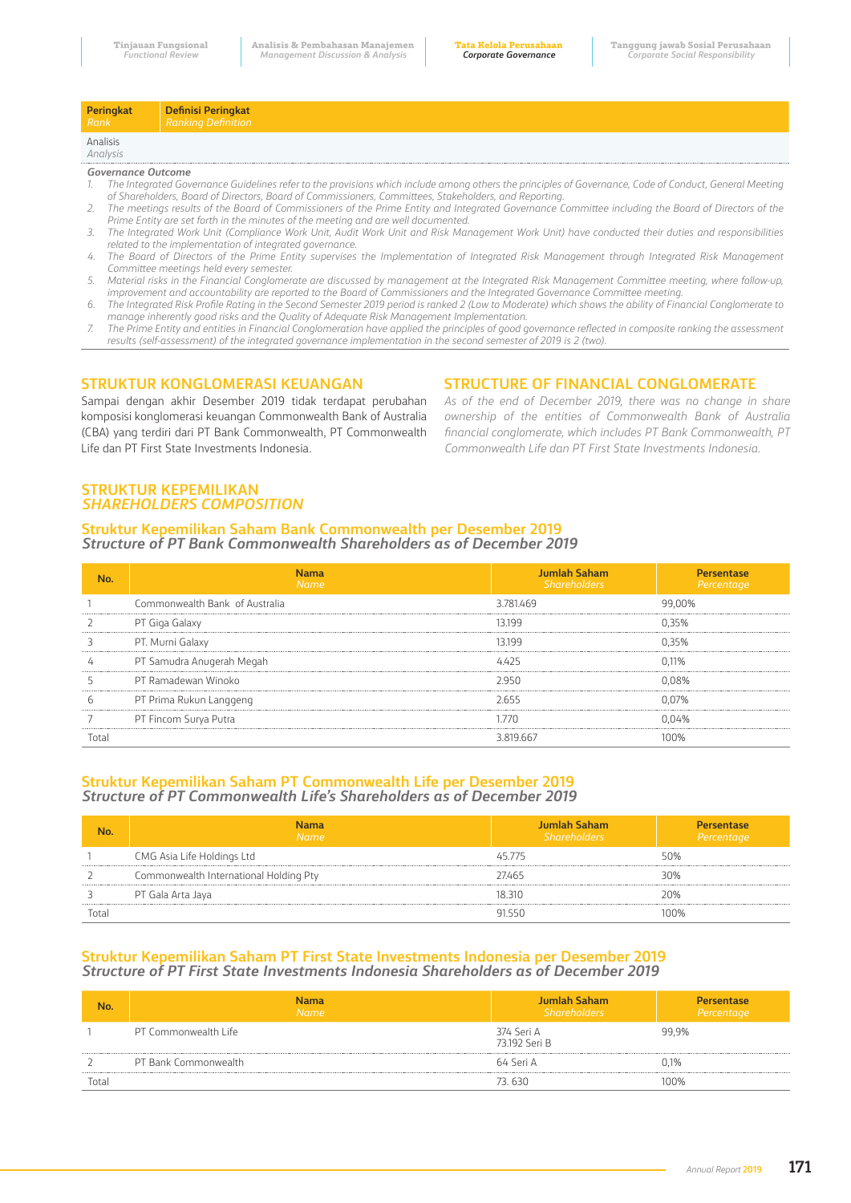| Peringkat *Rank* | Definisi Peringkat *Ranking Definition* |
|---|---|
| Analisis *Analysis* | |

***Governance Outcome***

1. *The Integrated Governance Guidelines refer to the provisions which include among others the principles of Governance, Code of Conduct, General Meeting of Shareholders, Board of Directors, Board of Commissioners, Committees, Stakeholders, and Reporting.*
2. *The meetings results of the Board of Commissioners of the Prime Entity and Integrated Governance Committee including the Board of Directors of the Prime Entity are set forth in the minutes of the meeting and are well documented.*
3. *The Integrated Work Unit (Compliance Work Unit, Audit Work Unit and Risk Management Work Unit) have conducted their duties and responsibilities related to the implementation of integrated governance.*
4. *The Board of Directors of the Prime Entity supervises the Implementation of Integrated Risk Management through Integrated Risk Management Committee meetings held every semester.*
5. *Material risks in the Financial Conglomerate are discussed by management at the Integrated Risk Management Committee meeting, where follow-up, improvement and accountability are reported to the Board of Commissioners and the Integrated Governance Committee meeting.*
6. *The Integrated Risk Profile Rating in the Second Semester 2019 period is ranked 2 (Low to Moderate) which shows the ability of Financial Conglomerate to manage inherently good risks and the Quality of Adequate Risk Management Implementation.*
7. *The Prime Entity and entities in Financial Conglomeration have applied the principles of good governance reflected in composite ranking the assessment results (self-assessment) of the integrated governance implementation in the second semester of 2019 is 2 (two).*

## STRUKTUR KONGLOMERASI KEUANGAN

Sampai dengan akhir Desember 2019 tidak terdapat perubahan komposisi konglomerasi keuangan Commonwealth Bank of Australia (CBA) yang terdiri dari PT Bank Commonwealth, PT Commonwealth Life dan PT First State Investments Indonesia.

## STRUCTURE OF FINANCIAL CONGLOMERATE

*As of the end of December 2019, there was no change in share ownership of the entities of Commonwealth Bank of Australia financial conglomerate, which includes PT Bank Commonwealth, PT Commonwealth Life dan PT First State Investments Indonesia.*

## STRUKTUR KEPEMILIKAN *SHAREHOLDERS COMPOSITION*

### Struktur Kepemilikan Saham Bank Commonwealth per Desember 2019 *Structure of PT Bank Commonwealth Shareholders as of December 2019*

| No. | Nama *Name* | Jumlah Saham *Shareholders* | Persentase *Percentage* |
|---|---|---|---|
| 1 | Commonwealth Bank of Australia | 3.781.469 | 99,00% |
| 2 | PT Giga Galaxy | 13.199 | 0,35% |
| 3 | PT. Murni Galaxy | 13.199 | 0,35% |
| 4 | PT Samudra Anugerah Megah | 4.425 | 0,11% |
| 5 | PT Ramadewan Winoko | 2.950 | 0,08% |
| 6 | PT Prima Rukun Langgeng | 2.655 | 0,07% |
| 7 | PT Fincom Surya Putra | 1.770 | 0,04% |
| Total | | 3.819.667 | 100% |

### Struktur Kepemilikan Saham PT Commonwealth Life per Desember 2019 *Structure of PT Commonwealth Life's Shareholders as of December 2019*

| No. | Nama *Name* | Jumlah Saham *Shareholders* | Persentase *Percentage* |
|---|---|---|---|
| 1 | CMG Asia Life Holdings Ltd | 45.775 | 50% |
| 2 | Commonwealth International Holding Pty | 27.465 | 30% |
| 3 | PT Gala Arta Jaya | 18.310 | 20% |
| Total | | 91.550 | 100% |

### Struktur Kepemilikan Saham PT First State Investments Indonesia per Desember 2019 *Structure of PT First State Investments Indonesia Shareholders as of December 2019*

| No. | Nama *Name* | Jumlah Saham *Shareholders* | Persentase *Percentage* |
|---|---|---|---|
| 1 | PT Commonwealth Life | 374 Seri A<br>73.192 Seri B | 99,9% |
| 2 | PT Bank Commonwealth | 64 Seri A | 0,1% |
| Total | | 73. 630 | 100% |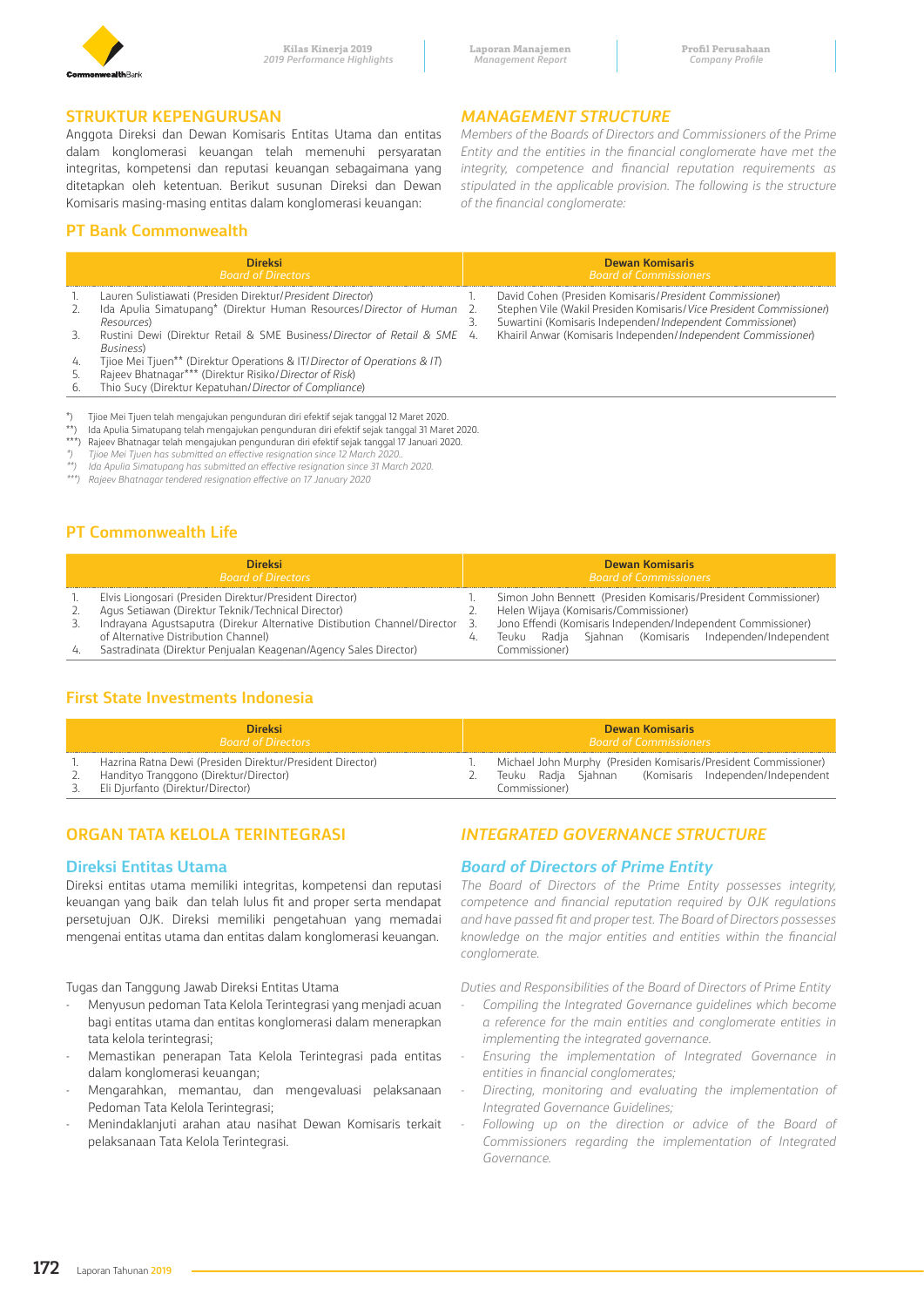## STRUKTUR KEPENGURUSAN

Anggota Direksi dan Dewan Komisaris Entitas Utama dan entitas dalam konglomerasi keuangan telah memenuhi persyaratan integritas, kompetensi dan reputasi keuangan sebagaimana yang ditetapkan oleh ketentuan. Berikut susunan Direksi dan Dewan Komisaris masing-masing entitas dalam konglomerasi keuangan:

## *MANAGEMENT STRUCTURE*

*Members of the Boards of Directors and Commissioners of the Prime Entity and the entities in the financial conglomerate have met the integrity, competence and financial reputation requirements as stipulated in the applicable provision. The following is the structure of the financial conglomerate:*

### PT Bank Commonwealth

| Direksi *Board of Directors* | Dewan Komisaris *Board of Commissioners* |
|---|---|
| 1. Lauren Sulistiawati (Presiden Direktur/*President Director*) | 1. David Cohen (Presiden Komisaris/*President Commissioner*) |
| 2. Ida Apulia Simatupang* (Direktur Human Resources/*Director of Human Resources*) | 2. Stephen Vile (Wakil Presiden Komisaris/*Vice President Commissioner*) |
| 3. Rustini Dewi (Direktur Retail & SME Business/*Director of Retail & SME Business*) | 3. Suwartini (Komisaris Independen/*Independent Commissioner*) |
| 4. Tjioe Mei Tjuen** (Direktur Operations & IT/*Director of Operations & IT*) | 4. Khairil Anwar (Komisaris Independen/*Independent Commissioner*) |
| 5. Rajeev Bhatnagar*** (Direktur Risiko/*Director of Risk*) | |
| 6. Thio Sucy (Direktur Kepatuhan/*Director of Compliance*) | |

*) Tjioe Mei Tjuen telah mengajukan pengunduran diri efektif sejak tanggal 12 Maret 2020.
**) Ida Apulia Simatupang telah mengajukan pengunduran diri efektif sejak tanggal 31 Maret 2020.
***) Rajeev Bhatnagar telah mengajukan pengunduran diri efektif sejak tanggal 17 Januari 2020.
*\*) Tjioe Mei Tjuen has submitted an effective resignation since 12 March 2020..*
*\*\*) Ida Apulia Simatupang has submitted an effective resignation since 31 March 2020.*
*\*\*\*) Rajeev Bhatnagar tendered resignation effective on 17 January 2020*

### PT Commonwealth Life

| Direksi *Board of Directors* | Dewan Komisaris *Board of Commissioners* |
|---|---|
| 1. Elvis Liongosari (Presiden Direktur/President Director) | 1. Simon John Bennett (Presiden Komisaris/President Commissioner) |
| 2. Agus Setiawan (Direktur Teknik/Technical Director) | 2. Helen Wijaya (Komisaris/Commissioner) |
| 3. Indrayana Agustsaputra (Direkur Alternative Distibution Channel/Director of Alternative Distribution Channel) | 3. Jono Effendi (Komisaris Independen/Independent Commissioner) |
| 4. Sastradinata (Direktur Penjualan Keagenan/Agency Sales Director) | 4. Teuku Radja Sjahnan (Komisaris Independen/Independent Commissioner) |

### First State Investments Indonesia

| Direksi *Board of Directors* | Dewan Komisaris *Board of Commissioners* |
|---|---|
| 1. Hazrina Ratna Dewi (Presiden Direktur/President Director) | 1. Michael John Murphy (Presiden Komisaris/President Commissioner) |
| 2. Handityo Tranggono (Direktur/Director) | 2. Teuku Radja Sjahnan (Komisaris Independen/Independent Commissioner) |
| 3. Eli Djurfanto (Direktur/Director) | |

## ORGAN TATA KELOLA TERINTEGRASI

### Direksi Entitas Utama

Direksi entitas utama memiliki integritas, kompetensi dan reputasi keuangan yang baik dan telah lulus fit and proper serta mendapat persetujuan OJK. Direksi memiliki pengetahuan yang memadai mengenai entitas utama dan entitas dalam konglomerasi keuangan.

Tugas dan Tanggung Jawab Direksi Entitas Utama

- Menyusun pedoman Tata Kelola Terintegrasi yang menjadi acuan bagi entitas utama dan entitas konglomerasi dalam menerapkan tata kelola terintegrasi;
- Memastikan penerapan Tata Kelola Terintegrasi pada entitas dalam konglomerasi keuangan;
- Mengarahkan, memantau, dan mengevaluasi pelaksanaan Pedoman Tata Kelola Terintegrasi;
- Menindaklanjuti arahan atau nasihat Dewan Komisaris terkait pelaksanaan Tata Kelola Terintegrasi.

## *INTEGRATED GOVERNANCE STRUCTURE*

### *Board of Directors of Prime Entity*

*The Board of Directors of the Prime Entity possesses integrity, competence and financial reputation required by OJK regulations and have passed fit and proper test. The Board of Directors possesses knowledge on the major entities and entities within the financial conglomerate.*

*Duties and Responsibilities of the Board of Directors of Prime Entity*

- *Compiling the Integrated Governance guidelines which become a reference for the main entities and conglomerate entities in implementing the integrated governance.*
- *Ensuring the implementation of Integrated Governance in entities in financial conglomerates;*
- *Directing, monitoring and evaluating the implementation of Integrated Governance Guidelines;*
- *Following up on the direction or advice of the Board of Commissioners regarding the implementation of Integrated Governance.*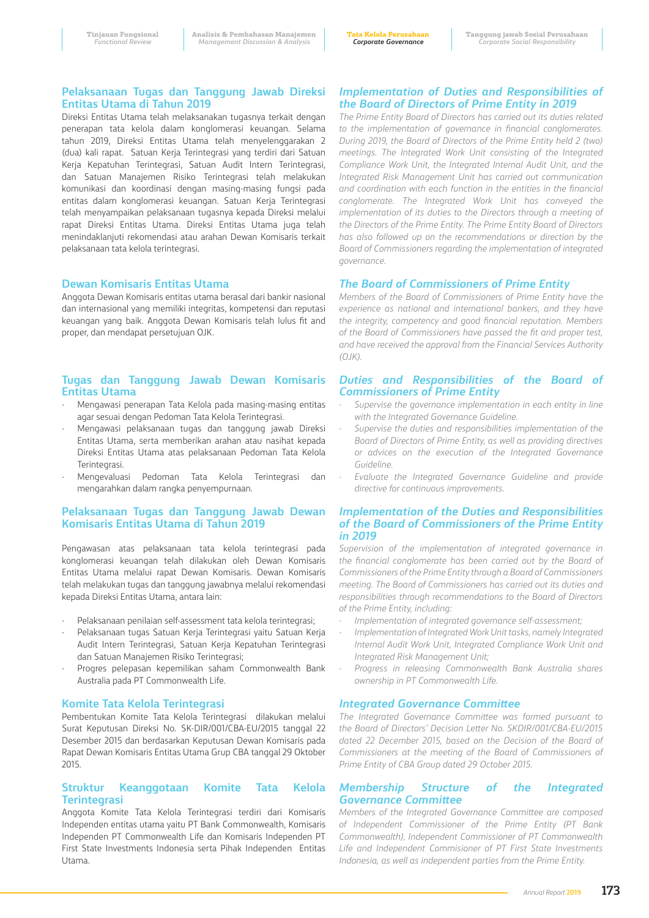## Pelaksanaan Tugas dan Tanggung Jawab Direksi Entitas Utama di Tahun 2019

Direksi Entitas Utama telah melaksanakan tugasnya terkait dengan penerapan tata kelola dalam konglomerasi keuangan. Selama tahun 2019, Direksi Entitas Utama telah menyelenggarakan 2 (dua) kali rapat. Satuan Kerja Terintegrasi yang terdiri dari Satuan Kerja Kepatuhan Terintegrasi, Satuan Audit Intern Terintegrasi, dan Satuan Manajemen Risiko Terintegrasi telah melakukan komunikasi dan koordinasi dengan masing-masing fungsi pada entitas dalam konglomerasi keuangan. Satuan Kerja Terintegrasi telah menyampaikan pelaksanaan tugasnya kepada Direksi melalui rapat Direksi Entitas Utama. Direksi Entitas Utama juga telah menindaklanjuti rekomendasi atau arahan Dewan Komisaris terkait pelaksanaan tata kelola terintegrasi.

## *Implementation of Duties and Responsibilities of the Board of Directors of Prime Entity in 2019*

*The Prime Entity Board of Directors has carried out its duties related to the implementation of governance in financial conglomerates. During 2019, the Board of Directors of the Prime Entity held 2 (two) meetings. The Integrated Work Unit consisting of the Integrated Compliance Work Unit, the Integrated Internal Audit Unit, and the Integrated Risk Management Unit has carried out communication and coordination with each function in the entities in the financial conglomerate. The Integrated Work Unit has conveyed the implementation of its duties to the Directors through a meeting of the Directors of the Prime Entity. The Prime Entity Board of Directors has also followed up on the recommendations or direction by the Board of Commissioners regarding the implementation of integrated governance.*

## Dewan Komisaris Entitas Utama

Anggota Dewan Komisaris entitas utama berasal dari bankir nasional dan internasional yang memiliki integritas, kompetensi dan reputasi keuangan yang baik. Anggota Dewan Komisaris telah lulus fit and proper, dan mendapat persetujuan OJK.

## *The Board of Commissioners of Prime Entity*

*Members of the Board of Commissioners of Prime Entity have the experience as national and international bankers, and they have the integrity, competency and good financial reputation. Members of the Board of Commissioners have passed the fit and proper test, and have received the approval from the Financial Services Authority (OJK).*

## Tugas dan Tanggung Jawab Dewan Komisaris Entitas Utama

- Mengawasi penerapan Tata Kelola pada masing-masing entitas agar sesuai dengan Pedoman Tata Kelola Terintegrasi.
- Mengawasi pelaksanaan tugas dan tanggung jawab Direksi Entitas Utama, serta memberikan arahan atau nasihat kepada Direksi Entitas Utama atas pelaksanaan Pedoman Tata Kelola Terintegrasi.
- Mengevaluasi Pedoman Tata Kelola Terintegrasi dan mengarahkan dalam rangka penyempurnaan.

## *Duties and Responsibilities of the Board of Commissioners of Prime Entity*

- *Supervise the governance implementation in each entity in line with the Integrated Governance Guideline.*
- *Supervise the duties and responsibilities implementation of the Board of Directors of Prime Entity, as well as providing directives or advices on the execution of the Integrated Governance Guideline.*
- *Evaluate the Integrated Governance Guideline and provide directive for continuous improvements.*

## Pelaksanaan Tugas dan Tanggung Jawab Dewan Komisaris Entitas Utama di Tahun 2019

Pengawasan atas pelaksanaan tata kelola terintegrasi pada konglomerasi keuangan telah dilakukan oleh Dewan Komisaris Entitas Utama melalui rapat Dewan Komisaris. Dewan Komisaris telah melakukan tugas dan tanggung jawabnya melalui rekomendasi kepada Direksi Entitas Utama, antara lain:

- Pelaksanaan penilaian self-assessment tata kelola terintegrasi;
- Pelaksanaan tugas Satuan Kerja Terintegrasi yaitu Satuan Kerja Audit Intern Terintegrasi, Satuan Kerja Kepatuhan Terintegrasi dan Satuan Manajemen Risiko Terintegrasi;
- Progres pelepasan kepemilikan saham Commonwealth Bank Australia pada PT Commonwealth Life.

## *Implementation of the Duties and Responsibilities of the Board of Commissioners of the Prime Entity in 2019*

*Supervision of the implementation of integrated governance in the financial conglomerate has been carried out by the Board of Commissioners of the Prime Entity through a Board of Commissioners meeting. The Board of Commissioners has carried out its duties and responsibilities through recommendations to the Board of Directors of the Prime Entity, including:*

- *Implementation of integrated governance self-assessment;*
- *Implementation of Integrated Work Unit tasks, namely Integrated Internal Audit Work Unit, Integrated Compliance Work Unit and Integrated Risk Management Unit;*
- *Progress in releasing Commonwealth Bank Australia shares ownership in PT Commonwealth Life.*

## Komite Tata Kelola Terintegrasi

Pembentukan Komite Tata Kelola Terintegrasi dilakukan melalui Surat Keputusan Direksi No. SK-DIR/001/CBA-EU/2015 tanggal 22 Desember 2015 dan berdasarkan Keputusan Dewan Komisaris pada Rapat Dewan Komisaris Entitas Utama Grup CBA tanggal 29 Oktober 2015.

## *Integrated Governance Committee*

*The Integrated Governance Committee was formed pursuant to the Board of Directors' Decision Letter No. SKDIR/001/CBA-EU/2015 dated 22 December 2015, based on the Decision of the Board of Commissioners at the meeting of the Board of Commissioners of Prime Entity of CBA Group dated 29 October 2015.*

## Struktur Keanggotaan Komite Tata Kelola Terintegrasi

Anggota Komite Tata Kelola Terintegrasi terdiri dari Komisaris Independen entitas utama yaitu PT Bank Commonwealth, Komisaris Independen PT Commonwealth Life dan Komisaris Independen PT First State Investments Indonesia serta Pihak Independen Entitas Utama.

## *Membership Structure of the Integrated Governance Committee*

*Members of the Integrated Governance Committee are composed of Independent Commissioner of the Prime Entity (PT Bank Commonwealth), Independent Commissioner of PT Commonwealth Life and Independent Commisioner of PT First State Investments Indonesia, as well as independent parties from the Prime Entity.*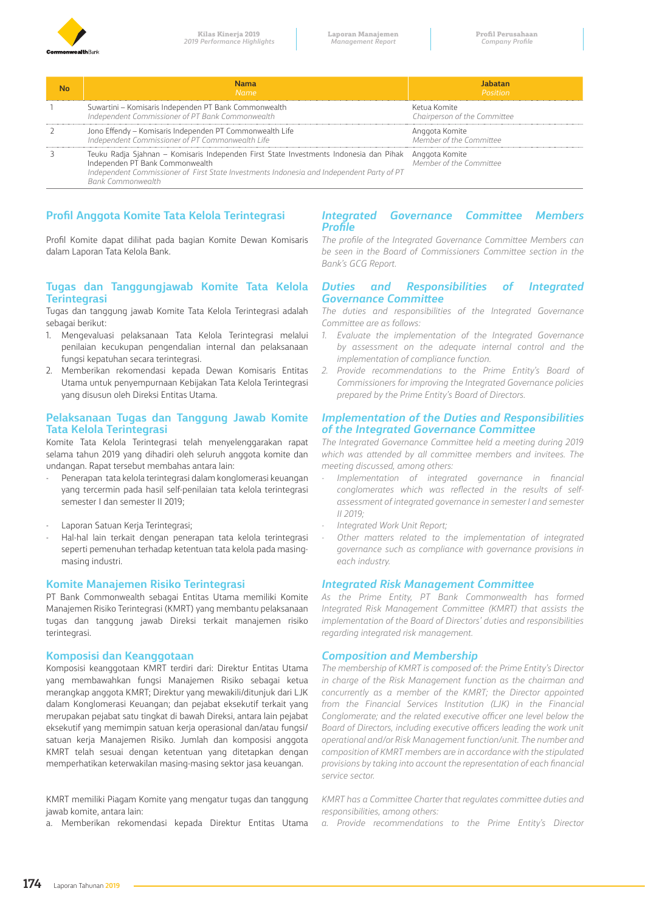| No | Nama<br>*Name* | Jabatan<br>*Position* |
|---|---|---|
| 1 | Suwartini – Komisaris Independen PT Bank Commonwealth<br>*Independent Commissioner of PT Bank Commonwealth* | Ketua Komite<br>*Chairperson of the Committee* |
| 2 | Jono Effendy – Komisaris Independen PT Commonwealth Life<br>*Independent Commissioner of PT Commonwealth Life* | Anggota Komite<br>*Member of the Committee* |
| 3 | Teuku Radja Sjahnan – Komisaris Independen First State Investments Indonesia dan Pihak Independen PT Bank Commonwealth<br>*Independent Commissioner of First State Investments Indonesia and Independent Party of PT Bank Commonwealth* | Anggota Komite<br>*Member of the Committee* |

## Profil Anggota Komite Tata Kelola Terintegrasi

Profil Komite dapat dilihat pada bagian Komite Dewan Komisaris dalam Laporan Tata Kelola Bank.

## *Integrated Governance Committee Members Profile*

*The profile of the Integrated Governance Committee Members can be seen in the Board of Commissioners Committee section in the Bank's GCG Report.*

## Tugas dan Tanggungjawab Komite Tata Kelola Terintegrasi

Tugas dan tanggung jawab Komite Tata Kelola Terintegrasi adalah sebagai berikut:

1. Mengevaluasi pelaksanaan Tata Kelola Terintegrasi melalui penilaian kecukupan pengendalian internal dan pelaksanaan fungsi kepatuhan secara terintegrasi.
2. Memberikan rekomendasi kepada Dewan Komisaris Entitas Utama untuk penyempurnaan Kebijakan Tata Kelola Terintegrasi yang disusun oleh Direksi Entitas Utama.

## *Duties and Responsibilities of Integrated Governance Committee*

*The duties and responsibilities of the Integrated Governance Committee are as follows:*

1. *Evaluate the implementation of the Integrated Governance by assessment on the adequate internal control and the implementation of compliance function.*
2. *Provide recommendations to the Prime Entity's Board of Commissioners for improving the Integrated Governance policies prepared by the Prime Entity's Board of Directors.*

## Pelaksanaan Tugas dan Tanggung Jawab Komite Tata Kelola Terintegrasi

Komite Tata Kelola Terintegrasi telah menyelenggarakan rapat selama tahun 2019 yang dihadiri oleh seluruh anggota komite dan undangan. Rapat tersebut membahas antara lain:

- Penerapan tata kelola terintegrasi dalam konglomerasi keuangan yang tercermin pada hasil self-penilaian tata kelola terintegrasi semester I dan semester II 2019;
- Laporan Satuan Kerja Terintegrasi;
- Hal-hal lain terkait dengan penerapan tata kelola terintegrasi seperti pemenuhan terhadap ketentuan tata kelola pada masing-masing industri.

## *Implementation of the Duties and Responsibilities of the Integrated Governance Committee*

*The Integrated Governance Committee held a meeting during 2019 which was attended by all committee members and invitees. The meeting discussed, among others:*

- *Implementation of integrated governance in financial conglomerates which was reflected in the results of self-assessment of integrated governance in semester I and semester II 2019;*
- *Integrated Work Unit Report;*
- *Other matters related to the implementation of integrated governance such as compliance with governance provisions in each industry.*

## Komite Manajemen Risiko Terintegrasi

PT Bank Commonwealth sebagai Entitas Utama memiliki Komite Manajemen Risiko Terintegrasi (KMRT) yang membantu pelaksanaan tugas dan tanggung jawab Direksi terkait manajemen risiko terintegrasi.

## *Integrated Risk Management Committee*

*As the Prime Entity, PT Bank Commonwealth has formed Integrated Risk Management Committee (KMRT) that assists the implementation of the Board of Directors' duties and responsibilities regarding integrated risk management.*

## Komposisi dan Keanggotaan

Komposisi keanggotaan KMRT terdiri dari: Direktur Entitas Utama yang membawahkan fungsi Manajemen Risiko sebagai ketua merangkap anggota KMRT; Direktur yang mewakili/ditunjuk dari LJK dalam Konglomerasi Keuangan; dan pejabat eksekutif terkait yang merupakan pejabat satu tingkat di bawah Direksi, antara lain pejabat eksekutif yang memimpin satuan kerja operasional dan/atau fungsi/satuan kerja Manajemen Risiko. Jumlah dan komposisi anggota KMRT telah sesuai dengan ketentuan yang ditetapkan dengan memperhatikan keterwakilan masing-masing sektor jasa keuangan.

KMRT memiliki Piagam Komite yang mengatur tugas dan tanggung jawab komite, antara lain:

a. Memberikan rekomendasi kepada Direktur Entitas Utama

## *Composition and Membership*

*The membership of KMRT is composed of: the Prime Entity's Director in charge of the Risk Management function as the chairman and concurrently as a member of the KMRT; the Director appointed from the Financial Services Institution (LJK) in the Financial Conglomerate; and the related executive officer one level below the Board of Directors, including executive officers leading the work unit operational and/or Risk Management function/unit. The number and composition of KMRT members are in accordance with the stipulated provisions by taking into account the representation of each financial service sector.*

*KMRT has a Committee Charter that regulates committee duties and responsibilities, among others:*

a. *Provide recommendations to the Prime Entity's Director*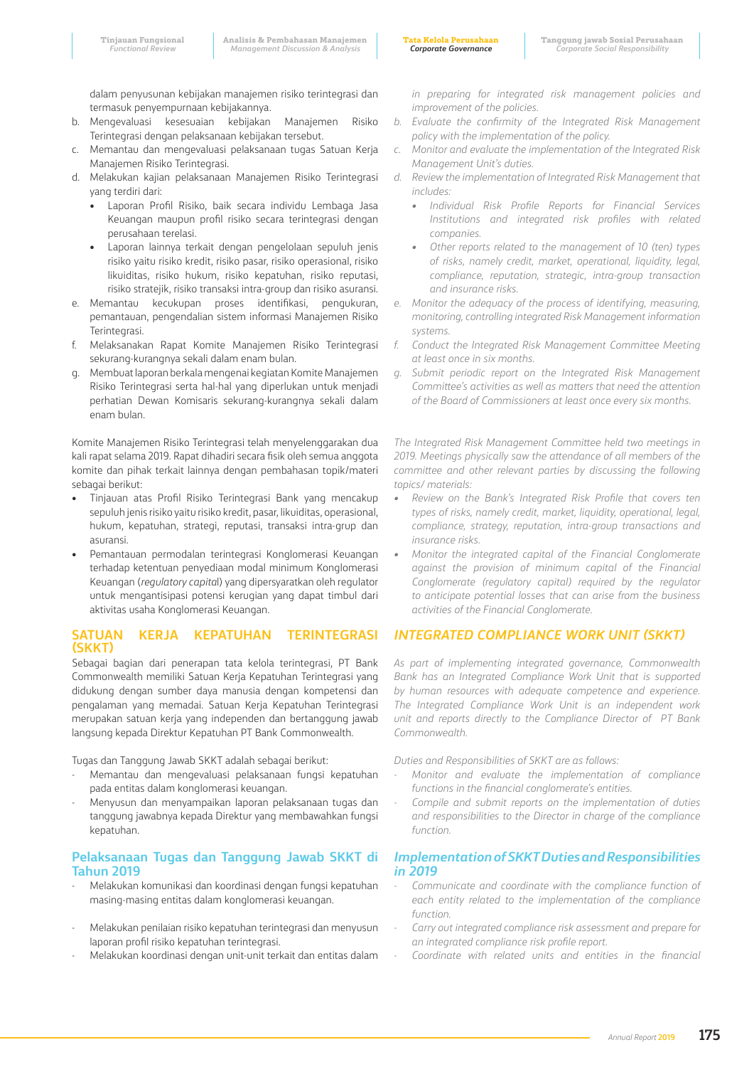dalam penyusunan kebijakan manajemen risiko terintegrasi dan termasuk penyempurnaan kebijakannya.

b. Mengevaluasi kesesuaian kebijakan Manajemen Risiko Terintegrasi dengan pelaksanaan kebijakan tersebut.
c. Memantau dan mengevaluasi pelaksanaan tugas Satuan Kerja Manajemen Risiko Terintegrasi.
d. Melakukan kajian pelaksanaan Manajemen Risiko Terintegrasi yang terdiri dari:
   - Laporan Profil Risiko, baik secara individu Lembaga Jasa Keuangan maupun profil risiko secara terintegrasi dengan perusahaan terelasi.
   - Laporan lainnya terkait dengan pengelolaan sepuluh jenis risiko yaitu risiko kredit, risiko pasar, risiko operasional, risiko likuiditas, risiko hukum, risiko kepatuhan, risiko reputasi, risiko stratejik, risiko transaksi intra-group dan risiko asuransi.
e. Memantau kecukupan proses identifikasi, pengukuran, pemantauan, pengendalian sistem informasi Manajemen Risiko Terintegrasi.
f. Melaksanakan Rapat Komite Manajemen Risiko Terintegrasi sekurang-kurangnya sekali dalam enam bulan.
g. Membuat laporan berkala mengenai kegiatan Komite Manajemen Risiko Terintegrasi serta hal-hal yang diperlukan untuk menjadi perhatian Dewan Komisaris sekurang-kurangnya sekali dalam enam bulan.

Komite Manajemen Risiko Terintegrasi telah menyelenggarakan dua kali rapat selama 2019. Rapat dihadiri secara fisik oleh semua anggota komite dan pihak terkait lainnya dengan pembahasan topik/materi sebagai berikut:

- Tinjauan atas Profil Risiko Terintegrasi Bank yang mencakup sepuluh jenis risiko yaitu risiko kredit, pasar, likuiditas, operasional, hukum, kepatuhan, strategi, reputasi, transaksi intra-grup dan asuransi.
- Pemantauan permodalan terintegrasi Konglomerasi Keuangan terhadap ketentuan penyediaan modal minimum Konglomerasi Keuangan (*regulatory capital*) yang dipersyaratkan oleh regulator untuk mengantisipasi potensi kerugian yang dapat timbul dari aktivitas usaha Konglomerasi Keuangan.

## SATUAN KERJA KEPATUHAN TERINTEGRASI (SKKT)

Sebagai bagian dari penerapan tata kelola terintegrasi, PT Bank Commonwealth memiliki Satuan Kerja Kepatuhan Terintegrasi yang didukung dengan sumber daya manusia dengan kompetensi dan pengalaman yang memadai. Satuan Kerja Kepatuhan Terintegrasi merupakan satuan kerja yang independen dan bertanggung jawab langsung kepada Direktur Kepatuhan PT Bank Commonwealth.

Tugas dan Tanggung Jawab SKKT adalah sebagai berikut:

- Memantau dan mengevaluasi pelaksanaan fungsi kepatuhan pada entitas dalam konglomerasi keuangan.
- Menyusun dan menyampaikan laporan pelaksanaan tugas dan tanggung jawabnya kepada Direktur yang membawahkan fungsi kepatuhan.

### Pelaksanaan Tugas dan Tanggung Jawab SKKT di Tahun 2019

- Melakukan komunikasi dan koordinasi dengan fungsi kepatuhan masing-masing entitas dalam konglomerasi keuangan.
- Melakukan penilaian risiko kepatuhan terintegrasi dan menyusun laporan profil risiko kepatuhan terintegrasi.
- Melakukan koordinasi dengan unit-unit terkait dan entitas dalam

*in preparing for integrated risk management policies and improvement of the policies.*

*b. Evaluate the confirmity of the Integrated Risk Management policy with the implementation of the policy.*
*c. Monitor and evaluate the implementation of the Integrated Risk Management Unit's duties.*
*d. Review the implementation of Integrated Risk Management that includes:*
   - *Individual Risk Profile Reports for Financial Services Institutions and integrated risk profiles with related companies.*
   - *Other reports related to the management of 10 (ten) types of risks, namely credit, market, operational, liquidity, legal, compliance, reputation, strategic, intra-group transaction and insurance risks.*
*e. Monitor the adequacy of the process of identifying, measuring, monitoring, controlling integrated Risk Management information systems.*
*f. Conduct the Integrated Risk Management Committee Meeting at least once in six months.*
*g. Submit periodic report on the Integrated Risk Management Committee's activities as well as matters that need the attention of the Board of Commissioners at least once every six months.*

*The Integrated Risk Management Committee held two meetings in 2019. Meetings physically saw the attendance of all members of the committee and other relevant parties by discussing the following topics/ materials:*

- *Review on the Bank's Integrated Risk Profile that covers ten types of risks, namely credit, market, liquidity, operational, legal, compliance, strategy, reputation, intra-group transactions and insurance risks.*
- *Monitor the integrated capital of the Financial Conglomerate against the provision of minimum capital of the Financial Conglomerate (regulatory capital) required by the regulator to anticipate potential losses that can arise from the business activities of the Financial Conglomerate.*

## *INTEGRATED COMPLIANCE WORK UNIT (SKKT)*

*As part of implementing integrated governance, Commonwealth Bank has an Integrated Compliance Work Unit that is supported by human resources with adequate competence and experience. The Integrated Compliance Work Unit is an independent work unit and reports directly to the Compliance Director of PT Bank Commonwealth.*

*Duties and Responsibilities of SKKT are as follows:*

- *Monitor and evaluate the implementation of compliance functions in the financial conglomerate's entities.*
- *Compile and submit reports on the implementation of duties and responsibilities to the Director in charge of the compliance function.*

### *Implementation of SKKT Duties and Responsibilities in 2019*

- *Communicate and coordinate with the compliance function of each entity related to the implementation of the compliance function.*
- *Carry out integrated compliance risk assessment and prepare for an integrated compliance risk profile report.*
- *Coordinate with related units and entities in the financial*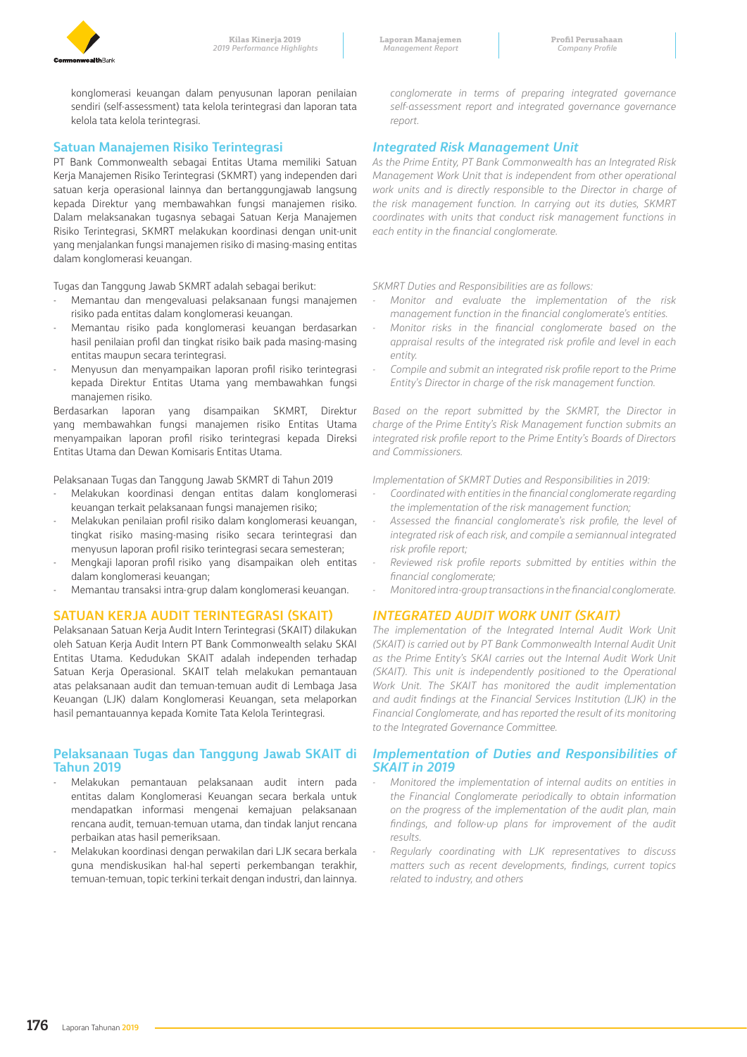konglomerasi keuangan dalam penyusunan laporan penilaian sendiri (self-assessment) tata kelola terintegrasi dan laporan tata kelola tata kelola terintegrasi.

## Satuan Manajemen Risiko Terintegrasi

PT Bank Commonwealth sebagai Entitas Utama memiliki Satuan Kerja Manajemen Risiko Terintegrasi (SKMRT) yang independen dari satuan kerja operasional lainnya dan bertanggungjawab langsung kepada Direktur yang membawahkan fungsi manajemen risiko. Dalam melaksanakan tugasnya sebagai Satuan Kerja Manajemen Risiko Terintegrasi, SKMRT melakukan koordinasi dengan unit-unit yang menjalankan fungsi manajemen risiko di masing-masing entitas dalam konglomerasi keuangan.

Tugas dan Tanggung Jawab SKMRT adalah sebagai berikut:

- Memantau dan mengevaluasi pelaksanaan fungsi manajemen risiko pada entitas dalam konglomerasi keuangan.
- Memantau risiko pada konglomerasi keuangan berdasarkan hasil penilaian profil dan tingkat risiko baik pada masing-masing entitas maupun secara terintegrasi.
- Menyusun dan menyampaikan laporan profil risiko terintegrasi kepada Direktur Entitas Utama yang membawahkan fungsi manajemen risiko.

Berdasarkan laporan yang disampaikan SKMRT, Direktur yang membawahkan fungsi manajemen risiko Entitas Utama menyampaikan laporan profil risiko terintegrasi kepada Direksi Entitas Utama dan Dewan Komisaris Entitas Utama.

Pelaksanaan Tugas dan Tanggung Jawab SKMRT di Tahun 2019

- Melakukan koordinasi dengan entitas dalam konglomerasi keuangan terkait pelaksanaan fungsi manajemen risiko;
- Melakukan penilaian profil risiko dalam konglomerasi keuangan, tingkat risiko masing-masing risiko secara terintegrasi dan menyusun laporan profil risiko terintegrasi secara semesteran;
- Mengkaji laporan profil risiko yang disampaikan oleh entitas dalam konglomerasi keuangan;
- Memantau transaksi intra-grup dalam konglomerasi keuangan.

## SATUAN KERJA AUDIT TERINTEGRASI (SKAIT)

Pelaksanaan Satuan Kerja Audit Intern Terintegrasi (SKAIT) dilakukan oleh Satuan Kerja Audit Intern PT Bank Commonwealth selaku SKAI Entitas Utama. Kedudukan SKAIT adalah independen terhadap Satuan Kerja Operasional. SKAIT telah melakukan pemantauan atas pelaksanaan audit dan temuan-temuan audit di Lembaga Jasa Keuangan (LJK) dalam Konglomerasi Keuangan, seta melaporkan hasil pemantauannya kepada Komite Tata Kelola Terintegrasi.

## Pelaksanaan Tugas dan Tanggung Jawab SKAIT di Tahun 2019

- Melakukan pemantauan pelaksanaan audit intern pada entitas dalam Konglomerasi Keuangan secara berkala untuk mendapatkan informasi mengenai kemajuan pelaksanaan rencana audit, temuan-temuan utama, dan tindak lanjut rencana perbaikan atas hasil pemeriksaan.
- Melakukan koordinasi dengan perwakilan dari LJK secara berkala guna mendiskusikan hal-hal seperti perkembangan terakhir, temuan-temuan, topic terkini terkait dengan industri, dan lainnya.

*conglomerate in terms of preparing integrated governance self-assessment report and integrated governance governance report.*

## *Integrated Risk Management Unit*

*As the Prime Entity, PT Bank Commonwealth has an Integrated Risk Management Work Unit that is independent from other operational work units and is directly responsible to the Director in charge of the risk management function. In carrying out its duties, SKMRT coordinates with units that conduct risk management functions in each entity in the financial conglomerate.*

*SKMRT Duties and Responsibilities are as follows:*

- *Monitor and evaluate the implementation of the risk management function in the financial conglomerate's entities.*
- *Monitor risks in the financial conglomerate based on the appraisal results of the integrated risk profile and level in each entity.*
- *Compile and submit an integrated risk profile report to the Prime Entity's Director in charge of the risk management function.*

*Based on the report submitted by the SKMRT, the Director in charge of the Prime Entity's Risk Management function submits an integrated risk profile report to the Prime Entity's Boards of Directors and Commissioners.*

*Implementation of SKMRT Duties and Responsibilities in 2019:*

- *Coordinated with entities in the financial conglomerate regarding the implementation of the risk management function;*
- *Assessed the financial conglomerate's risk profile, the level of integrated risk of each risk, and compile a semiannual integrated risk profile report;*
- *Reviewed risk profile reports submitted by entities within the financial conglomerate;*
- *Monitored intra-group transactions in the financial conglomerate.*

## *INTEGRATED AUDIT WORK UNIT (SKAIT)*

*The implementation of the Integrated Internal Audit Work Unit (SKAIT) is carried out by PT Bank Commonwealth Internal Audit Unit as the Prime Entity's SKAI carries out the Internal Audit Work Unit (SKAIT). This unit is independently positioned to the Operational Work Unit. The SKAIT has monitored the audit implementation and audit findings at the Financial Services Institution (LJK) in the Financial Conglomerate, and has reported the result of its monitoring to the Integrated Governance Committee.*

## *Implementation of Duties and Responsibilities of SKAIT in 2019*

- *Monitored the implementation of internal audits on entities in the Financial Conglomerate periodically to obtain information on the progress of the implementation of the audit plan, main findings, and follow-up plans for improvement of the audit results.*
- *Regularly coordinating with LJK representatives to discuss matters such as recent developments, findings, current topics related to industry, and others*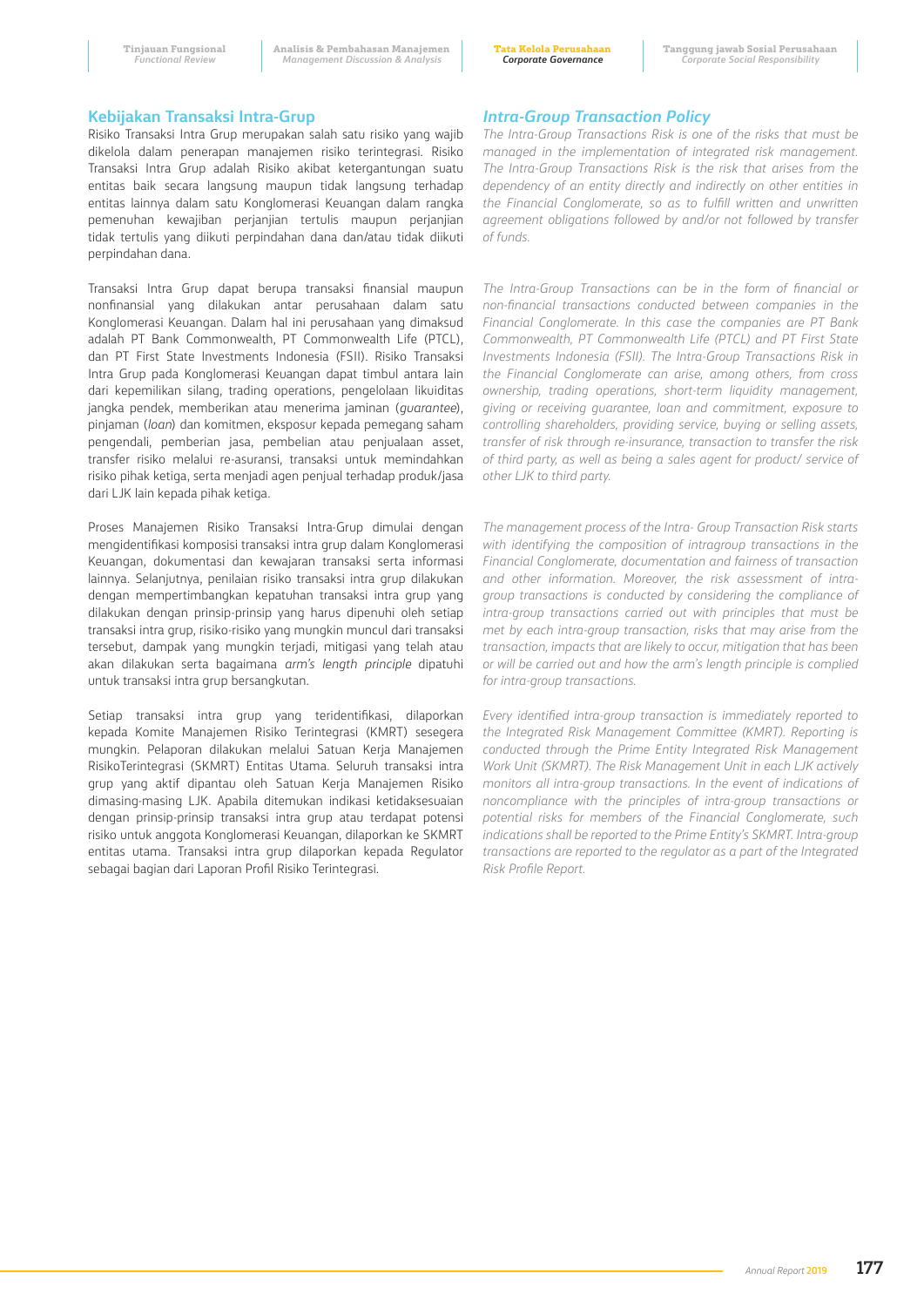## Kebijakan Transaksi Intra-Grup

Risiko Transaksi Intra Grup merupakan salah satu risiko yang wajib dikelola dalam penerapan manajemen risiko terintegrasi. Risiko Transaksi Intra Grup adalah Risiko akibat ketergantungan suatu entitas baik secara langsung maupun tidak langsung terhadap entitas lainnya dalam satu Konglomerasi Keuangan dalam rangka pemenuhan kewajiban perjanjian tertulis maupun perjanjian tidak tertulis yang diikuti perpindahan dana dan/atau tidak diikuti perpindahan dana.

Transaksi Intra Grup dapat berupa transaksi finansial maupun nonfinansial yang dilakukan antar perusahaan dalam satu Konglomerasi Keuangan. Dalam hal ini perusahaan yang dimaksud adalah PT Bank Commonwealth, PT Commonwealth Life (PTCL), dan PT First State Investments Indonesia (FSII). Risiko Transaksi Intra Grup pada Konglomerasi Keuangan dapat timbul antara lain dari kepemilikan silang, trading operations, pengelolaan likuiditas jangka pendek, memberikan atau menerima jaminan (*guarantee*), pinjaman (*loan*) dan komitmen, eksposur kepada pemegang saham pengendali, pemberian jasa, pembelian atau penjualaan asset, transfer risiko melalui re-asuransi, transaksi untuk memindahkan risiko pihak ketiga, serta menjadi agen penjual terhadap produk/jasa dari LJK lain kepada pihak ketiga.

Proses Manajemen Risiko Transaksi Intra-Grup dimulai dengan mengidentifikasi komposisi transaksi intra grup dalam Konglomerasi Keuangan, dokumentasi dan kewajaran transaksi serta informasi lainnya. Selanjutnya, penilaian risiko transaksi intra grup dilakukan dengan mempertimbangkan kepatuhan transaksi intra grup yang dilakukan dengan prinsip-prinsip yang harus dipenuhi oleh setiap transaksi intra grup, risiko-risiko yang mungkin muncul dari transaksi tersebut, dampak yang mungkin terjadi, mitigasi yang telah atau akan dilakukan serta bagaimana *arm's length principle* dipatuhi untuk transaksi intra grup bersangkutan.

Setiap transaksi intra grup yang teridentifikasi, dilaporkan kepada Komite Manajemen Risiko Terintegrasi (KMRT) sesegera mungkin. Pelaporan dilakukan melalui Satuan Kerja Manajemen RisikoTerintegrasi (SKMRT) Entitas Utama. Seluruh transaksi intra grup yang aktif dipantau oleh Satuan Kerja Manajemen Risiko dimasing-masing LJK. Apabila ditemukan indikasi ketidaksesuaian dengan prinsip-prinsip transaksi intra grup atau terdapat potensi risiko untuk anggota Konglomerasi Keuangan, dilaporkan ke SKMRT entitas utama. Transaksi intra grup dilaporkan kepada Regulator sebagai bagian dari Laporan Profil Risiko Terintegrasi.

## *Intra-Group Transaction Policy*

*The Intra-Group Transactions Risk is one of the risks that must be managed in the implementation of integrated risk management. The Intra-Group Transactions Risk is the risk that arises from the dependency of an entity directly and indirectly on other entities in the Financial Conglomerate, so as to fulfill written and unwritten agreement obligations followed by and/or not followed by transfer of funds.*

*The Intra-Group Transactions can be in the form of financial or non-financial transactions conducted between companies in the Financial Conglomerate. In this case the companies are PT Bank Commonwealth, PT Commonwealth Life (PTCL) and PT First State Investments Indonesia (FSII). The Intra-Group Transactions Risk in the Financial Conglomerate can arise, among others, from cross ownership, trading operations, short-term liquidity management, giving or receiving guarantee, loan and commitment, exposure to controlling shareholders, providing service, buying or selling assets, transfer of risk through re-insurance, transaction to transfer the risk of third party, as well as being a sales agent for product/ service of other LJK to third party.*

*The management process of the Intra- Group Transaction Risk starts with identifying the composition of intragroup transactions in the Financial Conglomerate, documentation and fairness of transaction and other information. Moreover, the risk assessment of intra-group transactions is conducted by considering the compliance of intra-group transactions carried out with principles that must be met by each intra-group transaction, risks that may arise from the transaction, impacts that are likely to occur, mitigation that has been or will be carried out and how the arm's length principle is complied for intra-group transactions.*

*Every identified intra-group transaction is immediately reported to the Integrated Risk Management Committee (KMRT). Reporting is conducted through the Prime Entity Integrated Risk Management Work Unit (SKMRT). The Risk Management Unit in each LJK actively monitors all intra-group transactions. In the event of indications of noncompliance with the principles of intra-group transactions or potential risks for members of the Financial Conglomerate, such indications shall be reported to the Prime Entity's SKMRT. Intra-group transactions are reported to the regulator as a part of the Integrated Risk Profile Report.*